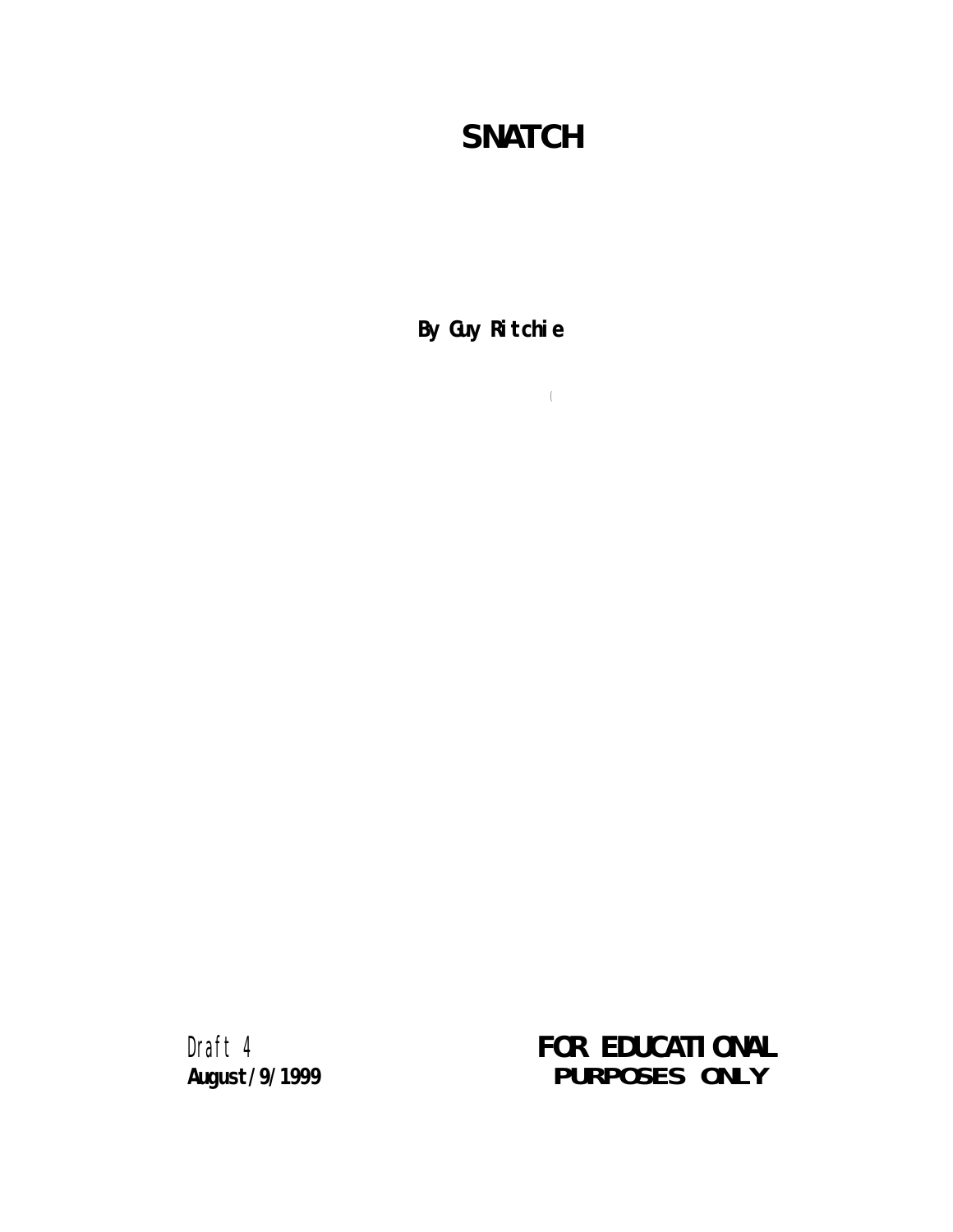# SNATCH

**By Guy Ritchie**

(

Draft 4
**August/9/1999**

**FOR EDUCATIONAL PURPOSES ONLY**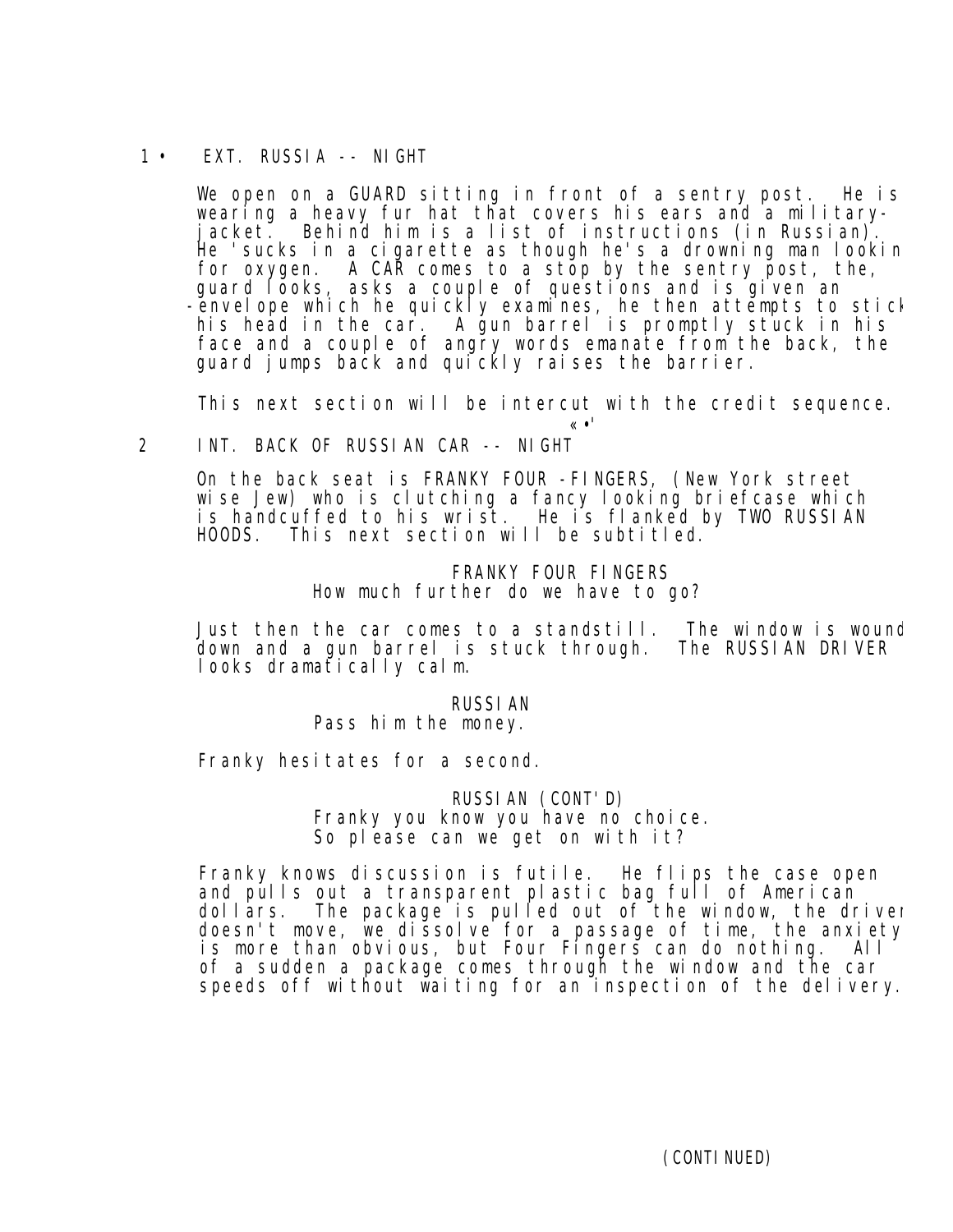1 EXT. RUSSIA -- NIGHT

We open on a GUARD sitting in front of a sentry post. He is wearing a heavy fur hat that covers his ears and a military-jacket. Behind him is a list of instructions (in Russian). He 'sucks in a cigarette as though he's a drowning man lookin for oxygen. A CAR comes to a stop by the sentry post, the, guard looks, asks a couple of questions and is given an envelope which he quickly examines, he then attempts to stick his head in the car. A gun barrel is promptly stuck in his face and a couple of angry words emanate from the back, the guard jumps back and quickly raises the barrier.

This next section will be intercut with the credit sequence.

2 INT. BACK OF RUSSIAN CAR -- NIGHT

On the back seat is FRANKY FOUR -FINGERS, (New York street wise Jew) who is clutching a fancy looking briefcase which is handcuffed to his wrist. He is flanked by TWO RUSSIAN HOODS. This next section will be subtitled.

FRANKY FOUR FINGERS
How much further do we have to go?

Just then the car comes to a standstill. The window is wound down and a gun barrel is stuck through. The RUSSIAN DRIVER looks dramatically calm.

RUSSIAN
Pass him the money.

Franky hesitates for a second.

RUSSIAN (CONT'D)
Franky you know you have no choice.
So please can we get on with it?

Franky knows discussion is futile. He flips the case open and pulls out a transparent plastic bag full of American dollars. The package is pulled out of the window, the driver doesn't move, we dissolve for a passage of time, the anxiety is more than obvious, but Four Fingers can do nothing. All of a sudden a package comes through the window and the car speeds off without waiting for an inspection of the delivery.

(CONTINUED)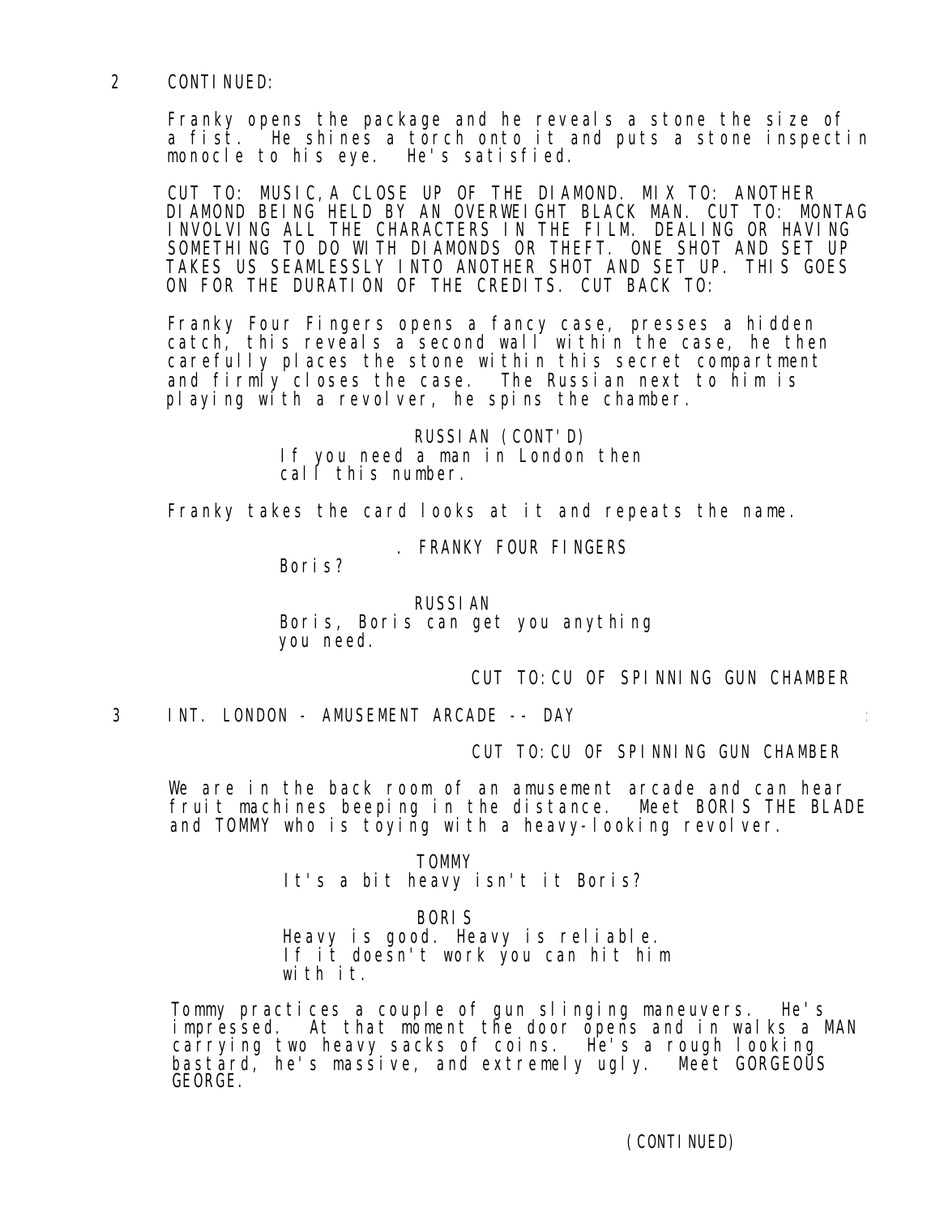2 CONTINUED:

Franky opens the package and he reveals a stone the size of a fist. He shines a torch onto it and puts a stone inspectin monocle to his eye. He's satisfied.

CUT TO: MUSIC, A CLOSE UP OF THE DIAMOND. MIX TO: ANOTHER DIAMOND BEING HELD BY AN OVERWEIGHT BLACK MAN. CUT TO: MONTAG INVOLVING ALL THE CHARACTERS IN THE FILM. DEALING OR HAVING SOMETHING TO DO WITH DIAMONDS OR THEFT. ONE SHOT AND SET UP TAKES US SEAMLESSLY INTO ANOTHER SHOT AND SET UP. THIS GOES ON FOR THE DURATION OF THE CREDITS. CUT BACK TO:

Franky Four Fingers opens a fancy case, presses a hidden catch, this reveals a second wall within the case, he then carefully places the stone within this secret compartment and firmly closes the case. The Russian next to him is playing with a revolver, he spins the chamber.

RUSSIAN (CONT'D)
If you need a man in London then call this number.

Franky takes the card looks at it and repeats the name.

. FRANKY FOUR FINGERS
Boris?

RUSSIAN
Boris, Boris can get you anything you need.

CUT TO: CU OF SPINNING GUN CHAMBER

3 INT. LONDON - AMUSEMENT ARCADE -- DAY

CUT TO: CU OF SPINNING GUN CHAMBER

We are in the back room of an amusement arcade and can hear fruit machines beeping in the distance. Meet BORIS THE BLADE and TOMMY who is toying with a heavy-looking revolver.

TOMMY
It's a bit heavy isn't it Boris?

BORIS
Heavy is good. Heavy is reliable. If it doesn't work you can hit him with it.

Tommy practices a couple of gun slinging maneuvers. He's impressed. At that moment the door opens and in walks a MAN carrying two heavy sacks of coins. He's a rough looking bastard, he's massive, and extremely ugly. Meet GORGEOUS GEORGE.

(CONTINUED)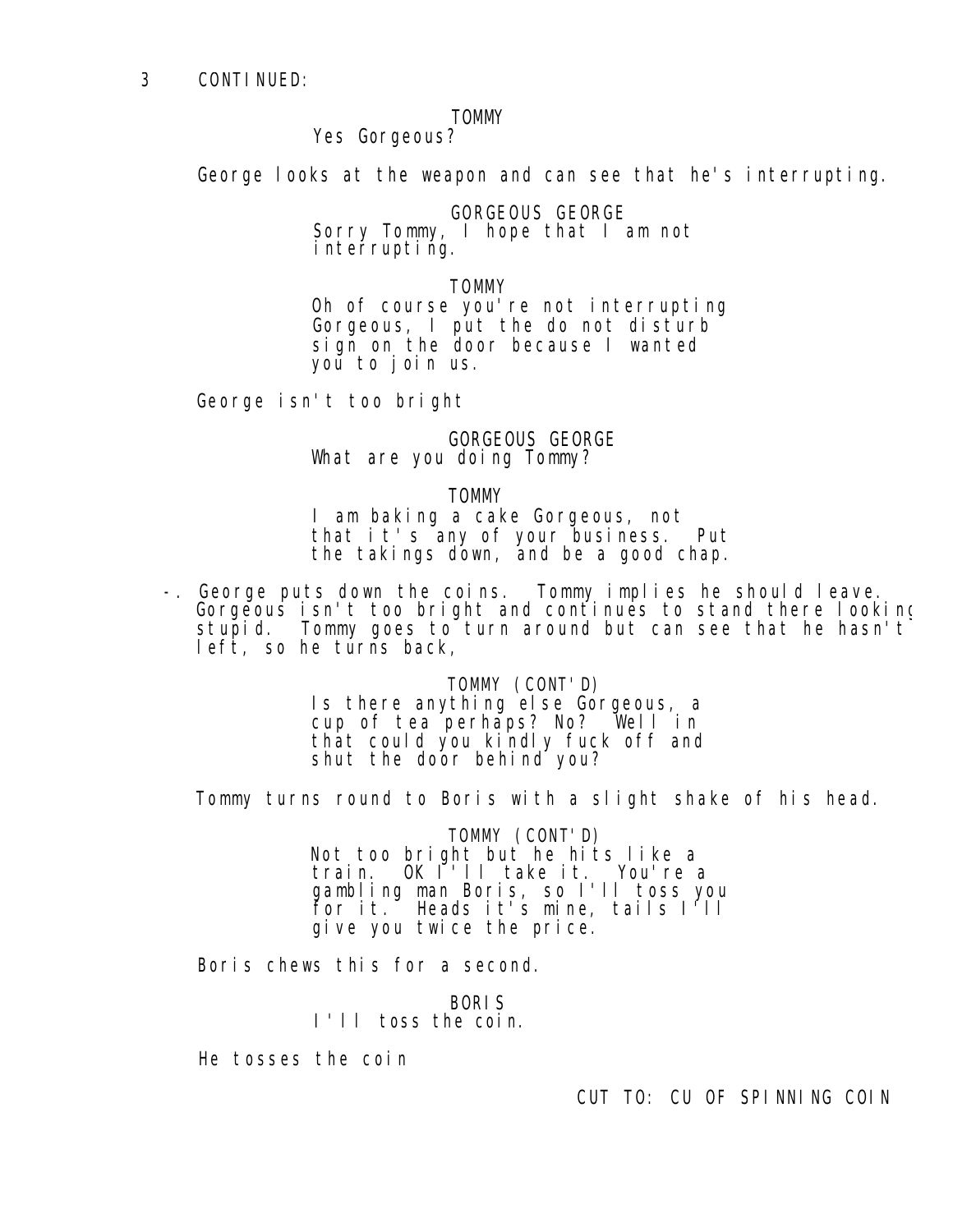3 CONTINUED:

TOMMY
Yes Gorgeous?

George looks at the weapon and can see that he's interrupting.

GORGEOUS GEORGE
Sorry Tommy, I hope that I am not interrupting.

TOMMY
Oh of course you're not interrupting Gorgeous, I put the do not disturb sign on the door because I wanted you to join us.

George isn't too bright

GORGEOUS GEORGE
What are you doing Tommy?

TOMMY
I am baking a cake Gorgeous, not that it's any of your business. Put the takings down, and be a good chap.

-. George puts down the coins. Tommy implies he should leave. Gorgeous isn't too bright and continues to stand there looking stupid. Tommy goes to turn around but can see that he hasn't left, so he turns back,

TOMMY (CONT'D)
Is there anything else Gorgeous, a cup of tea perhaps? No? Well in that could you kindly fuck off and shut the door behind you?

Tommy turns round to Boris with a slight shake of his head.

TOMMY (CONT'D)
Not too bright but he hits like a train. OK I'll take it. You're a gambling man Boris, so I'll toss you for it. Heads it's mine, tails I'll give you twice the price.

Boris chews this for a second.

BORIS
I'll toss the coin.

He tosses the coin

CUT TO: CU OF SPINNING COIN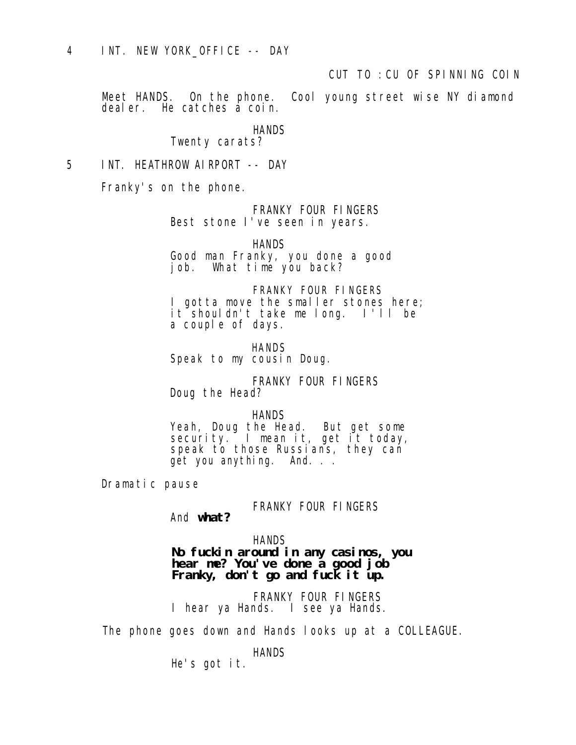4 INT. NEW YORK_OFFICE -- DAY

CUT TO :CU OF SPINNING COIN

Meet HANDS. On the phone. Cool young street wise NY diamond dealer. He catches a coin.

HANDS
Twenty carats?

5 INT. HEATHROW AIRPORT -- DAY

Franky's on the phone.

FRANKY FOUR FINGERS
Best stone I've seen in years.

HANDS
Good man Franky, you done a good job. What time you back?

FRANKY FOUR FINGERS
I gotta move the smaller stones here; it shouldn't take me long. I'll be a couple of days.

HANDS
Speak to my cousin Doug.

FRANKY FOUR FINGERS
Doug the Head?

HANDS
Yeah, Doug the Head. But get some security. I mean it, get it today, speak to those Russians, they can get you anything. And. . .

Dramatic pause

FRANKY FOUR FINGERS
And **what?**

HANDS
**No fuckin around in any casinos, you hear me? You've done a good job Franky, don't go and fuck it up.**

FRANKY FOUR FINGERS
I hear ya Hands. I see ya Hands.

The phone goes down and Hands looks up at a COLLEAGUE.

HANDS
He's got it.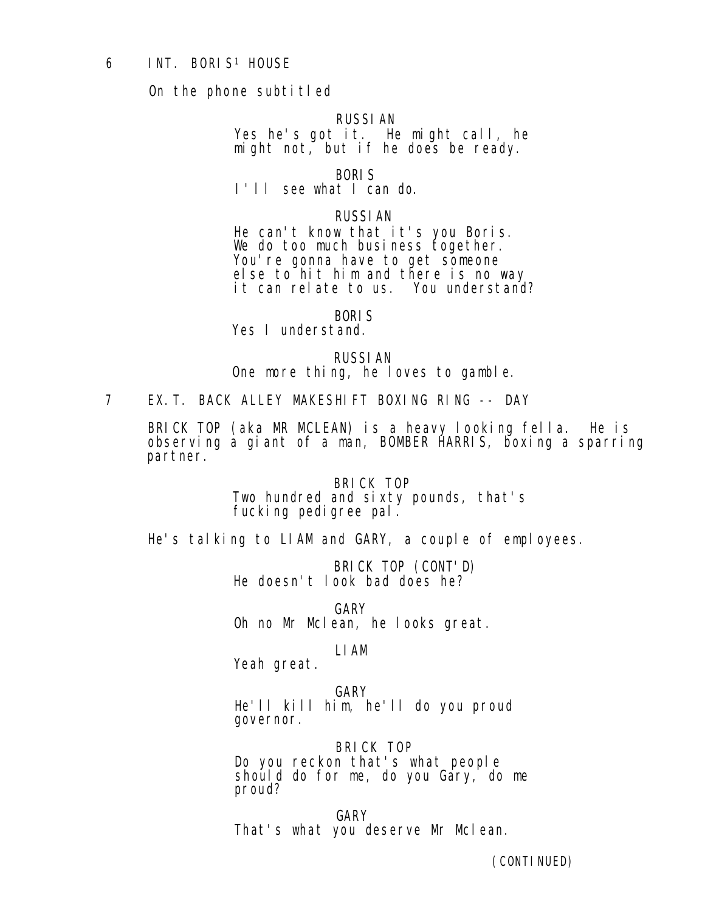6 INT. BORIS' HOUSE

On the phone subtitled

RUSSIAN
Yes he's got it. He might call, he might not, but if he does be ready.

BORIS
I'll see what I can do.

RUSSIAN
He can't know that it's you Boris. We do too much business together. You're gonna have to get someone else to hit him and there is no way it can relate to us. You understand?

BORIS
Yes I understand.

RUSSIAN
One more thing, he loves to gamble.

7 EX.T. BACK ALLEY MAKESHIFT BOXING RING -- DAY

BRICK TOP (aka MR MCLEAN) is a heavy looking fella. He is observing a giant of a man, BOMBER HARRIS, boxing a sparring partner.

BRICK TOP
Two hundred and sixty pounds, that's fucking pedigree pal.

He's talking to LIAM and GARY, a couple of employees.

BRICK TOP (CONT'D)
He doesn't look bad does he?

GARY
Oh no Mr Mclean, he looks great.

LIAM
Yeah great.

GARY
He'll kill him, he'll do you proud governor.

BRICK TOP
Do you reckon that's what people should do for me, do you Gary, do me proud?

GARY
That's what you deserve Mr Mclean.

(CONTINUED)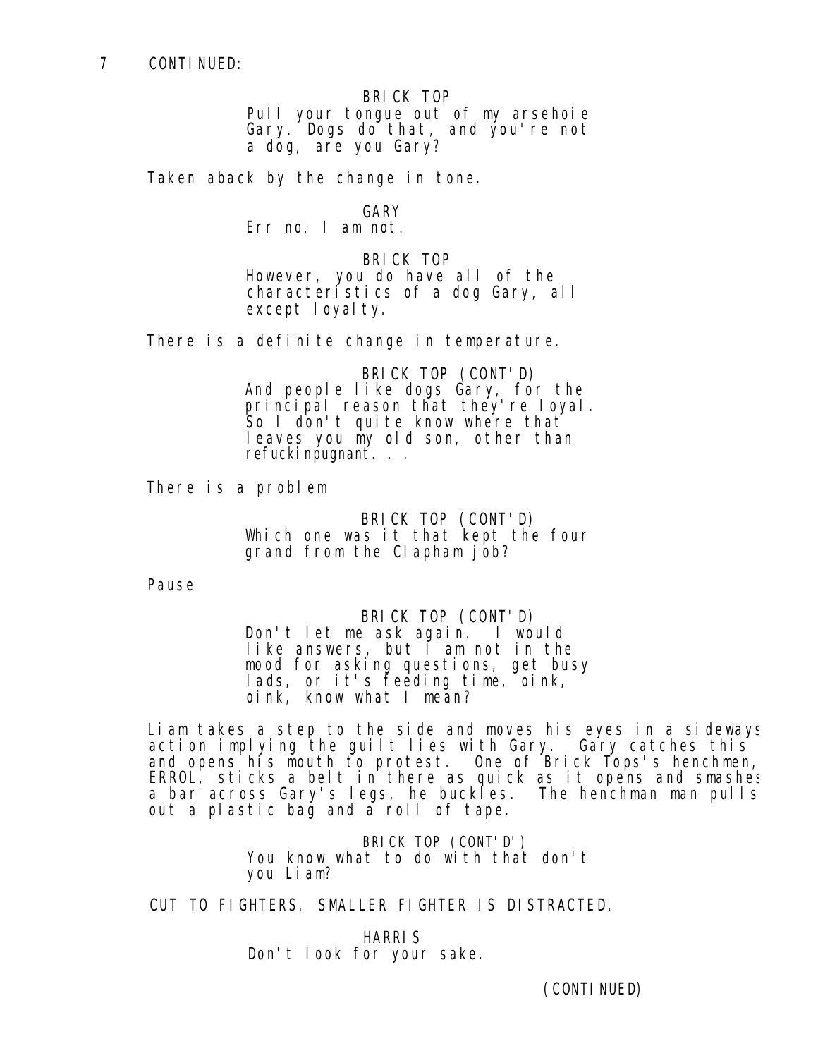7 CONTINUED:

BRICK TOP
Pull your tongue out of my arsehoie Gary. Dogs do that, and you're not a dog, are you Gary?

Taken aback by the change in tone.

GARY
Err no, I am not.

BRICK TOP
However, you do have all of the characteristics of a dog Gary, all except loyalty.

There is a definite change in temperature.

BRICK TOP (CONT'D)
And people like dogs Gary, for the principal reason that they're loyal. So I don't quite know where that leaves you my old son, other than refuckinpugnant. . .

There is a problem

BRICK TOP (CONT'D)
Which one was it that kept the four grand from the Clapham job?

Pause

BRICK TOP (CONT'D)
Don't let me ask again. I would like answers, but I am not in the mood for asking questions, get busy lads, or it's feeding time, oink, oink, know what I mean?

Liam takes a step to the side and moves his eyes in a sideways action implying the guilt lies with Gary. Gary catches this and opens his mouth to protest. One of Brick Tops's henchmen, ERROL, sticks a belt in there as quick as it opens and smashes a bar across Gary's legs, he buckles. The henchman man pulls out a plastic bag and a roll of tape.

BRICK TOP (CONT'D')
You know what to do with that don't you Liam?

CUT TO FIGHTERS. SMALLER FIGHTER IS DISTRACTED.

HARRIS
Don't look for your sake.

(CONTINUED)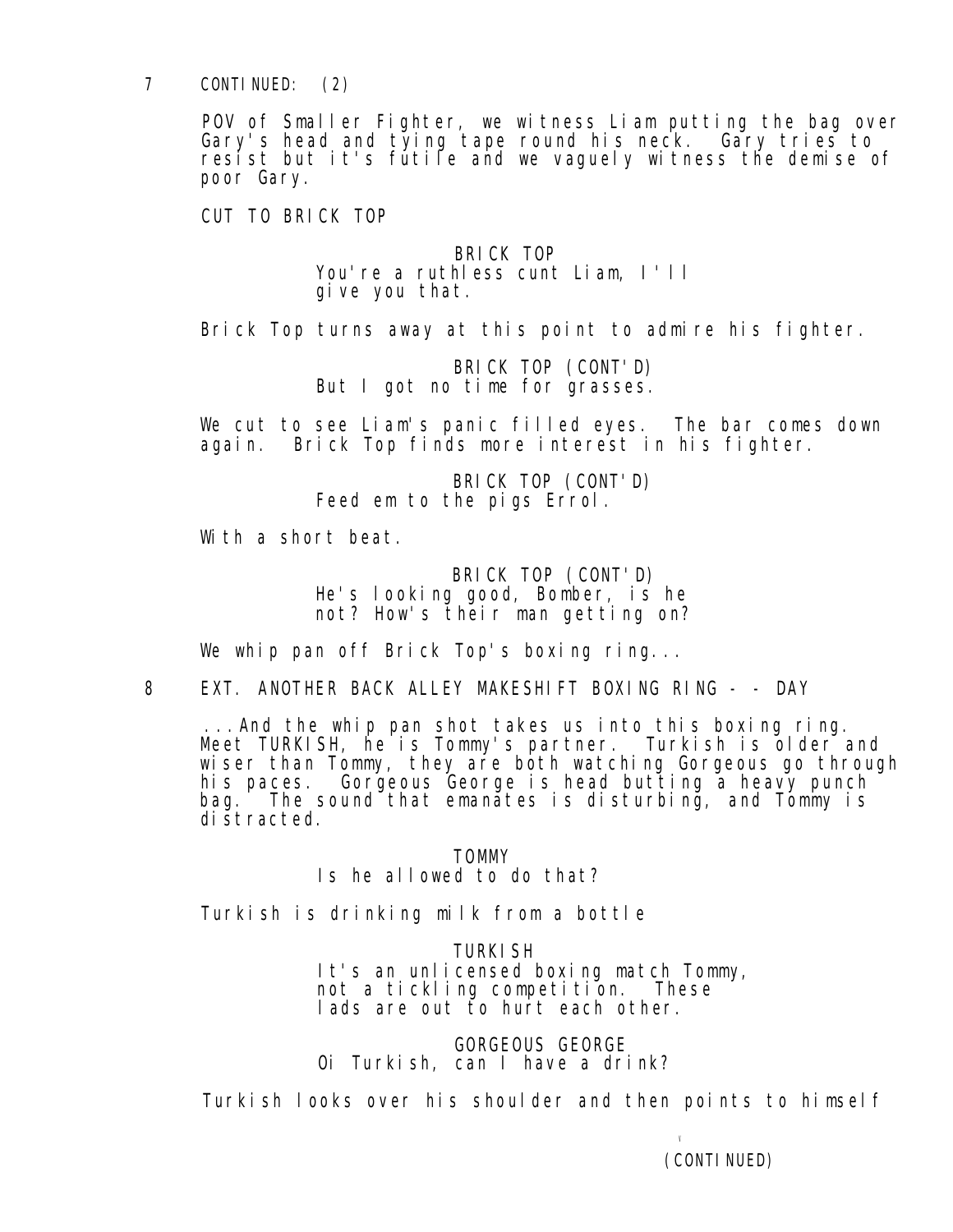7 CONTINUED: (2)

POV of Smaller Fighter, we witness Liam putting the bag over Gary's head and tying tape round his neck. Gary tries to resist but it's futile and we vaguely witness the demise of poor Gary.

CUT TO BRICK TOP

BRICK TOP
You're a ruthless cunt Liam, I'll give you that.

Brick Top turns away at this point to admire his fighter.

BRICK TOP (CONT'D)
But I got no time for grasses.

We cut to see Liam's panic filled eyes. The bar comes down again. Brick Top finds more interest in his fighter.

BRICK TOP (CONT'D)
Feed em to the pigs Errol.

With a short beat.

BRICK TOP (CONT'D)
He's looking good, Bomber, is he not? How's their man getting on?

We whip pan off Brick Top's boxing ring...

8 EXT. ANOTHER BACK ALLEY MAKESHIFT BOXING RING - - DAY

...And the whip pan shot takes us into this boxing ring. Meet TURKISH, he is Tommy's partner. Turkish is older and wiser than Tommy, they are both watching Gorgeous go through his paces. Gorgeous George is head butting a heavy punch bag. The sound that emanates is disturbing, and Tommy is distracted.

TOMMY
Is he allowed to do that?

Turkish is drinking milk from a bottle

TURKISH
It's an unlicensed boxing match Tommy, not a tickling competition. These lads are out to hurt each other.

GORGEOUS GEORGE
Oi Turkish, can I have a drink?

Turkish looks over his shoulder and then points to himself

(CONTINUED)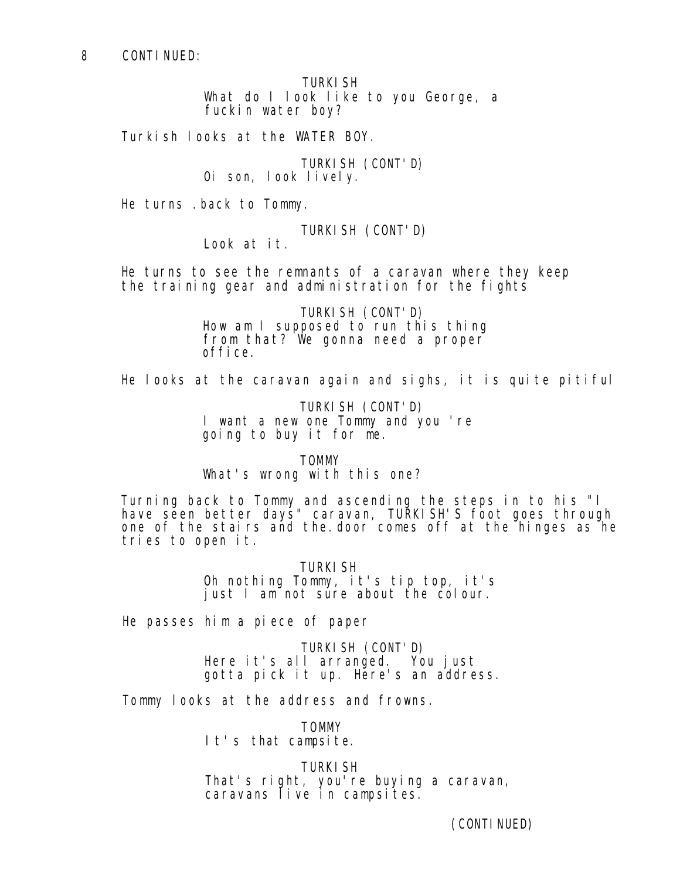8 CONTINUED:

TURKISH
What do I look like to you George, a fuckin water boy?

Turkish looks at the WATER BOY.

TURKISH (CONT'D)
Oi son, look lively.

He turns .back to Tommy.

TURKISH (CONT'D)
Look at it.

He turns to see the remnants of a caravan where they keep the training gear and administration for the fights

TURKISH (CONT'D)
How am I supposed to run this thing from that? We gonna need a proper office.

He looks at the caravan again and sighs, it is quite pitiful

TURKISH (CONT'D)
I want a new one Tommy and you 're going to buy it for me.

TOMMY
What's wrong with this one?

Turning back to Tommy and ascending the steps in to his "I have seen better days" caravan, TURKISH'S foot goes through one of the stairs and the.door comes off at the hinges as he tries to open it.

TURKISH
Oh nothing Tommy, it's tip top, it's just I am not sure about the colour.

He passes him a piece of paper

TURKISH (CONT'D)
Here it's all arranged. You just gotta pick it up. Here's an address.

Tommy looks at the address and frowns.

TOMMY
It's that campsite.

TURKISH
That's right, you're buying a caravan, caravans live in campsites.

(CONTINUED)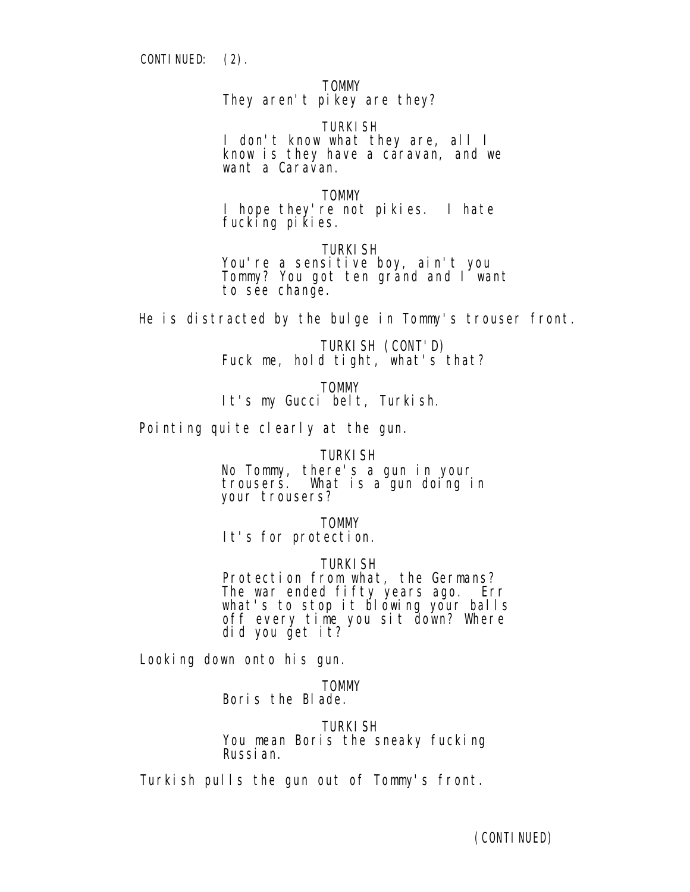CONTINUED: (2).

TOMMY
They aren't pikey are they?

TURKISH
I don't know what they are, all I know is they have a caravan, and we want a Caravan.

TOMMY
I hope they're not pikies. I hate fucking pikies.

TURKISH
You're a sensitive boy, ain't you Tommy? You got ten grand and I want to see change.

He is distracted by the bulge in Tommy's trouser front.

TURKISH (CONT'D)
Fuck me, hold tight, what's that?

TOMMY
It's my Gucci belt, Turkish.

Pointing quite clearly at the gun.

TURKISH
No Tommy, there's a gun in your trousers. What is a gun doing in your trousers?

TOMMY
It's for protection.

TURKISH
Protection from what, the Germans? The war ended fifty years ago. Err what's to stop it blowing your balls off every time you sit down? Where did you get it?

Looking down onto his gun.

TOMMY
Boris the Blade.

TURKISH
You mean Boris the sneaky fucking Russian.

Turkish pulls the gun out of Tommy's front.

(CONTINUED)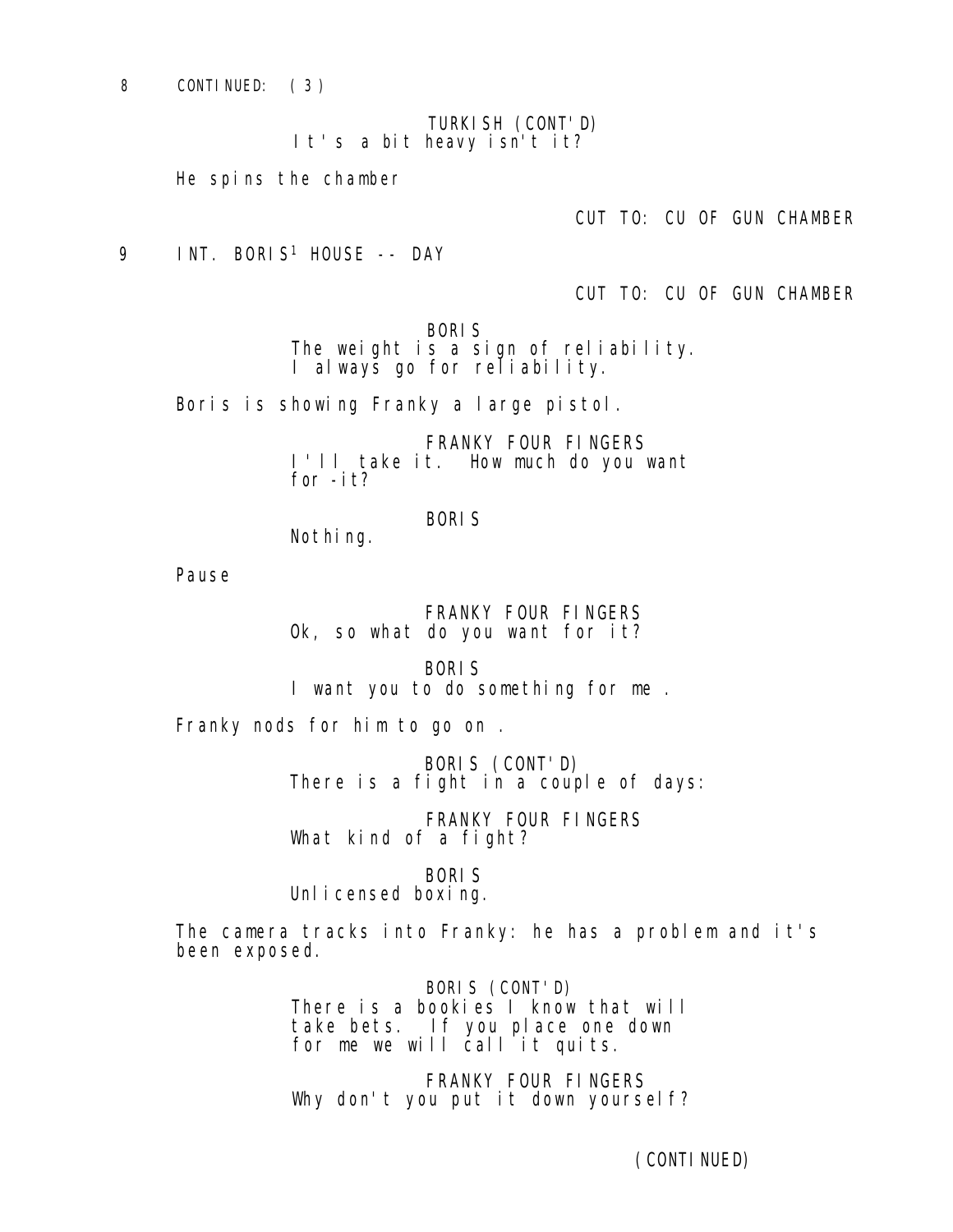8 CONTINUED: (3)

TURKISH (CONT'D)
It's a bit heavy isn't it?

He spins the chamber

CUT TO: CU OF GUN CHAMBER

9 INT. BORIS[1] HOUSE -- DAY

CUT TO: CU OF GUN CHAMBER

BORIS
The weight is a sign of reliability.
I always go for reliability.

Boris is showing Franky a large pistol.

FRANKY FOUR FINGERS
I'll take it. How much do you want
for -it?

BORIS
Nothing.

Pause

FRANKY FOUR FINGERS
Ok, so what do you want for it?

BORIS
I want you to do something for me .

Franky nods for him to go on .

BORIS (CONT'D)
There is a fight in a couple of days:

FRANKY FOUR FINGERS
What kind of a fight?

BORIS
Unlicensed boxing.

The camera tracks into Franky: he has a problem and it's been exposed.

BORIS (CONT'D)
There is a bookies I know that will
take bets. If you place one down
for me we will call it quits.

FRANKY FOUR FINGERS
Why don't you put it down yourself?

(CONTINUED)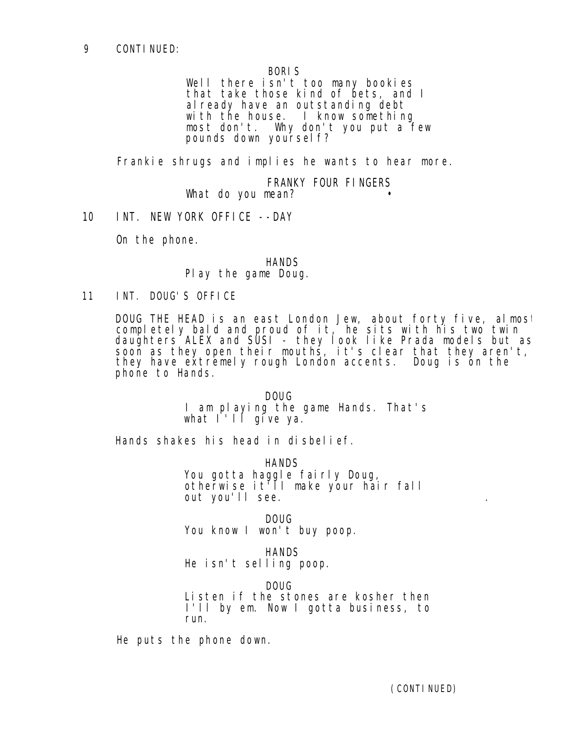9 CONTINUED:

BORIS

Well there isn't too many bookies that take those kind of bets, and I already have an outstanding debt with the house. I know something most don't. Why don't you put a few pounds down yourself?

Frankie shrugs and implies he wants to hear more.

FRANKY FOUR FINGERS

What do you mean?

10 INT. NEW YORK OFFICE --DAY

On the phone.

HANDS

Play the game Doug.

11 INT. DOUG'S OFFICE

DOUG THE HEAD is an east London Jew, about forty five, almost completely bald and proud of it, he sits with his two twin daughters ALEX and SUSI - they look like Prada models but as soon as they open their mouths, it's clear that they aren't, they have extremely rough London accents. Doug is on the phone to Hands.

DOUG

I am playing the game Hands. That's what I'll give ya.

Hands shakes his head in disbelief.

HANDS

You gotta haggle fairly Doug, otherwise it'll make your hair fall out you'll see.

DOUG

You know I won't buy poop.

HANDS

He isn't selling poop.

DOUG

Listen if the stones are kosher then I'll by em. Now I gotta business, to run.

He puts the phone down.

(CONTINUED)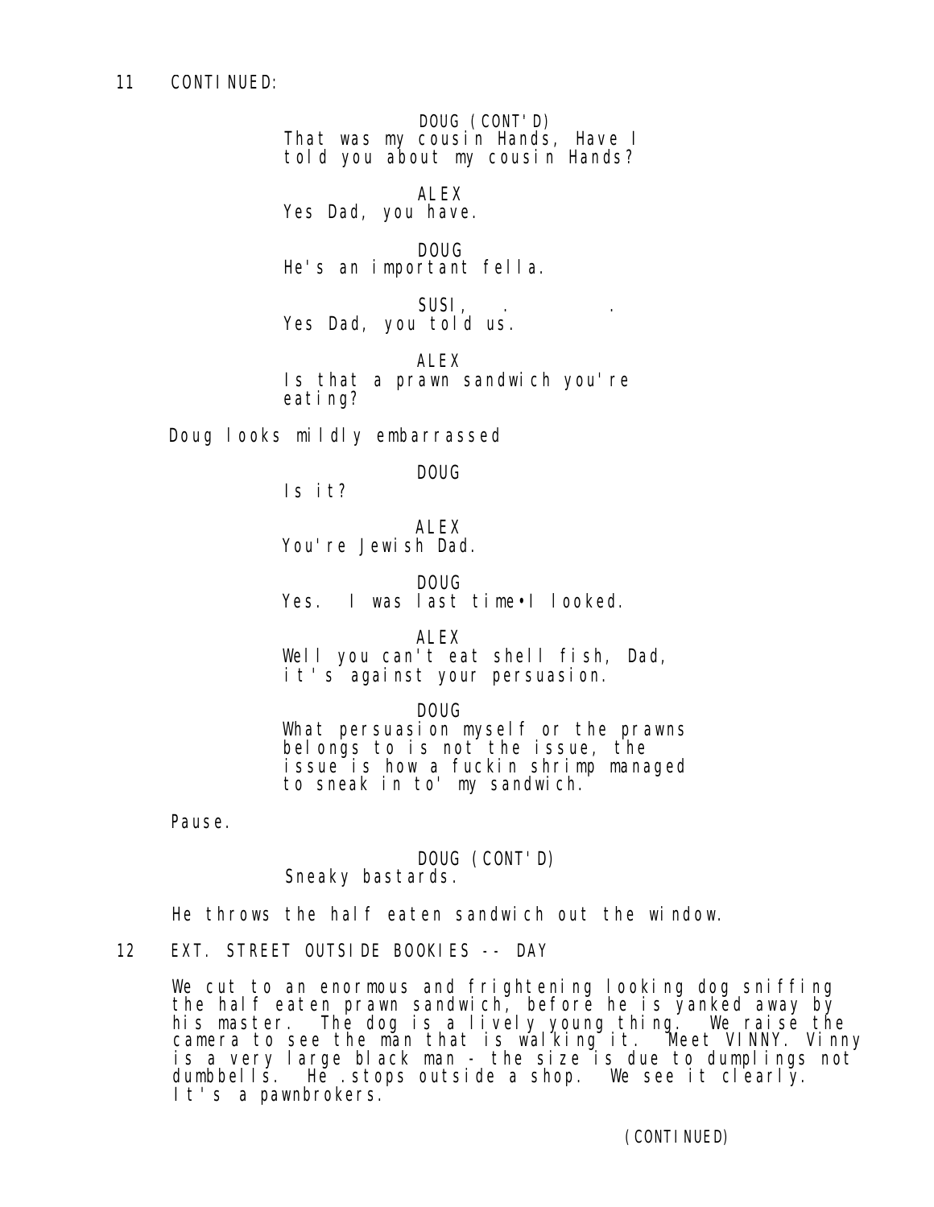11 CONTINUED:

DOUG (CONT'D)
That was my cousin Hands, Have I told you about my cousin Hands?

ALEX
Yes Dad, you have.

DOUG
He's an important fella.

SUSI, . .
Yes Dad, you told us.

ALEX
Is that a prawn sandwich you're eating?

Doug looks mildly embarrassed

DOUG
Is it?

ALEX
You're Jewish Dad.

DOUG
Yes. I was last time•I looked.

ALEX
Well you can't eat shell fish, Dad, it's against your persuasion.

DOUG
What persuasion myself or the prawns belongs to is not the issue, the issue is how a fuckin shrimp managed to sneak in to' my sandwich.

Pause.

DOUG (CONT'D)
Sneaky bastards.

He throws the half eaten sandwich out the window.

12 EXT. STREET OUTSIDE BOOKIES -- DAY

We cut to an enormous and frightening looking dog sniffing the half eaten prawn sandwich, before he is yanked away by his master. The dog is a lively young thing. We raise the camera to see the man that is walking it. Meet VINNY. Vinny is a very large black man - the size is due to dumplings not dumbbells. He .stops outside a shop. We see it clearly. It's a pawnbrokers.

(CONTINUED)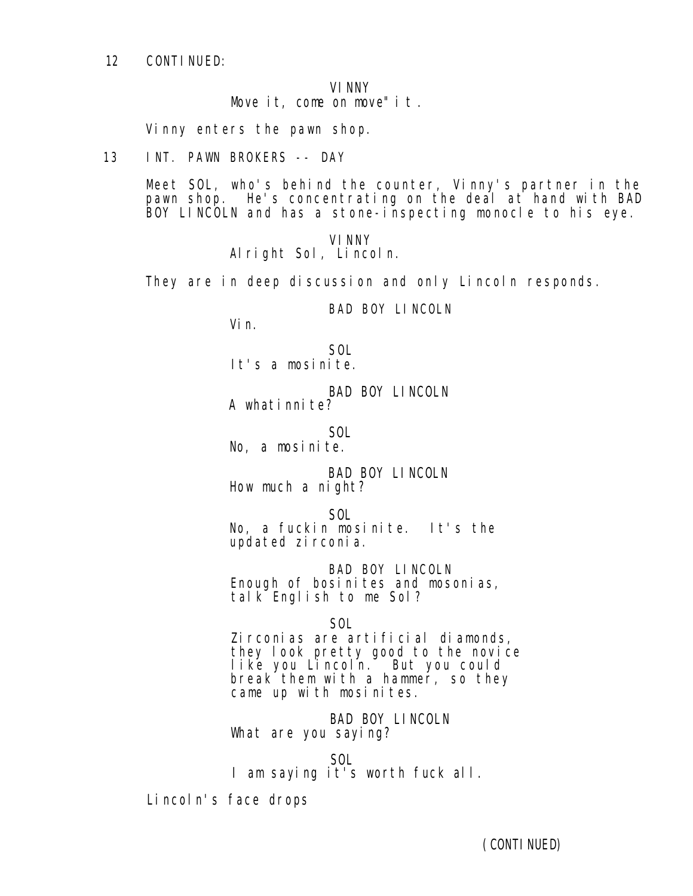12 CONTINUED:

VINNY
Move it, come on move" it.

Vinny enters the pawn shop.

13 INT. PAWN BROKERS -- DAY

Meet SOL, who's behind the counter, Vinny's partner in the pawn shop. He's concentrating on the deal at hand with BAD BOY LINCOLN and has a stone-inspecting monocle to his eye.

VINNY
Alright Sol, Lincoln.

They are in deep discussion and only Lincoln responds.

BAD BOY LINCOLN
Vin.

SOL
It's a mosinite.

BAD BOY LINCOLN
A whatinnite?

SOL
No, a mosinite.

BAD BOY LINCOLN
How much a night?

SOL
No, a fuckin mosinite. It's the updated zirconia.

BAD BOY LINCOLN
Enough of bosinites and mosonias, talk English to me Sol?

SOL
Zirconias are artificial diamonds, they look pretty good to the novice like you Lincoln. But you could break them with a hammer, so they came up with mosinites.

BAD BOY LINCOLN
What are you saying?

SOL
I am saying it's worth fuck all.

Lincoln's face drops

(CONTINUED)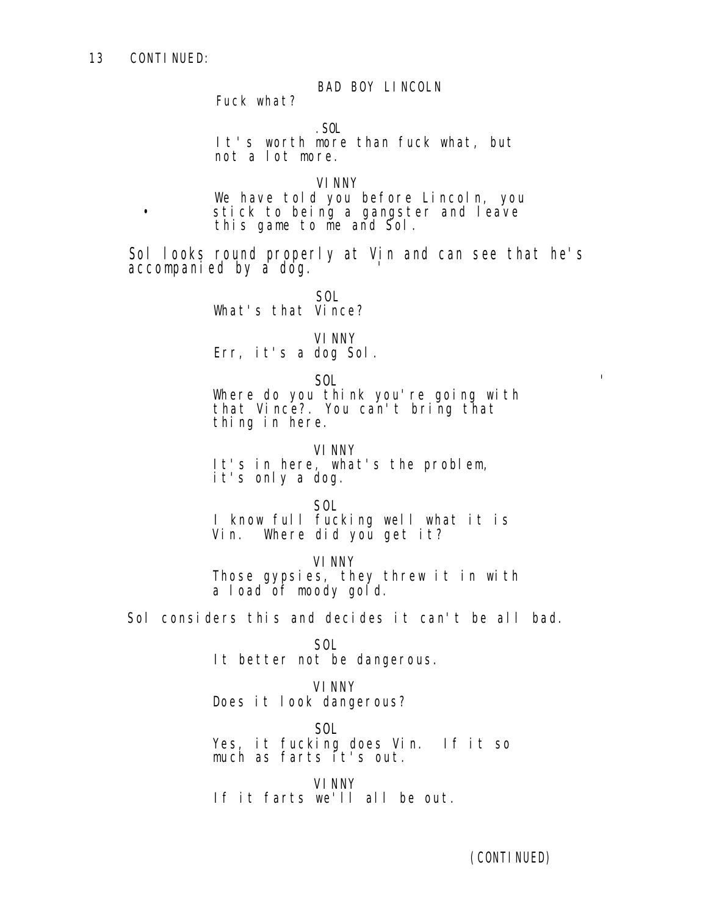13 CONTINUED:

BAD BOY LINCOLN
Fuck what?

.SOL
It's worth more than fuck what, but not a lot more.

VINNY
We have told you before Lincoln, you stick to being a gangster and leave this game to me and Sol.

Sol looks round properly at Vin and can see that he's accompanied by a dog.

SOL
What's that Vince?

VINNY
Err, it's a dog Sol.

SOL
Where do you think you're going with that Vince?. You can't bring that thing in here.

VINNY
It's in here, what's the problem, it's only a dog.

SOL
I know full fucking well what it is Vin. Where did you get it?

VINNY
Those gypsies, they threw it in with a load of moody gold.

Sol considers this and decides it can't be all bad.

SOL
It better not be dangerous.

VINNY
Does it look dangerous?

SOL
Yes, it fucking does Vin. If it so much as farts it's out.

VINNY
If it farts we'll all be out.

(CONTINUED)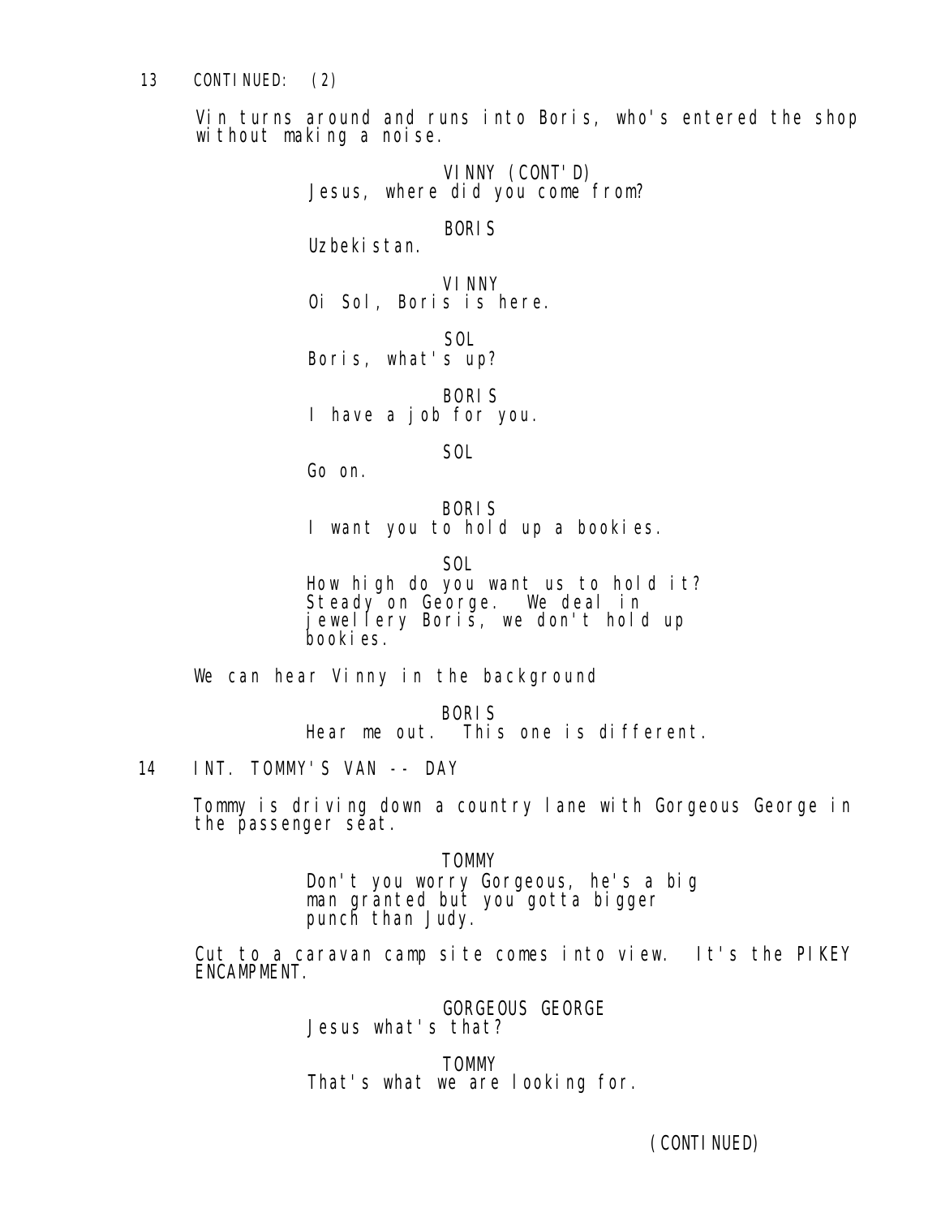13 CONTINUED: (2)

Vin turns around and runs into Boris, who's entered the shop without making a noise.

VINNY (CONT'D)
Jesus, where did you come from?

BORIS
Uzbekistan.

VINNY
Oi Sol, Boris is here.

SOL
Boris, what's up?

BORIS
I have a job for you.

SOL
Go on.

BORIS
I want you to hold up a bookies.

SOL
How high do you want us to hold it? Steady on George. We deal in jewellery Boris, we don't hold up bookies.

We can hear Vinny in the background

BORIS
Hear me out. This one is different.

14 INT. TOMMY'S VAN -- DAY

Tommy is driving down a country lane with Gorgeous George in the passenger seat.

TOMMY
Don't you worry Gorgeous, he's a big man granted but you gotta bigger punch than Judy.

Cut to a caravan camp site comes into view. It's the PIKEY ENCAMPMENT.

GORGEOUS GEORGE
Jesus what's that?

TOMMY
That's what we are looking for.

(CONTINUED)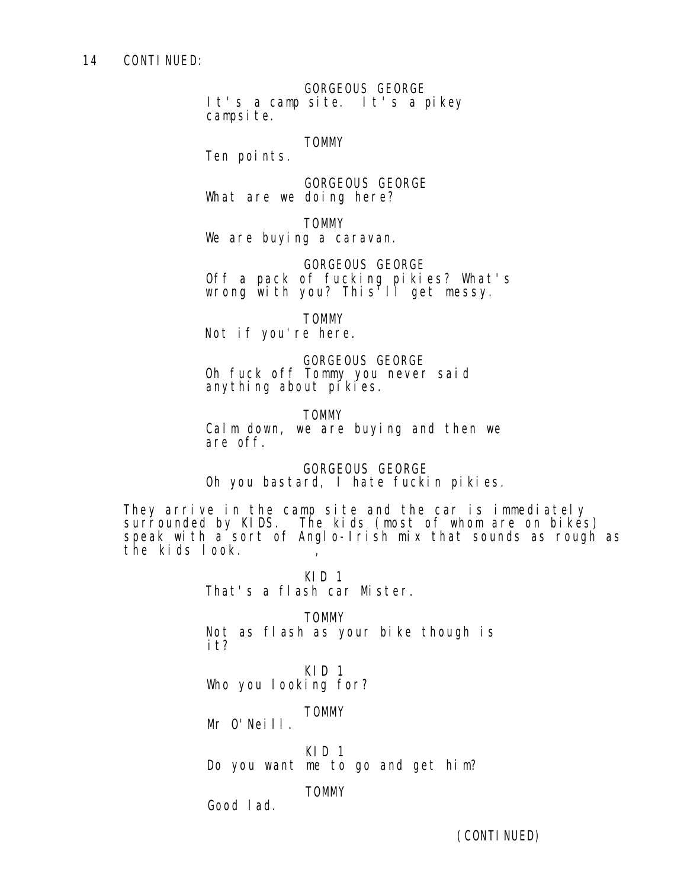14 CONTINUED:

GORGEOUS GEORGE
It's a camp site. It's a pikey campsite.

TOMMY
Ten points.

GORGEOUS GEORGE
What are we doing here?

TOMMY
We are buying a caravan.

GORGEOUS GEORGE
Off a pack of fucking pikies? What's wrong with you? This'll get messy.

TOMMY
Not if you're here.

GORGEOUS GEORGE
Oh fuck off Tommy you never said anything about pikies.

TOMMY
Calm down, we are buying and then we are off.

GORGEOUS GEORGE
Oh you bastard, I hate fuckin pikies.

They arrive in the camp site and the car is immediately surrounded by KIDS. The kids (most of whom are on bikes) speak with a sort of Anglo-Irish mix that sounds as rough as the kids look.

KID 1
That's a flash car Mister.

TOMMY
Not as flash as your bike though is it?

KID 1
Who you looking for?

TOMMY
Mr O'Neill.

KID 1
Do you want me to go and get him?

TOMMY
Good lad.

(CONTINUED)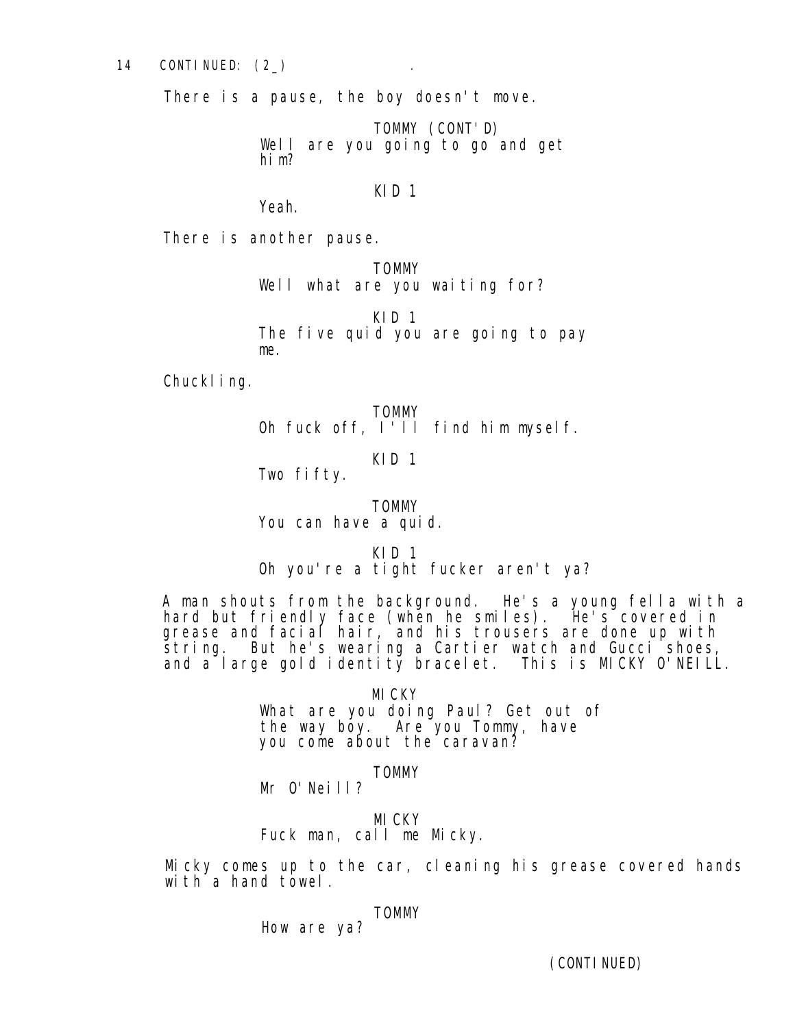14 CONTINUED: (2_) .

There is a pause, the boy doesn't move.

TOMMY (CONT'D)
Well are you going to go and get him?

KID 1
Yeah.

There is another pause.

TOMMY
Well what are you waiting for?

KID 1
The five quid you are going to pay me.

Chuckling.

TOMMY
Oh fuck off, I'll find him myself.

KID 1
Two fifty.

TOMMY
You can have a quid.

KID 1
Oh you're a tight fucker aren't ya?

A man shouts from the background. He's a young fella with a hard but friendly face (when he smiles). He's covered in grease and facial hair, and his trousers are done up with string. But he's wearing a Cartier watch and Gucci shoes, and a large gold identity bracelet. This is MICKY O'NEILL.

MICKY
What are you doing Paul? Get out of the way boy. Are you Tommy, have you come about the caravan?

TOMMY
Mr O'Neill?

MICKY
Fuck man, call me Micky.

Micky comes up to the car, cleaning his grease covered hands with a hand towel.

TOMMY
How are ya?

(CONTINUED)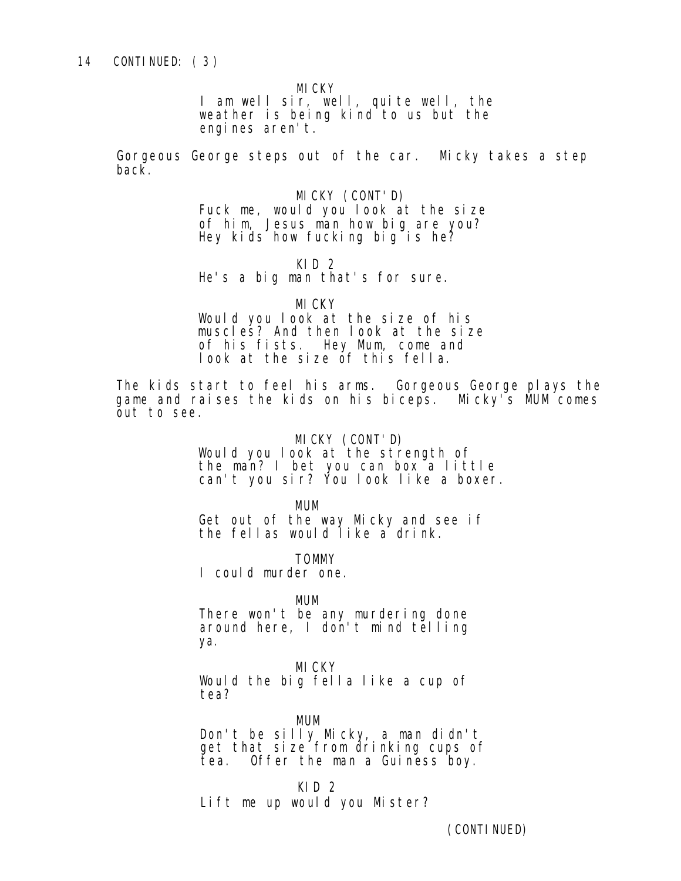14 CONTINUED: (3)

MICKY
I am well sir, well, quite well, the weather is being kind to us but the engines aren't.

Gorgeous George steps out of the car. Micky takes a step back.

MICKY (CONT'D)
Fuck me, would you look at the size of him, Jesus man how big are you? Hey kids how fucking big is he?

KID 2
He's a big man that's for sure.

MICKY
Would you look at the size of his muscles? And then look at the size of his fists. Hey Mum, come and look at the size of this fella.

The kids start to feel his arms. Gorgeous George plays the game and raises the kids on his biceps. Micky's MUM comes out to see.

MICKY (CONT'D)
Would you look at the strength of the man? I bet you can box a little can't you sir? You look like a boxer.

MUM
Get out of the way Micky and see if the fellas would like a drink.

TOMMY
I could murder one.

MUM
There won't be any murdering done around here, I don't mind telling ya.

MICKY
Would the big fella like a cup of tea?

MUM
Don't be silly Micky, a man didn't get that size from drinking cups of tea. Offer the man a Guiness boy.

KID 2
Lift me up would you Mister?

(CONTINUED)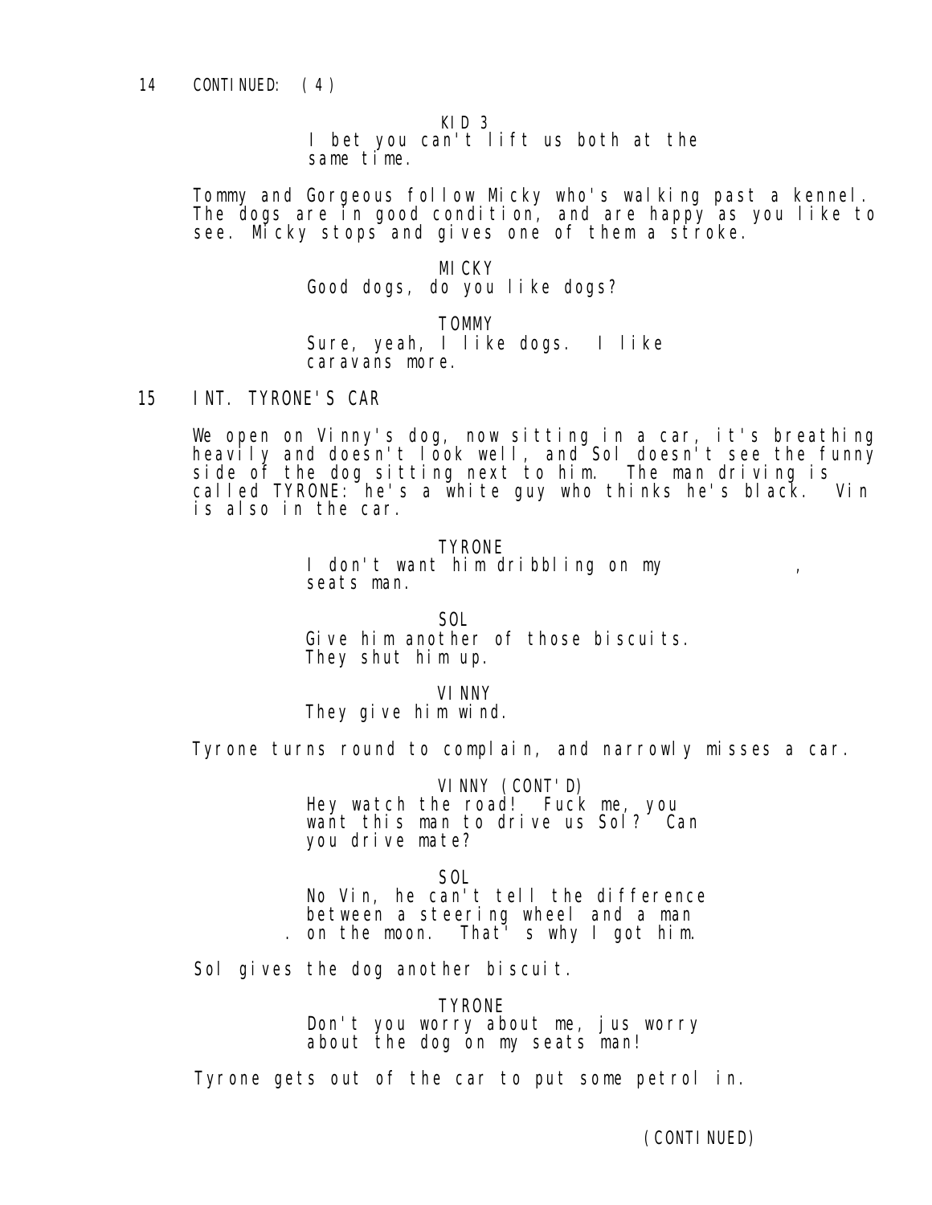14 CONTINUED: (4)

KID 3
I bet you can't lift us both at the same time.

Tommy and Gorgeous follow Micky who's walking past a kennel. The dogs are in good condition, and are happy as you like to see. Micky stops and gives one of them a stroke.

MICKY
Good dogs, do you like dogs?

TOMMY
Sure, yeah, I like dogs. I like caravans more.

15 INT. TYRONE'S CAR

We open on Vinny's dog, now sitting in a car, it's breathing heavily and doesn't look well, and Sol doesn't see the funny side of the dog sitting next to him. The man driving is called TYRONE: he's a white guy who thinks he's black. Vin is also in the car.

TYRONE
I don't want him dribbling on my , seats man.

SOL
Give him another of those biscuits. They shut him up.

VINNY
They give him wind.

Tyrone turns round to complain, and narrowly misses a car.

VINNY (CONT'D)
Hey watch the road! Fuck me, you want this man to drive us Sol? Can you drive mate?

SOL
No Vin, he can't tell the difference between a steering wheel and a man . on the moon. That' s why I got him.

Sol gives the dog another biscuit.

TYRONE
Don't you worry about me, jus worry about the dog on my seats man!

Tyrone gets out of the car to put some petrol in.

(CONTINUED)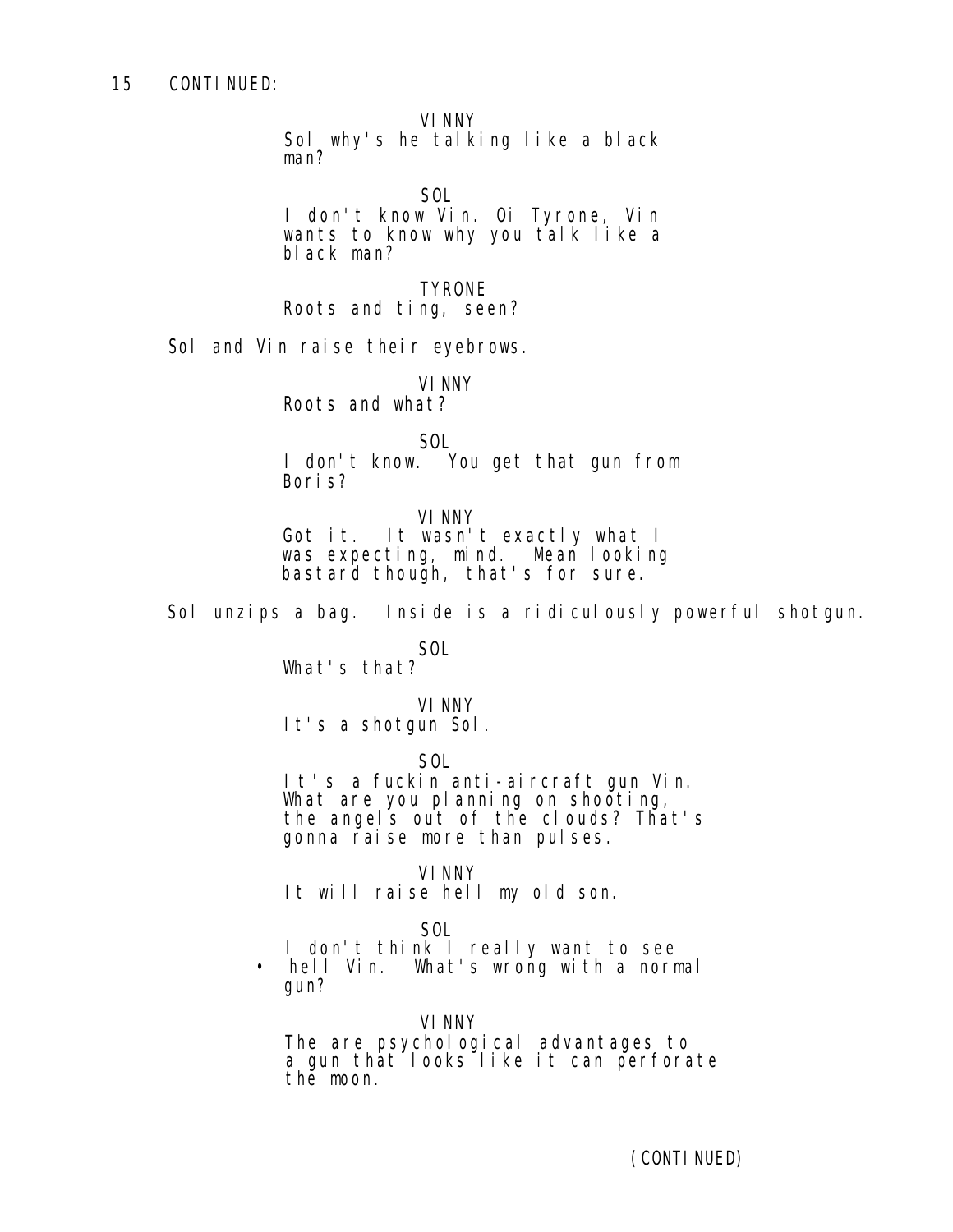15 CONTINUED:

VINNY
Sol why's he talking like a black man?

SOL
I don't know Vin. Oi Tyrone, Vin wants to know why you talk like a black man?

TYRONE
Roots and ting, seen?

Sol and Vin raise their eyebrows.

VINNY
Roots and what?

SOL
I don't know. You get that gun from Boris?

VINNY
Got it. It wasn't exactly what I was expecting, mind. Mean looking bastard though, that's for sure.

Sol unzips a bag. Inside is a ridiculously powerful shotgun.

SOL
What's that?

VINNY
It's a shotgun Sol.

SOL
It's a fuckin anti-aircraft gun Vin. What are you planning on shooting, the angels out of the clouds? That's gonna raise more than pulses.

VINNY
It will raise hell my old son.

SOL
I don't think I really want to see hell Vin. What's wrong with a normal gun?

VINNY
The are psychological advantages to a gun that looks like it can perforate the moon.

(CONTINUED)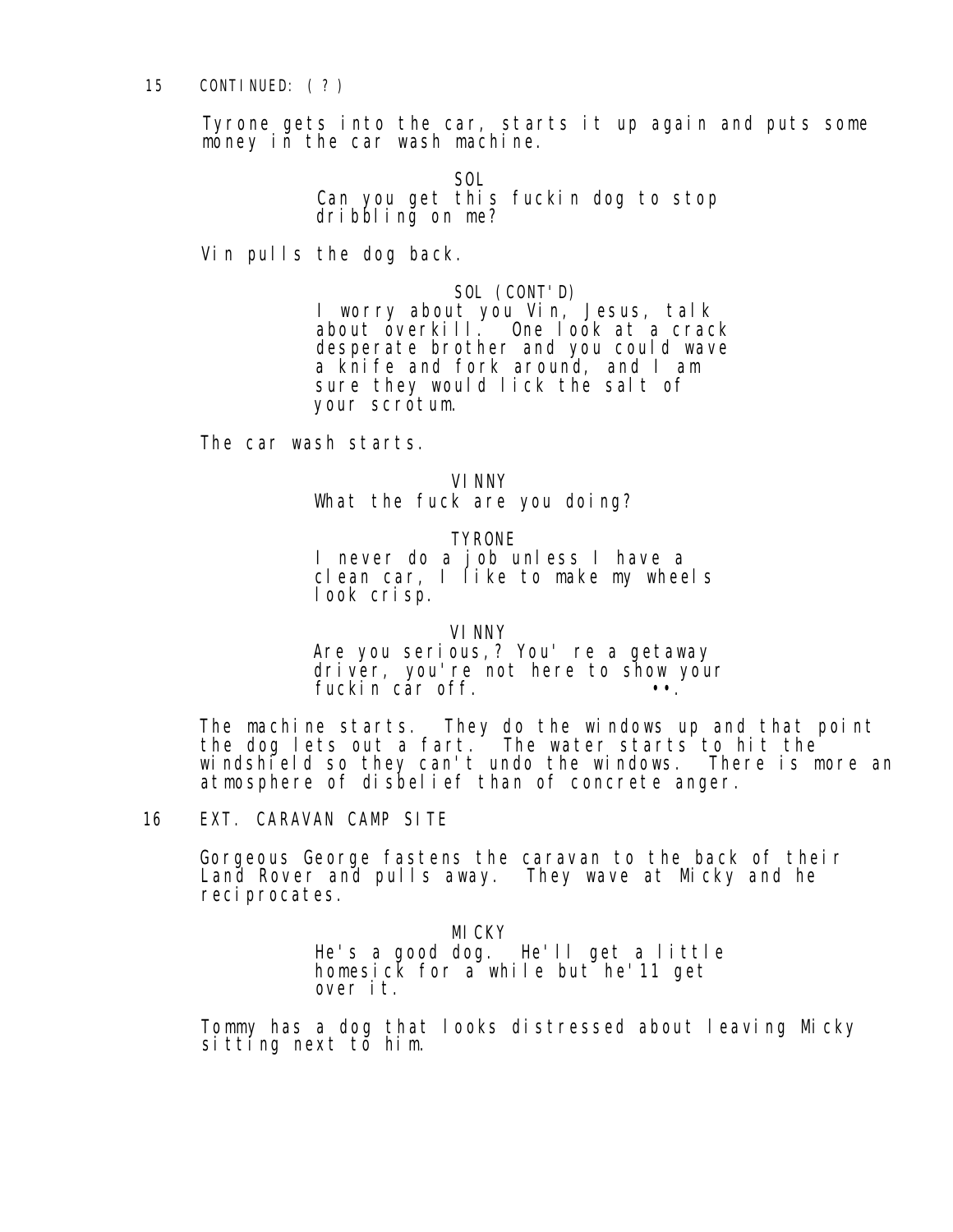15 CONTINUED: ( ? )

Tyrone gets into the car, starts it up again and puts some money in the car wash machine.

SOL

Can you get this fuckin dog to stop dribbling on me?

Vin pulls the dog back.

SOL (CONT'D)

I worry about you Vin, Jesus, talk about overkill. One look at a crack desperate brother and you could wave a knife and fork around, and I am sure they would lick the salt of your scrotum.

The car wash starts.

VINNY

What the fuck are you doing?

TYRONE

I never do a job unless I have a clean car, I like to make my wheels look crisp.

VINNY

Are you serious,? You' re a getaway driver, you're not here to show your fuckin car off. ••.

The machine starts. They do the windows up and that point the dog lets out a fart. The water starts to hit the windshield so they can't undo the windows. There is more an atmosphere of disbelief than of concrete anger.

16 EXT. CARAVAN CAMP SITE

Gorgeous George fastens the caravan to the back of their Land Rover and pulls away. They wave at Micky and he reciprocates.

MICKY

He's a good dog. He'll get a little homesick for a while but he'11 get over it.

Tommy has a dog that looks distressed about leaving Micky sitting next to him.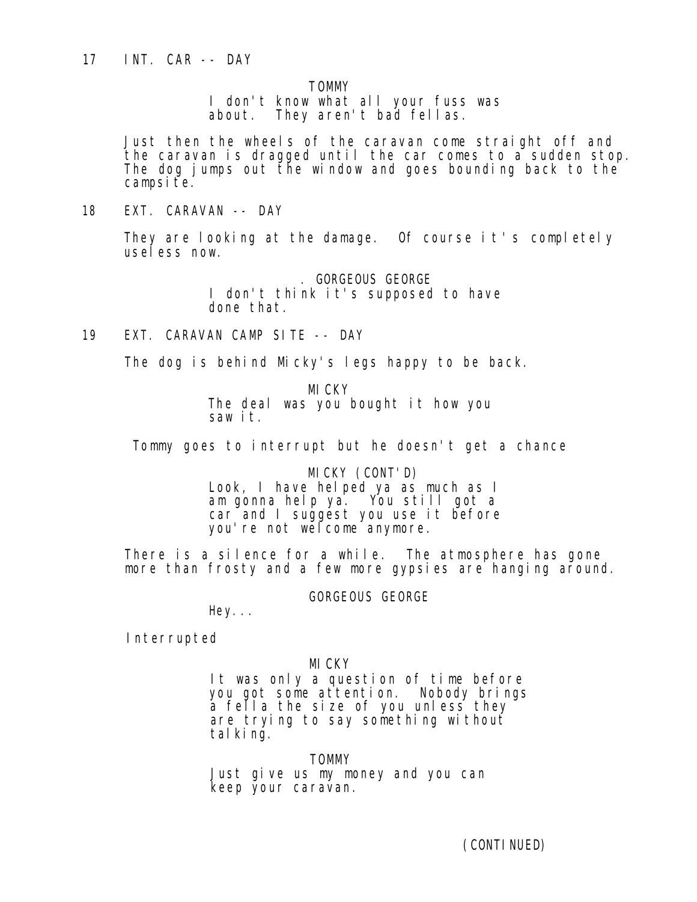17 INT. CAR -- DAY

TOMMY
I don't know what all your fuss was about. They aren't bad fellas.

Just then the wheels of the caravan come straight off and the caravan is dragged until the car comes to a sudden stop. The dog jumps out the window and goes bounding back to the campsite.

18 EXT. CARAVAN -- DAY

They are looking at the damage. Of course it's completely useless now.

. GORGEOUS GEORGE
I don't think it's supposed to have done that.

19 EXT. CARAVAN CAMP SITE -- DAY

The dog is behind Micky's legs happy to be back.

MICKY
The deal was you bought it how you saw it.

Tommy goes to interrupt but he doesn't get a chance

MICKY (CONT'D)
Look, I have helped ya as much as I am gonna help ya. You still got a car and I suggest you use it before you're not welcome anymore.

There is a silence for a while. The atmosphere has gone more than frosty and a few more gypsies are hanging around.

GORGEOUS GEORGE
Hey...

Interrupted

MICKY
It was only a question of time before you got some attention. Nobody brings a fella the size of you unless they are trying to say something without talking.

TOMMY
Just give us my money and you can keep your caravan.

(CONTINUED)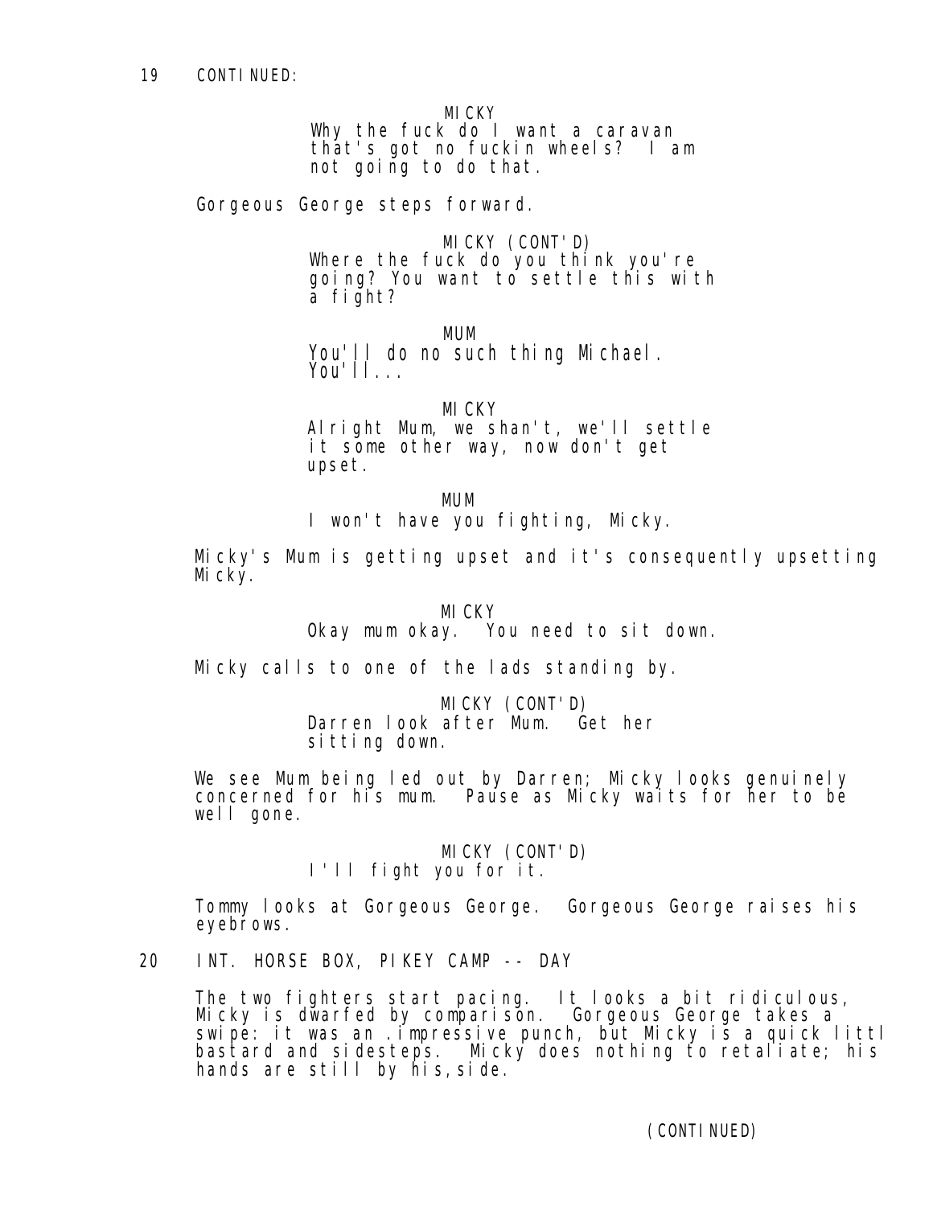19 CONTINUED:

MICKY
Why the fuck do I want a caravan that's got no fuckin wheels? I am not going to do that.

Gorgeous George steps forward.

MICKY (CONT'D)
Where the fuck do you think you're going? You want to settle this with a fight?

MUM
You'll do no such thing Michael. You'll...

MICKY
Alright Mum, we shan't, we'll settle it some other way, now don't get upset.

MUM
I won't have you fighting, Micky.

Micky's Mum is getting upset and it's consequently upsetting Micky.

MICKY
Okay mum okay. You need to sit down.

Micky calls to one of the lads standing by.

MICKY (CONT'D)
Darren look after Mum. Get her sitting down.

We see Mum being led out by Darren; Micky looks genuinely concerned for his mum. Pause as Micky waits for her to be well gone.

MICKY (CONT'D)
I'll fight you for it.

Tommy looks at Gorgeous George. Gorgeous George raises his eyebrows.

20 INT. HORSE BOX, PIKEY CAMP -- DAY

The two fighters start pacing. It looks a bit ridiculous, Micky is dwarfed by comparison. Gorgeous George takes a swipe: it was an .impressive punch, but Micky is a quick littl bastard and sidesteps. Micky does nothing to retaliate; his hands are still by his,side.

(CONTINUED)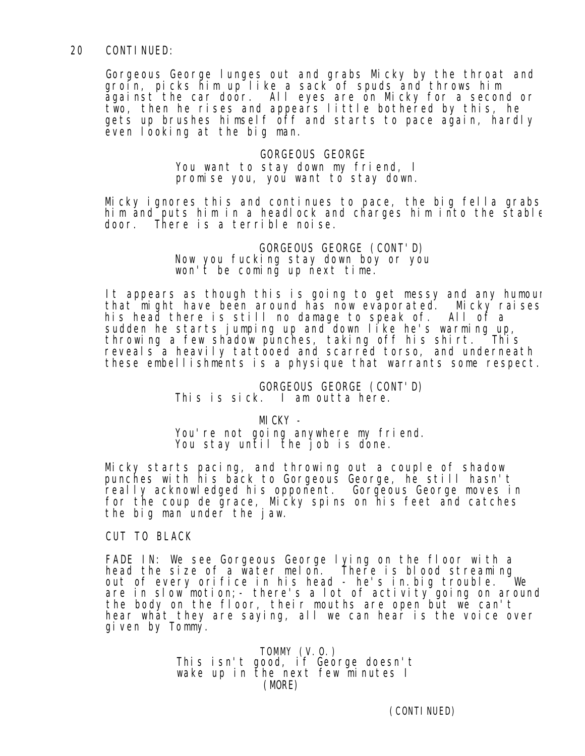20 CONTINUED:

Gorgeous George lunges out and grabs Micky by the throat and groin, picks him up like a sack of spuds and throws him against the car door. All eyes are on Micky for a second or two, then he rises and appears little bothered by this, he gets up brushes himself off and starts to pace again, hardly even looking at the big man.

GORGEOUS GEORGE
You want to stay down my friend, I promise you, you want to stay down.

Micky ignores this and continues to pace, the big fella grabs him and puts him in a headlock and charges him into the stable door. There is a terrible noise.

GORGEOUS GEORGE (CONT'D)
Now you fucking stay down boy or you won't be coming up next time.

It appears as though this is going to get messy and any humour that might have been around has now evaporated. Micky raises his head there is still no damage to speak of. All of a sudden he starts jumping up and down like he's warming up, throwing a few shadow punches, taking off his shirt. This reveals a heavily tattooed and scarred torso, and underneath these embellishments is a physique that warrants some respect.

GORGEOUS GEORGE (CONT'D)
This is sick. I am outta here.

MICKY -
You're not going anywhere my friend. You stay until the job is done.

Micky starts pacing, and throwing out a couple of shadow punches with his back to Gorgeous George, he still hasn't really acknowledged his opponent. Gorgeous George moves in for the coup de grace, Micky spins on his feet and catches the big man under the jaw.

CUT TO BLACK

FADE IN: We see Gorgeous George lying on the floor with a head the size of a water melon. There is blood streaming out of every orifice in his head - he's in.big trouble. We are in slow motion;- there's a lot of activity going on around the body on the floor, their mouths are open but we can't hear what they are saying, all we can hear is the voice over given by Tommy.

TOMMY (V.O.)
This isn't good, if George doesn't wake up in the next few minutes I
(MORE)

(CONTINUED)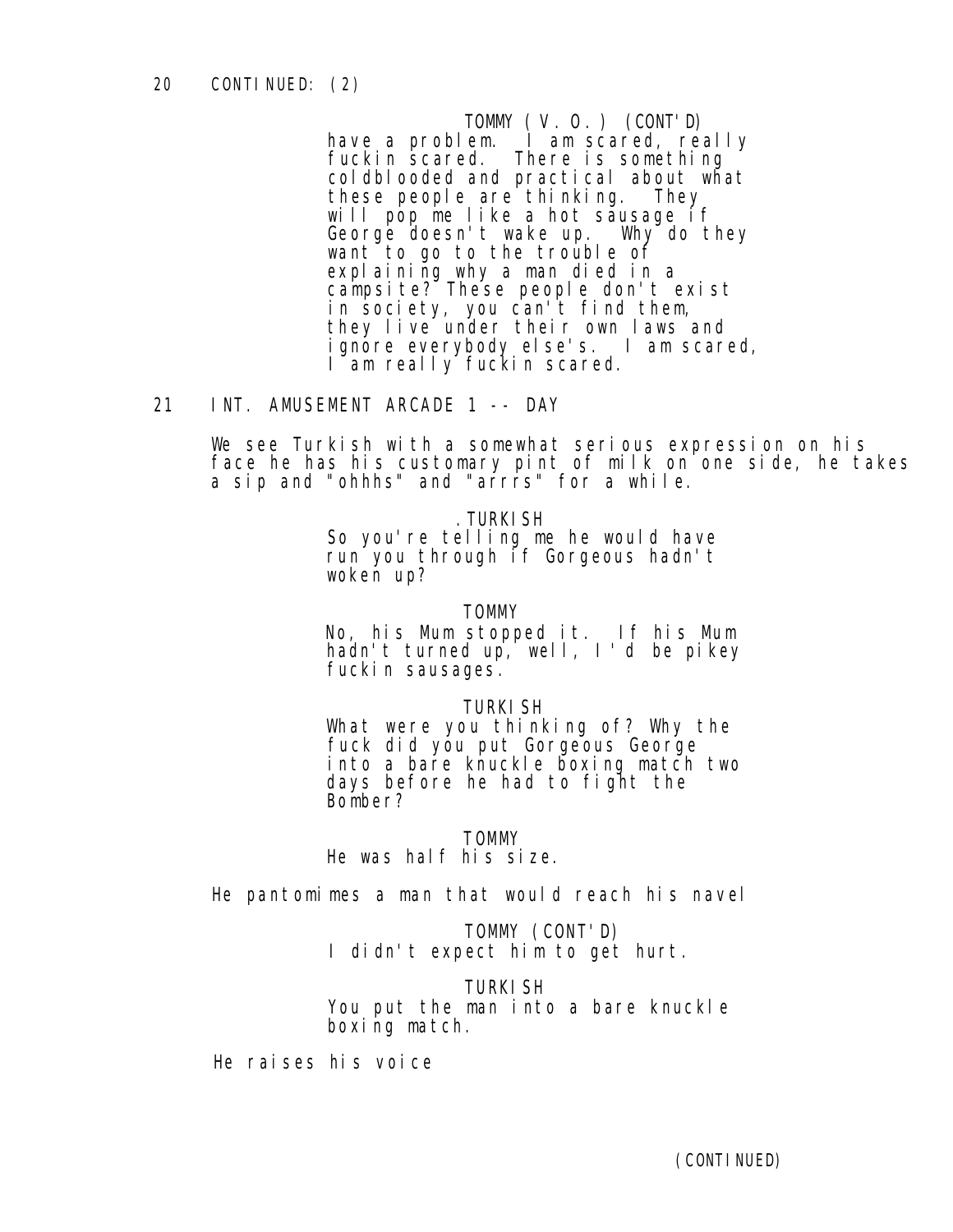20 CONTINUED: (2)

TOMMY (V.O.) (CONT'D)
have a problem. I am scared, really fuckin scared. There is something coldblooded and practical about what these people are thinking. They will pop me like a hot sausage if George doesn't wake up. Why do they want to go to the trouble of explaining why a man died in a campsite? These people don't exist in society, you can't find them, they live under their own laws and ignore everybody else's. I am scared, I am really fuckin scared.

21 INT. AMUSEMENT ARCADE 1 -- DAY

We see Turkish with a somewhat serious expression on his face he has his customary pint of milk on one side, he takes a sip and "ohhhs" and "arrrs" for a while.

.TURKISH
So you're telling me he would have run you through if Gorgeous hadn't woken up?

TOMMY
No, his Mum stopped it. If his Mum hadn't turned up, well, I'd be pikey fuckin sausages.

TURKISH
What were you thinking of? Why the fuck did you put Gorgeous George into a bare knuckle boxing match two days before he had to fight the Bomber?

TOMMY
He was half his size.

He pantomimes a man that would reach his navel

TOMMY (CONT'D)
I didn't expect him to get hurt.

TURKISH
You put the man into a bare knuckle boxing match.

He raises his voice

(CONTINUED)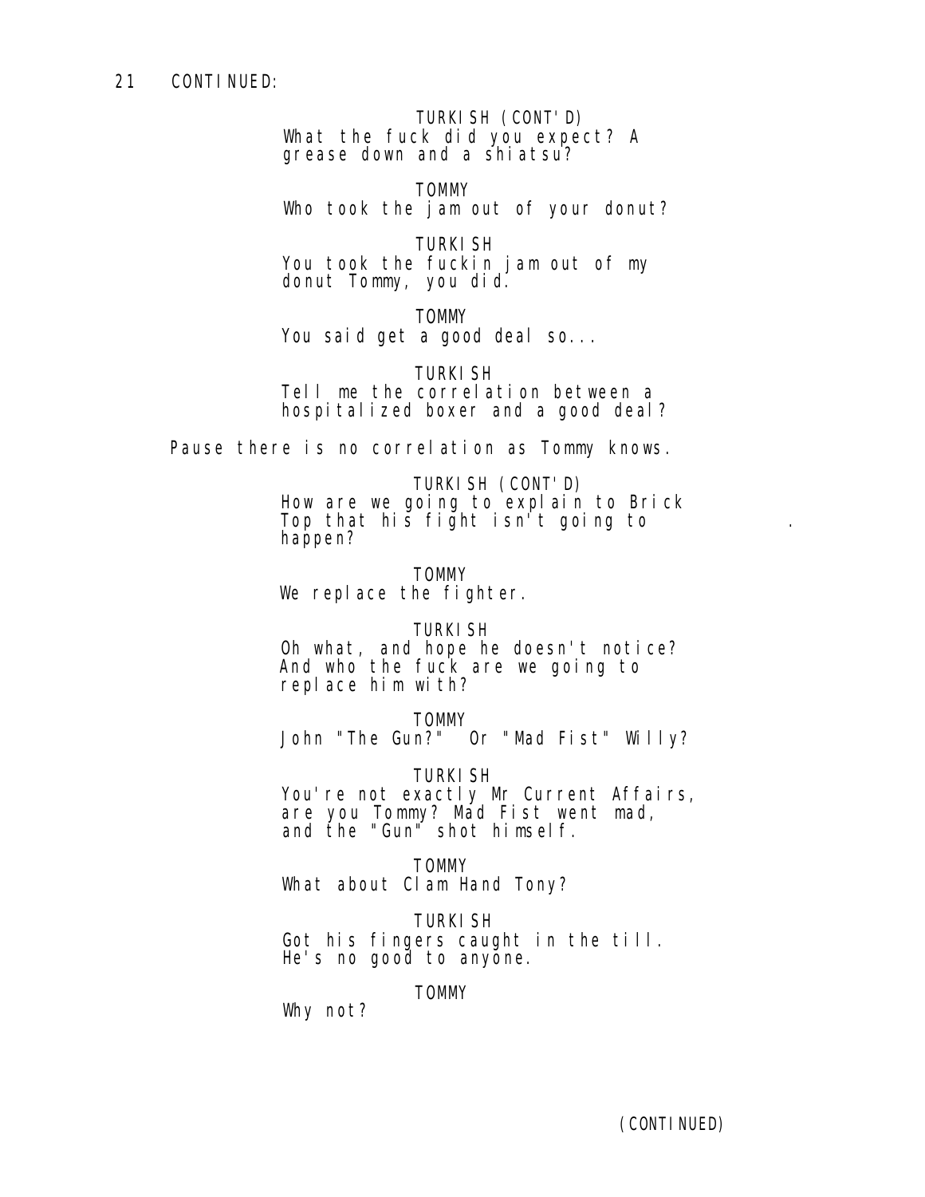21 CONTINUED:

TURKISH (CONT'D)
What the fuck did you expect? A grease down and a shiatsu?

TOMMY
Who took the jam out of your donut?

TURKISH
You took the fuckin jam out of my donut Tommy, you did.

TOMMY
You said get a good deal so...

TURKISH
Tell me the correlation between a hospitalized boxer and a good deal?

Pause there is no correlation as Tommy knows.

TURKISH (CONT'D)
How are we going to explain to Brick Top that his fight isn't going to happen?

TOMMY
We replace the fighter.

TURKISH
Oh what, and hope he doesn't notice? And who the fuck are we going to replace him with?

TOMMY
John "The Gun?" Or "Mad Fist" Willy?

TURKISH
You're not exactly Mr Current Affairs, are you Tommy? Mad Fist went mad, and the "Gun" shot himself.

TOMMY
What about Clam Hand Tony?

TURKISH
Got his fingers caught in the till. He's no good to anyone.

TOMMY
Why not?

(CONTINUED)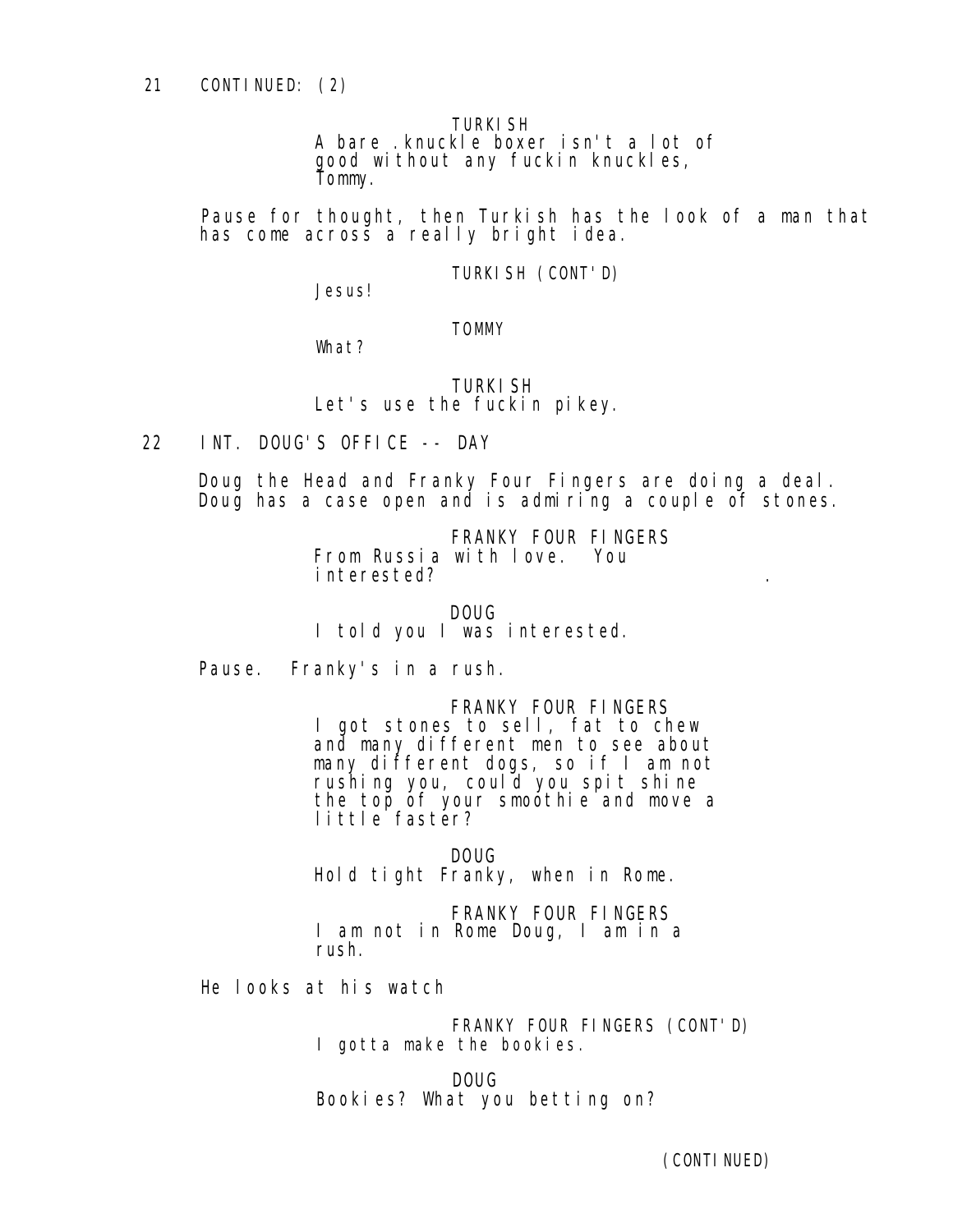21 CONTINUED: (2)

TURKISH
A bare .knuckle boxer isn't a lot of good without any fuckin knuckles, Tommy.

Pause for thought, then Turkish has the look of a man that has come across a really bright idea.

TURKISH (CONT'D)
Jesus!

TOMMY
What?

TURKISH
Let's use the fuckin pikey.

22 INT. DOUG'S OFFICE -- DAY

Doug the Head and Franky Four Fingers are doing a deal. Doug has a case open and is admiring a couple of stones.

FRANKY FOUR FINGERS
From Russia with love. You interested?

DOUG
I told you I was interested.

Pause. Franky's in a rush.

FRANKY FOUR FINGERS
I got stones to sell, fat to chew and many different men to see about many different dogs, so if I am not rushing you, could you spit shine the top of your smoothie and move a little faster?

DOUG
Hold tight Franky, when in Rome.

FRANKY FOUR FINGERS
I am not in Rome Doug, I am in a rush.

He looks at his watch

FRANKY FOUR FINGERS (CONT'D)
I gotta make the bookies.

DOUG
Bookies? What you betting on?

(CONTINUED)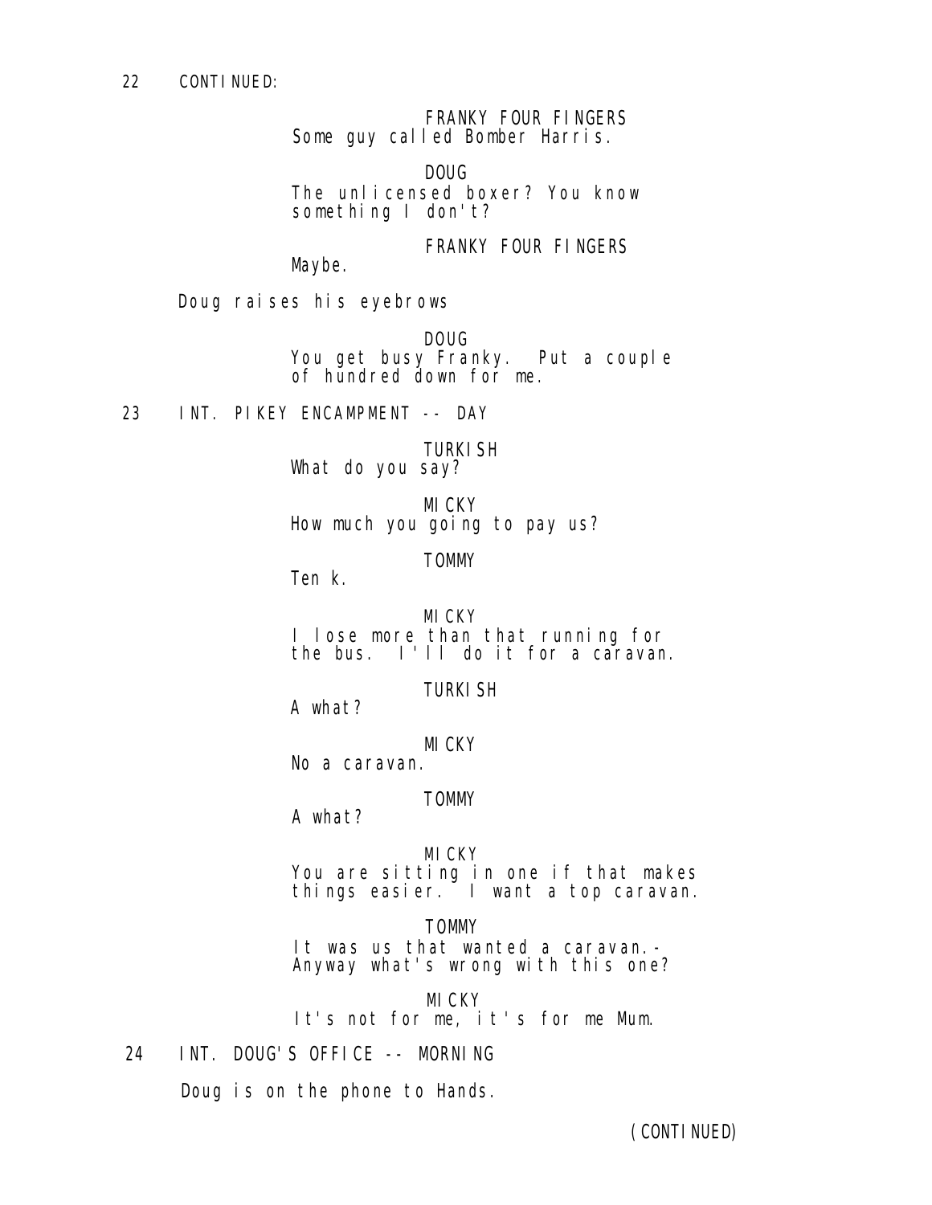22 CONTINUED:

FRANKY FOUR FINGERS
Some guy called Bomber Harris.

DOUG
The unlicensed boxer? You know something I don't?

FRANKY FOUR FINGERS
Maybe.

Doug raises his eyebrows

DOUG
You get busy Franky. Put a couple of hundred down for me.

23 INT. PIKEY ENCAMPMENT -- DAY

TURKISH
What do you say?

MICKY
How much you going to pay us?

TOMMY
Ten k.

MICKY
I lose more than that running for the bus. I'll do it for a caravan.

TURKISH
A what?

MICKY
No a caravan.

TOMMY
A what?

MICKY
You are sitting in one if that makes things easier. I want a top caravan.

TOMMY
It was us that wanted a caravan.- Anyway what's wrong with this one?

MICKY
It's not for me, it's for me Mum.

24 INT. DOUG'S OFFICE -- MORNING

Doug is on the phone to Hands.

(CONTINUED)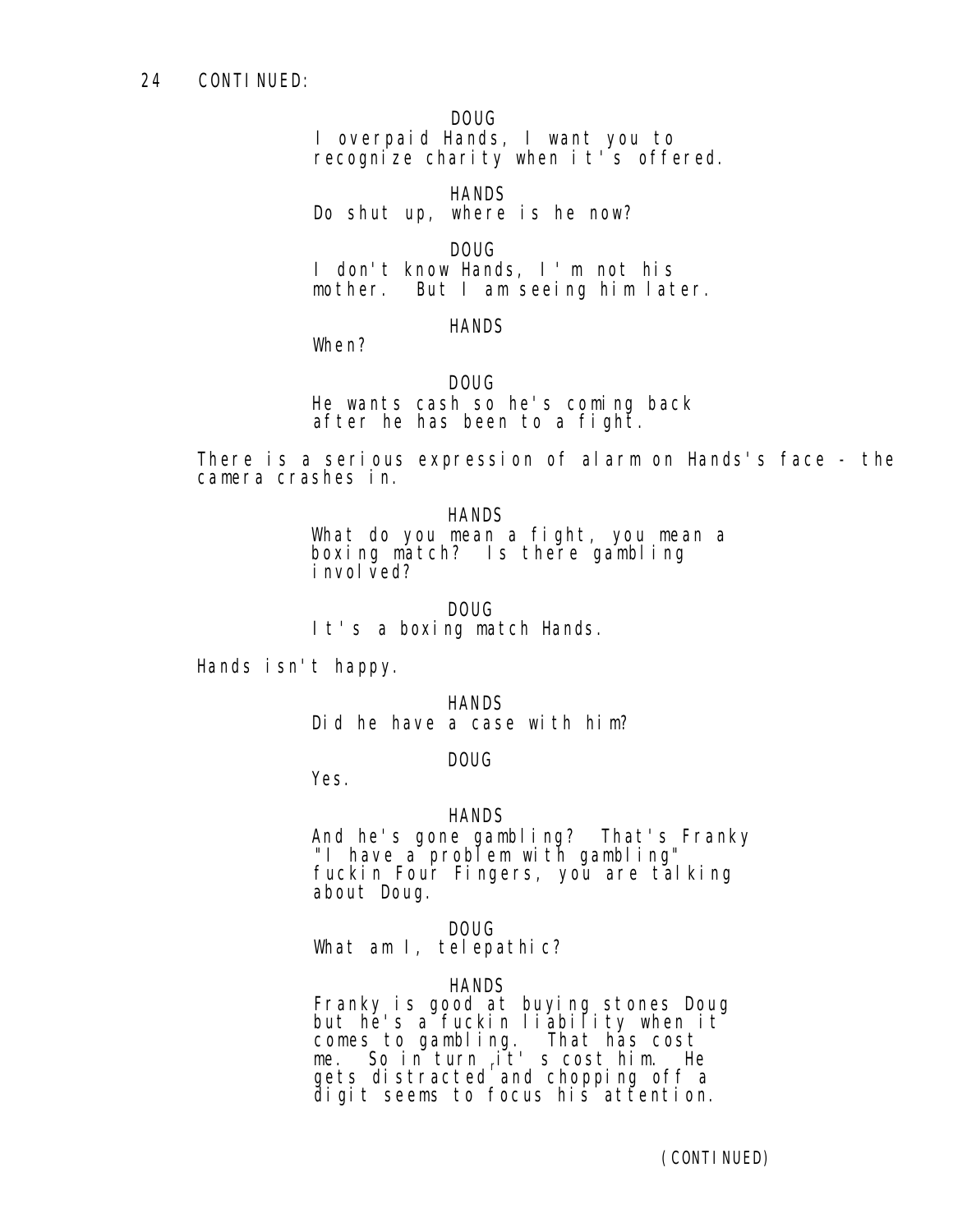24 CONTINUED:

DOUG

I overpaid Hands, I want you to recognize charity when it's offered.

HANDS

Do shut up, where is he now?

DOUG

I don't know Hands, I'm not his mother. But I am seeing him later.

HANDS

When?

DOUG

He wants cash so he's coming back after he has been to a fight.

There is a serious expression of alarm on Hands's face - the camera crashes in.

HANDS

What do you mean a fight, you mean a boxing match? Is there gambling involved?

DOUG

It's a boxing match Hands.

Hands isn't happy.

HANDS

Did he have a case with him?

DOUG

Yes.

HANDS

And he's gone gambling? That's Franky "I have a problem with gambling" fuckin Four Fingers, you are talking about Doug.

DOUG

What am I, telepathic?

HANDS

Franky is good at buying stones Doug but he's a fuckin liability when it comes to gambling. That has cost me. So in turn it's cost him. He gets distracted and chopping off a digit seems to focus his attention.

(CONTINUED)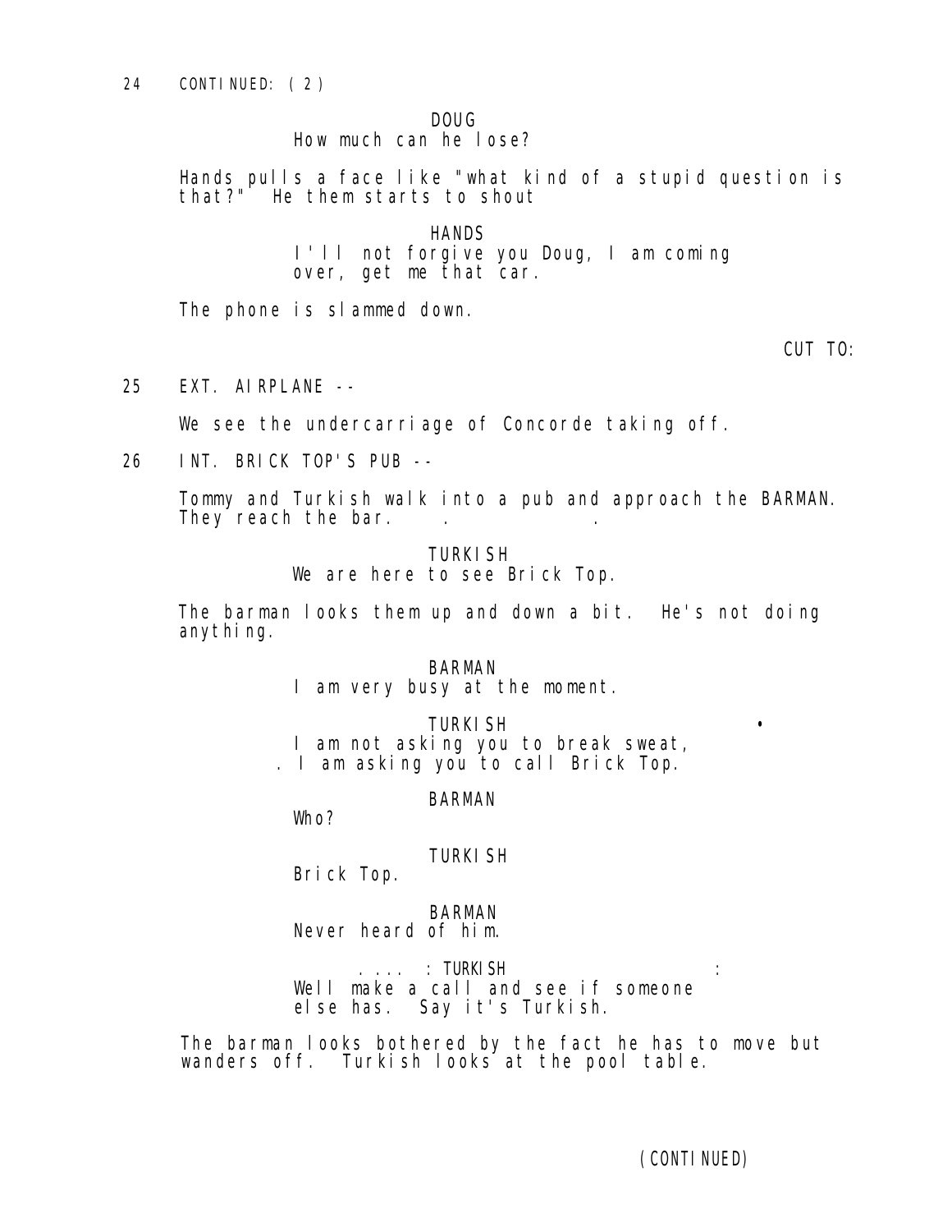24 CONTINUED: (2)

DOUG
How much can he lose?

Hands pulls a face like "what kind of a stupid question is that?" He them starts to shout

HANDS
I'll not forgive you Doug, I am coming over, get me that car.

The phone is slammed down.

CUT TO:

25 EXT. AIRPLANE --

We see the undercarriage of Concorde taking off.

26 INT. BRICK TOP'S PUB --

Tommy and Turkish walk into a pub and approach the BARMAN. They reach the bar.

TURKISH
We are here to see Brick Top.

The barman looks them up and down a bit. He's not doing anything.

BARMAN
I am very busy at the moment.

TURKISH
I am not asking you to break sweat, I am asking you to call Brick Top.

BARMAN
Who?

TURKISH
Brick Top.

BARMAN
Never heard of him.

TURKISH
Well make a call and see if someone else has. Say it's Turkish.

The barman looks bothered by the fact he has to move but wanders off. Turkish looks at the pool table.

(CONTINUED)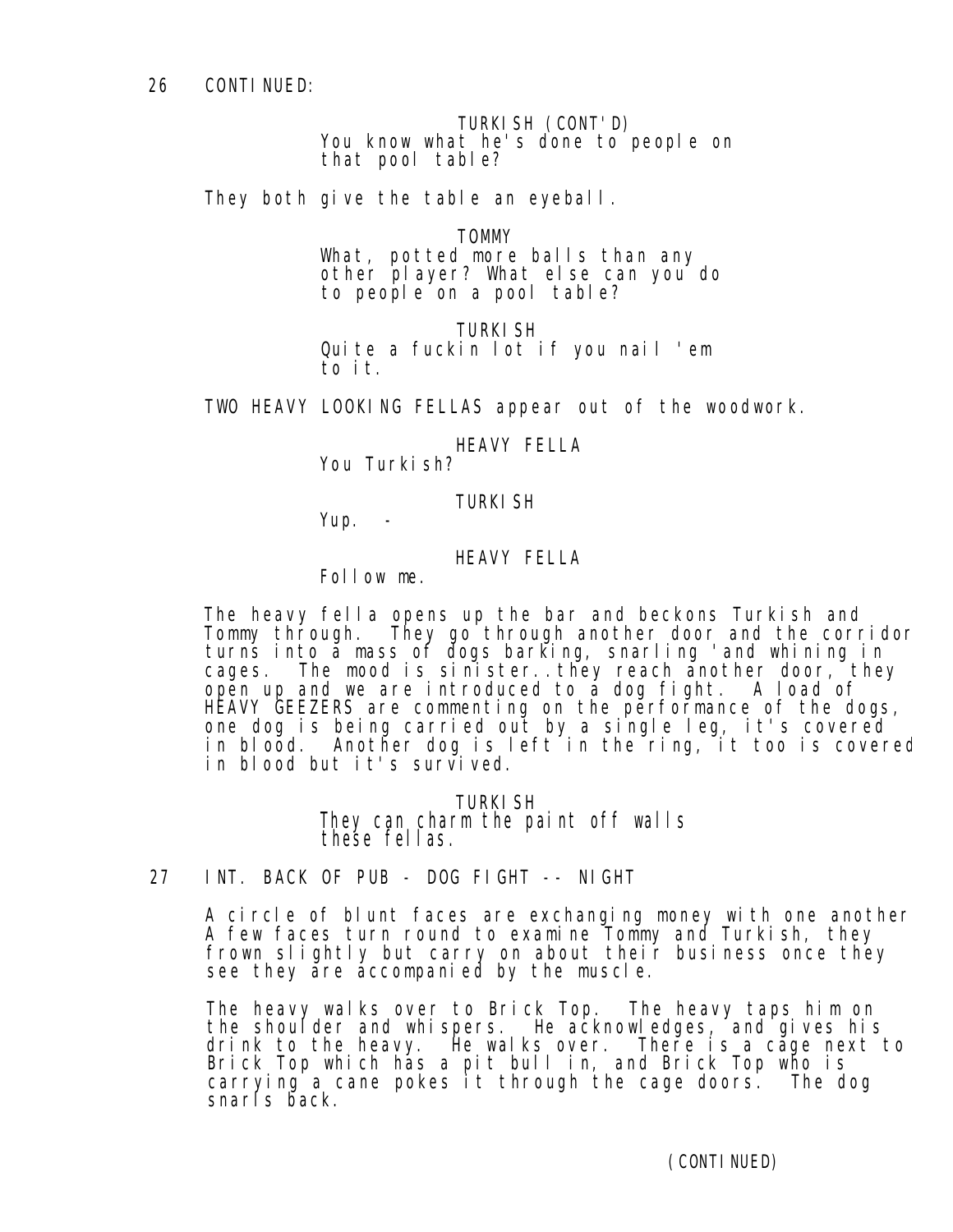26 CONTINUED:

TURKISH (CONT'D)
You know what he's done to people on that pool table?

They both give the table an eyeball.

TOMMY
What, potted more balls than any other player? What else can you do to people on a pool table?

TURKISH
Quite a fuckin lot if you nail 'em to it.

TWO HEAVY LOOKING FELLAS appear out of the woodwork.

HEAVY FELLA
You Turkish?

TURKISH
Yup. -

HEAVY FELLA
Follow me.

The heavy fella opens up the bar and beckons Turkish and Tommy through. They go through another door and the corridor turns into a mass of dogs barking, snarling 'and whining in cages. The mood is sinister..they reach another door, they open up and we are introduced to a dog fight. A load of HEAVY GEEZERS are commenting on the performance of the dogs, one dog is being carried out by a single leg, it's covered in blood. Another dog is left in the ring, it too is covered in blood but it's survived.

TURKISH
They can charm the paint off walls these fellas.

27 INT. BACK OF PUB - DOG FIGHT -- NIGHT

A circle of blunt faces are exchanging money with one another A few faces turn round to examine Tommy and Turkish, they frown slightly but carry on about their business once they see they are accompanied by the muscle.

The heavy walks over to Brick Top. The heavy taps him on the shoulder and whispers. He acknowledges, and gives his drink to the heavy. He walks over. There is a cage next to Brick Top which has a pit bull in, and Brick Top who is carrying a cane pokes it through the cage doors. The dog snarls back.

(CONTINUED)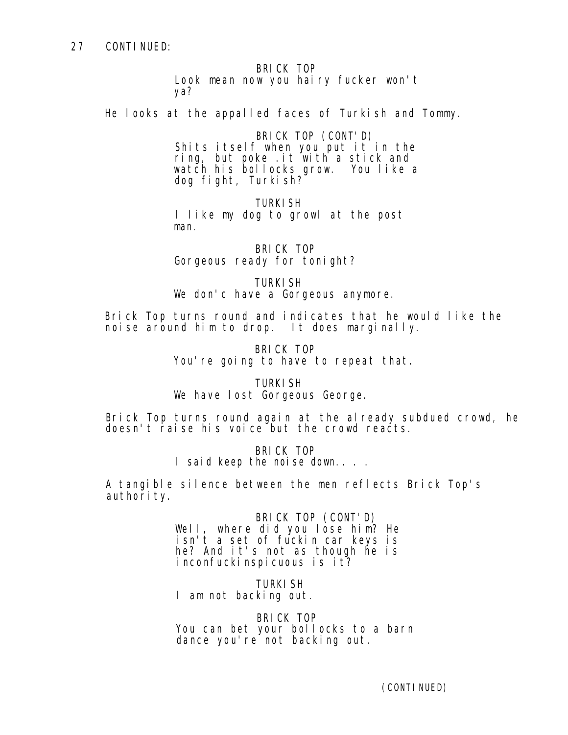27 CONTINUED:

BRICK TOP
Look mean now you hairy fucker won't ya?

He looks at the appalled faces of Turkish and Tommy.

BRICK TOP (CONT'D)
Shits itself when you put it in the ring, but poke .it with a stick and watch his bollocks grow. You like a dog fight, Turkish?

TURKISH
I like my dog to growl at the post man.

BRICK TOP
Gorgeous ready for tonight?

TURKISH
We don'c have a Gorgeous anymore.

Brick Top turns round and indicates that he would like the noise around him to drop. It does marginally.

BRICK TOP
You're going to have to repeat that.

TURKISH
We have lost Gorgeous George.

Brick Top turns round again at the already subdued crowd, he doesn't raise his voice but the crowd reacts.

BRICK TOP
I said keep the noise down.. . .

A tangible silence between the men reflects Brick Top's authority.

BRICK TOP (CONT'D)
Well, where did you lose him? He isn't a set of fuckin car keys is he? And it's not as though he is inconfuckinspicuous is it?

TURKISH
I am not backing out.

BRICK TOP
You can bet your bollocks to a barn dance you're not backing out.

(CONTINUED)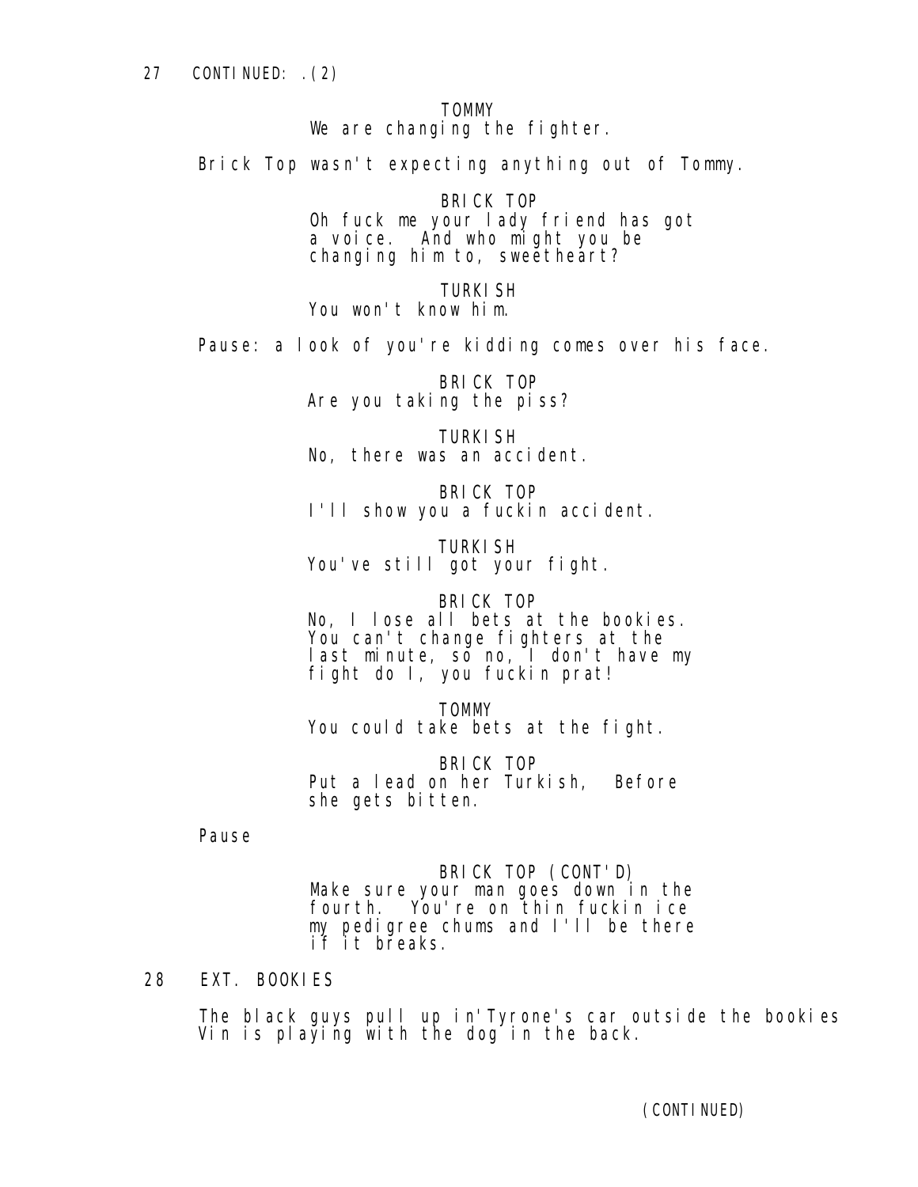27 CONTINUED: .(2)

TOMMY
We are changing the fighter.

Brick Top wasn't expecting anything out of Tommy.

BRICK TOP
Oh fuck me your lady friend has got a voice. And who might you be changing him to, sweetheart?

TURKISH
You won't know him.

Pause: a look of you're kidding comes over his face.

BRICK TOP
Are you taking the piss?

TURKISH
No, there was an accident.

BRICK TOP
I'll show you a fuckin accident.

TURKISH
You've still got your fight.

BRICK TOP
No, I lose all bets at the bookies. You can't change fighters at the last minute, so no, I don't have my fight do I, you fuckin prat!

TOMMY
You could take bets at the fight.

BRICK TOP
Put a lead on her Turkish, Before she gets bitten.

Pause

BRICK TOP (CONT'D)
Make sure your man goes down in the fourth. You're on thin fuckin ice my pedigree chums and I'll be there if it breaks.

28 EXT. BOOKIES

The black guys pull up in'Tyrone's car outside the bookies Vin is playing with the dog in the back.

(CONTINUED)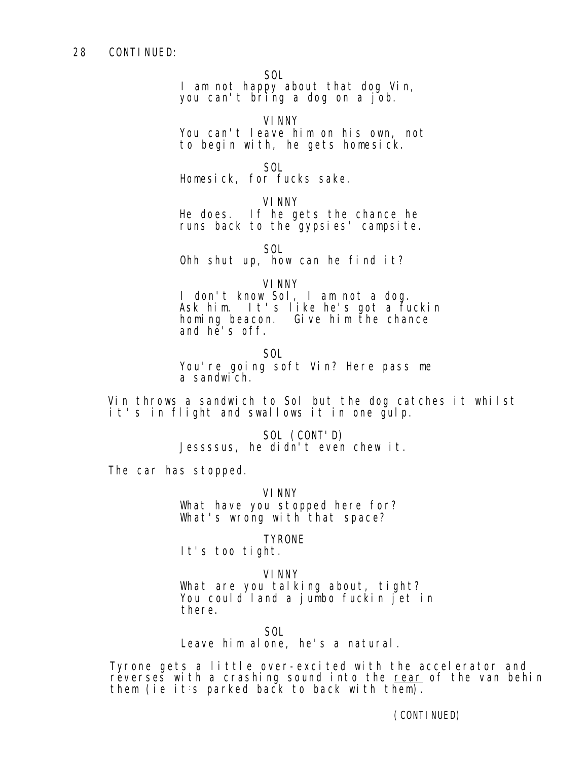28 CONTINUED:

SOL
I am not happy about that dog Vin, you can't bring a dog on a job.

VINNY
You can't leave him on his own, not to begin with, he gets homesick.

SOL
Homesick, for fucks sake.

VINNY
He does. If he gets the chance he runs back to the gypsies' campsite.

SOL
Ohh shut up, how can he find it?

VINNY
I don't know Sol, I am not a dog. Ask him. It's like he's got a fuckin homing beacon. Give him the chance and he's off.

SOL
You're going soft Vin? Here pass me a sandwich.

Vin throws a sandwich to Sol but the dog catches it whilst it's in flight and swallows it in one gulp.

SOL (CONT'D)
Jessssus, he didn't even chew it.

The car has stopped.

VINNY
What have you stopped here for? What's wrong with that space?

TYRONE
It's too tight.

VINNY
What are you talking about, tight? You could land a jumbo fuckin jet in there.

SOL
Leave him alone, he's a natural.

Tyrone gets a little over-excited with the accelerator and reverses with a crashing sound into the _rear_ of the van behin them (ie it's parked back to back with them).

(CONTINUED)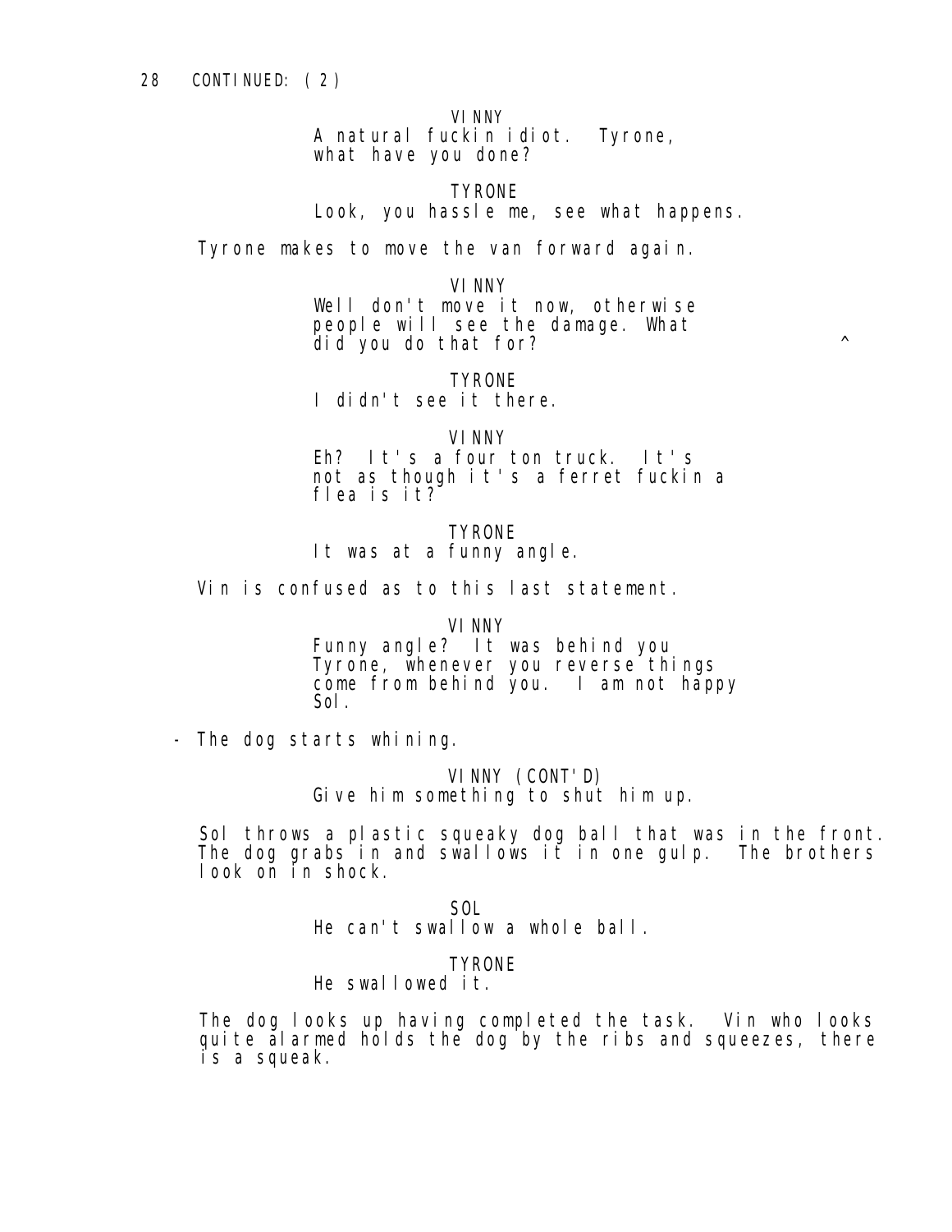28 CONTINUED: (2)

VINNY
A natural fuckin idiot. Tyrone, what have you done?

TYRONE
Look, you hassle me, see what happens.

Tyrone makes to move the van forward again.

VINNY
Well don't move it now, otherwise people will see the damage. What did you do that for? ^

TYRONE
I didn't see it there.

VINNY
Eh? It's a four ton truck. It's not as though it's a ferret fuckin a flea is it?

TYRONE
It was at a funny angle.

Vin is confused as to this last statement.

VINNY
Funny angle? It was behind you Tyrone, whenever you reverse things come from behind you. I am not happy Sol.

- The dog starts whining.

VINNY (CONT'D)
Give him something to shut him up.

Sol throws a plastic squeaky dog ball that was in the front. The dog grabs in and swallows it in one gulp. The brothers look on in shock.

SOL
He can't swallow a whole ball.

TYRONE
He swallowed it.

The dog looks up having completed the task. Vin who looks quite alarmed holds the dog by the ribs and squeezes, there is a squeak.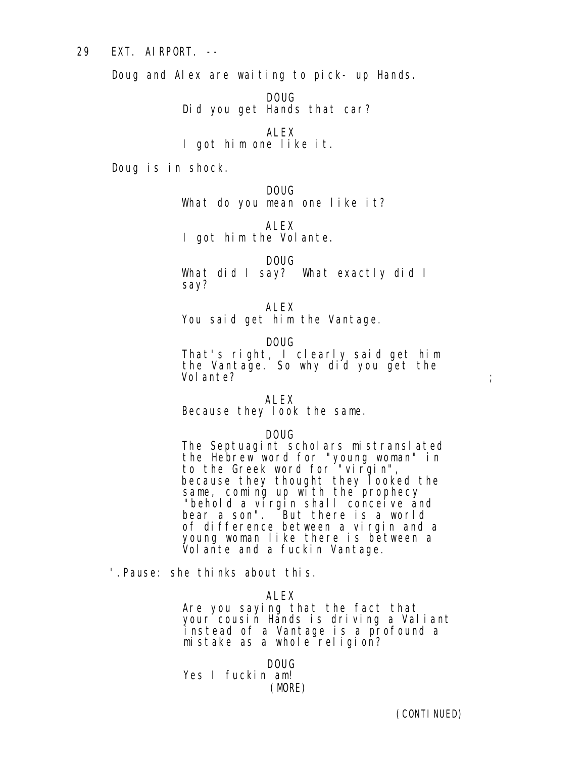29 EXT. AIRPORT. --

Doug and Alex are waiting to pick- up Hands.

DOUG
Did you get Hands that car?

ALEX
I got him one like it.

Doug is in shock.

DOUG
What do you mean one like it?

ALEX
I got him the Volante.

DOUG
What did I say? What exactly did I say?

ALEX
You said get him the Vantage.

DOUG
That's right, I clearly said get him the Vantage. So why did you get the Volante? ;

ALEX
Because they look the same.

DOUG
The Septuagint scholars mistranslated the Hebrew word for "young woman" in to the Greek word for "virgin", because they thought they looked the same, coming up with the prophecy "behold a virgin shall conceive and bear a son". But there is a world of difference between a virgin and a young woman like there is between a Volante and a fuckin Vantage.

'.Pause: she thinks about this.

ALEX
Are you saying that the fact that your cousin Hands is driving a Valiant instead of a Vantage is a profound a mistake as a whole religion?

DOUG
Yes I fuckin am!
(MORE)

(CONTINUED)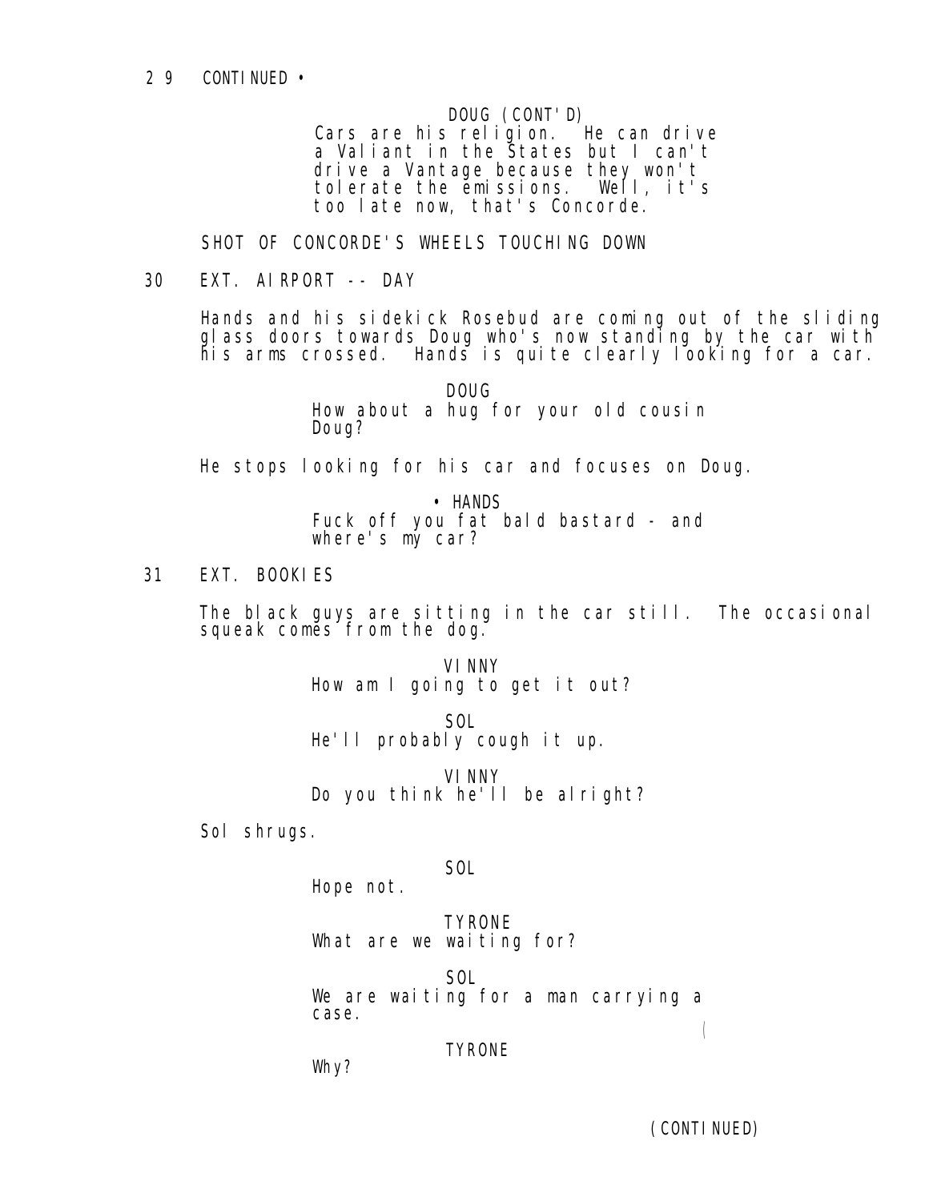29 CONTINUED •

DOUG (CONT'D)
Cars are his religion. He can drive a Valiant in the States but I can't drive a Vantage because they won't tolerate the emissions. Well, it's too late now, that's Concorde.

SHOT OF CONCORDE'S WHEELS TOUCHING DOWN

30 EXT. AIRPORT -- DAY

Hands and his sidekick Rosebud are coming out of the sliding glass doors towards Doug who's now standing by the car with his arms crossed. Hands is quite clearly looking for a car.

DOUG
How about a hug for your old cousin Doug?

He stops looking for his car and focuses on Doug.

• HANDS
Fuck off you fat bald bastard - and where's my car?

31 EXT. BOOKIES

The black guys are sitting in the car still. The occasional squeak comes from the dog.

VINNY
How am I going to get it out?

SOL
He'll probably cough it up.

VINNY
Do you think he'll be alright?

Sol shrugs.

SOL
Hope not.

TYRONE
What are we waiting for?

SOL
We are waiting for a man carrying a case.

TYRONE
Why?

(CONTINUED)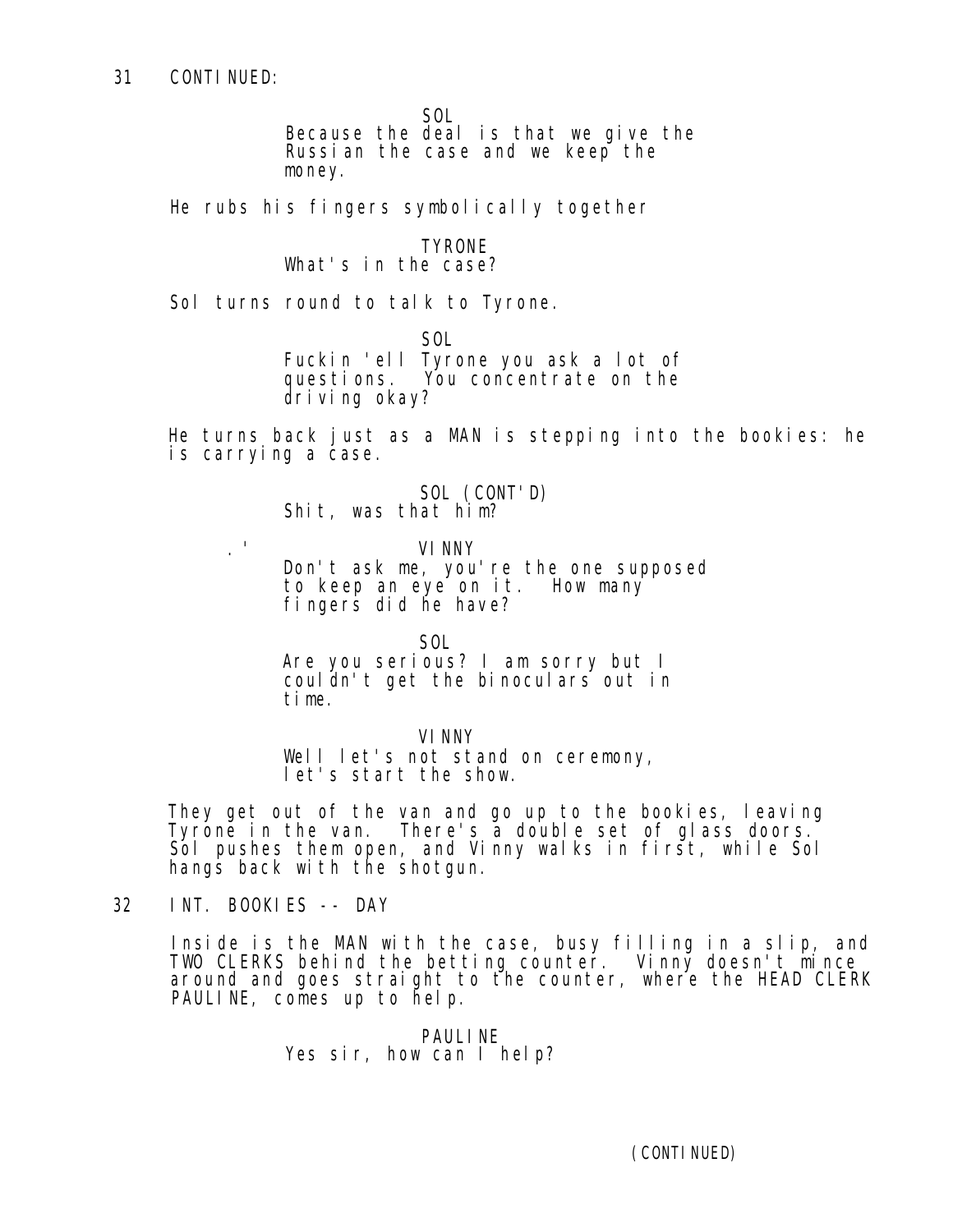31 CONTINUED:

SOL
Because the deal is that we give the Russian the case and we keep the money.

He rubs his fingers symbolically together

TYRONE
What's in the case?

Sol turns round to talk to Tyrone.

SOL
Fuckin 'ell Tyrone you ask a lot of questions. You concentrate on the driving okay?

He turns back just as a MAN is stepping into the bookies: he is carrying a case.

SOL (CONT'D)
Shit, was that him?

VINNY
Don't ask me, you're the one supposed to keep an eye on it. How many fingers did he have?

SOL
Are you serious? I am sorry but I couldn't get the binoculars out in time.

VINNY
Well let's not stand on ceremony, let's start the show.

They get out of the van and go up to the bookies, leaving Tyrone in the van. There's a double set of glass doors. Sol pushes them open, and Vinny walks in first, while Sol hangs back with the shotgun.

32 INT. BOOKIES -- DAY

Inside is the MAN with the case, busy filling in a slip, and TWO CLERKS behind the betting counter. Vinny doesn't mince around and goes straight to the counter, where the HEAD CLERK PAULINE, comes up to help.

PAULINE
Yes sir, how can I help?

(CONTINUED)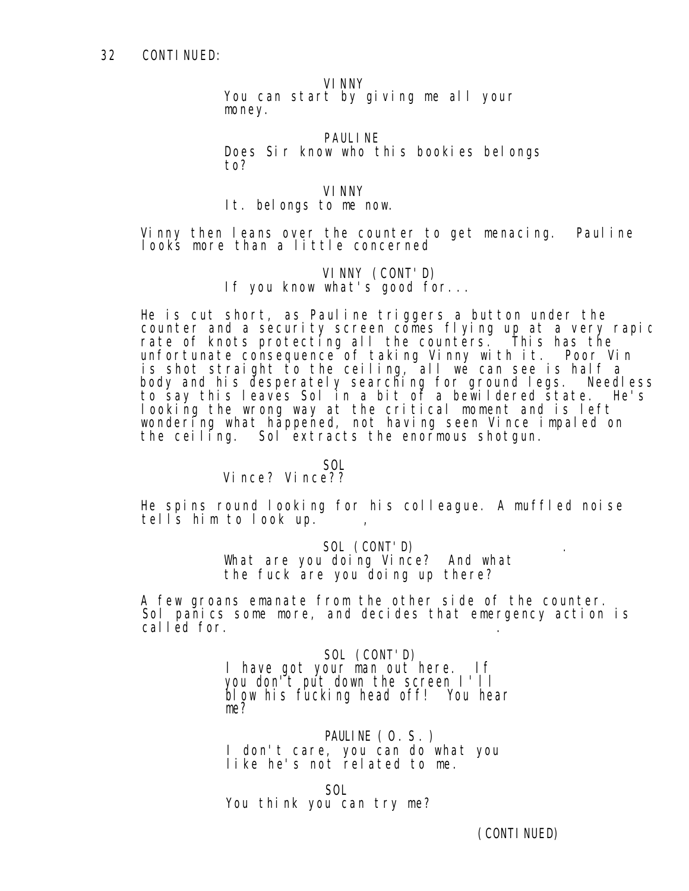32 CONTINUED:

VINNY
You can start by giving me all your money.

PAULINE
Does Sir know who this bookies belongs to?

VINNY
It. belongs to me now.

Vinny then leans over the counter to get menacing. Pauline looks more than a little concerned

VINNY (CONT'D)
If you know what's good for...

He is cut short, as Pauline triggers a button under the counter and a security screen comes flying up at a very rapid rate of knots protecting all the counters. This has the unfortunate consequence of taking Vinny with it. Poor Vin is shot straight to the ceiling, all we can see is half a body and his desperately searching for ground legs. Needless to say this leaves Sol in a bit of a bewildered state. He's looking the wrong way at the critical moment and is left wondering what happened, not having seen Vince impaled on the ceiling. Sol extracts the enormous shotgun.

SOL
Vince? Vince??

He spins round looking for his colleague. A muffled noise tells him to look up.

SOL (CONT'D)
What are you doing Vince? And what the fuck are you doing up there?

A few groans emanate from the other side of the counter. Sol panics some more, and decides that emergency action is called for.

SOL (CONT'D)
I have got your man out here. If you don't put down the screen I'll blow his fucking head off! You hear me?

PAULINE (O.S.)
I don't care, you can do what you like he's not related to me.

SOL
You think you can try me?

(CONTINUED)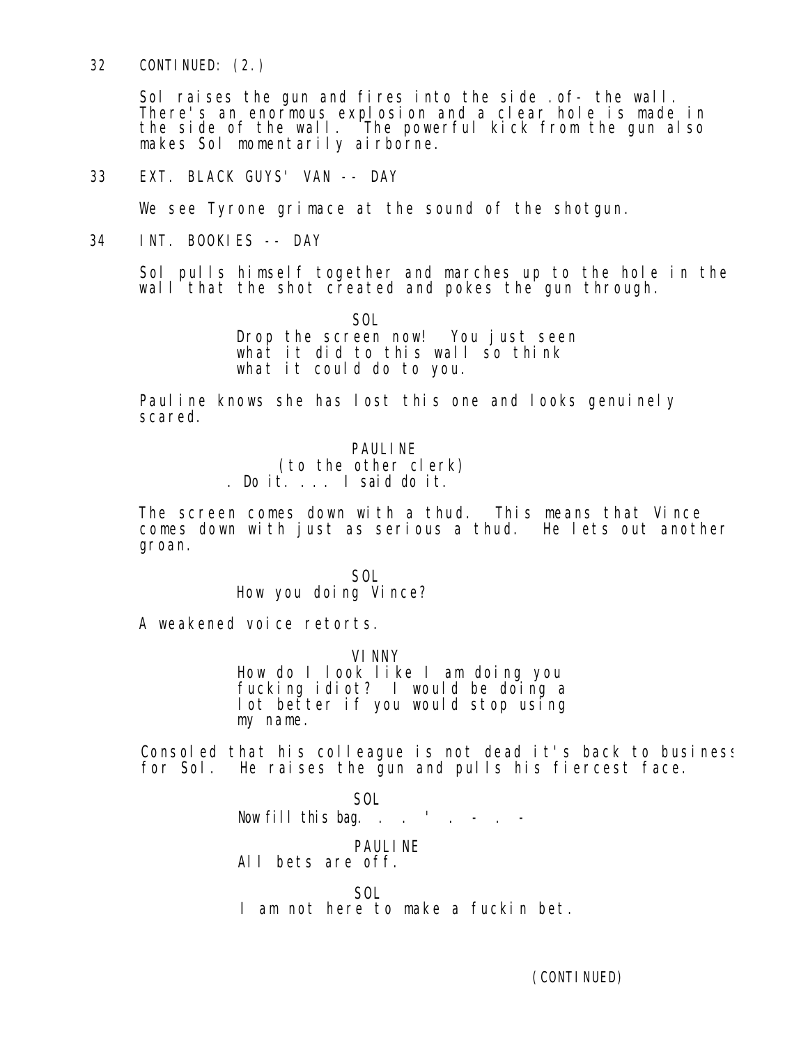32 CONTINUED: (2.)

Sol raises the gun and fires into the side .of- the wall. There's an enormous explosion and a clear hole is made in the side of the wall. The powerful kick from the gun also makes Sol momentarily airborne.

33 EXT. BLACK GUYS' VAN -- DAY

We see Tyrone grimace at the sound of the shotgun.

34 INT. BOOKIES -- DAY

Sol pulls himself together and marches up to the hole in the wall that the shot created and pokes the gun through.

SOL
Drop the screen now! You just seen what it did to this wall so think what it could do to you.

Pauline knows she has lost this one and looks genuinely scared.

PAULINE
(to the other clerk)
. Do it. ... I said do it.

The screen comes down with a thud. This means that Vince comes down with just as serious a thud. He lets out another groan.

SOL
How you doing Vince?

A weakened voice retorts.

VINNY
How do I look like I am doing you fucking idiot? I would be doing a lot better if you would stop using my name.

Consoled that his colleague is not dead it's back to business for Sol. He raises the gun and pulls his fiercest face.

SOL
Now fill this bag. . . ' . - . -

PAULINE
All bets are off.

SOL
I am not here to make a fuckin bet.

(CONTINUED)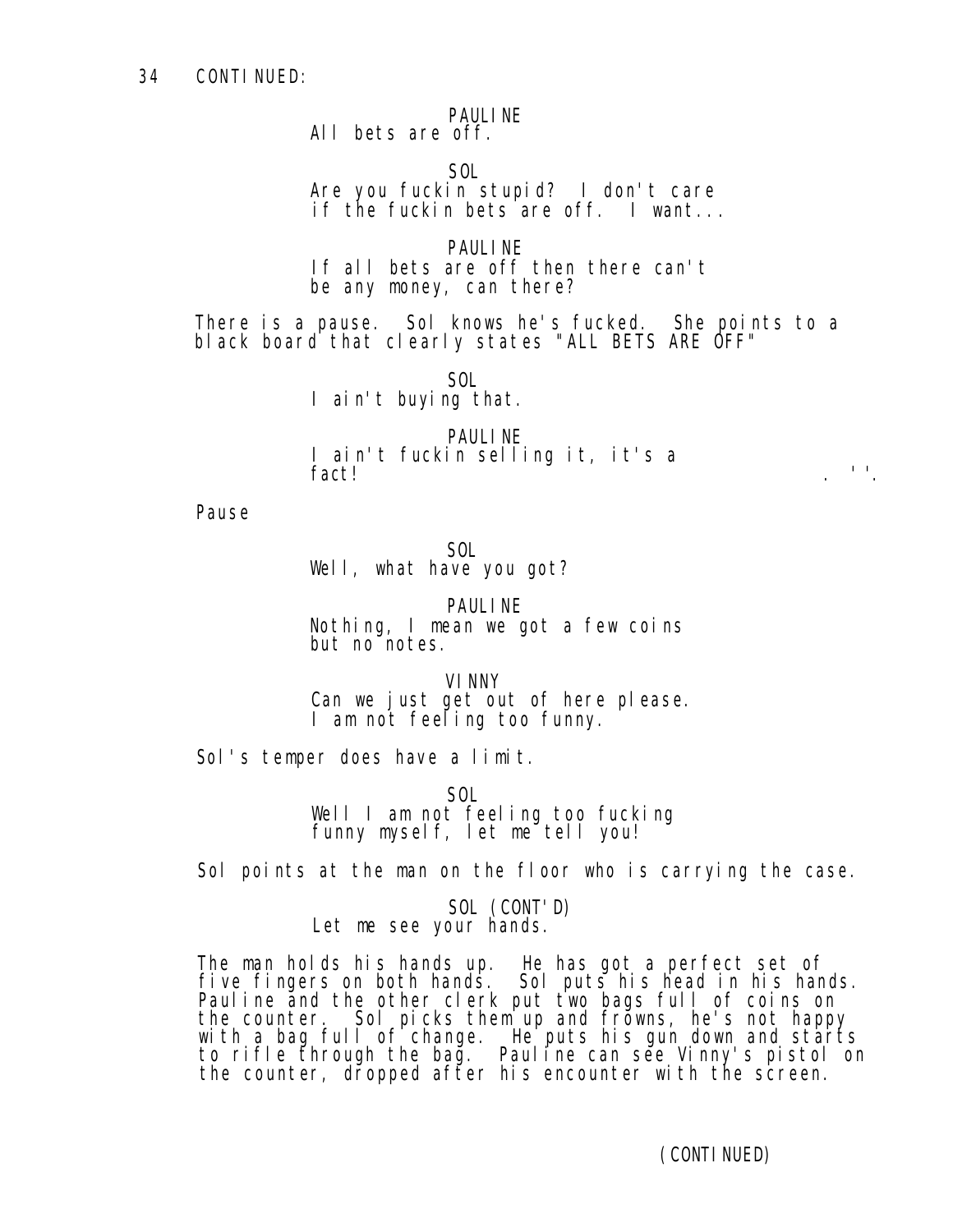34 CONTINUED:

PAULINE
All bets are off.

SOL
Are you fuckin stupid? I don't care if the fuckin bets are off. I want...

PAULINE
If all bets are off then there can't be any money, can there?

There is a pause. Sol knows he's fucked. She points to a black board that clearly states "ALL BETS ARE OFF"

SOL
I ain't buying that.

PAULINE
I ain't fuckin selling it, it's a fact!

Pause

SOL
Well, what have you got?

PAULINE
Nothing, I mean we got a few coins but no notes.

VINNY
Can we just get out of here please. I am not feeling too funny.

Sol's temper does have a limit.

SOL
Well I am not feeling too fucking funny myself, let me tell you!

Sol points at the man on the floor who is carrying the case.

SOL (CONT'D)
Let me see your hands.

The man holds his hands up. He has got a perfect set of five fingers on both hands. Sol puts his head in his hands. Pauline and the other clerk put two bags full of coins on the counter. Sol picks them up and frowns, he's not happy with a bag full of change. He puts his gun down and starts to rifle through the bag. Pauline can see Vinny's pistol on the counter, dropped after his encounter with the screen.

(CONTINUED)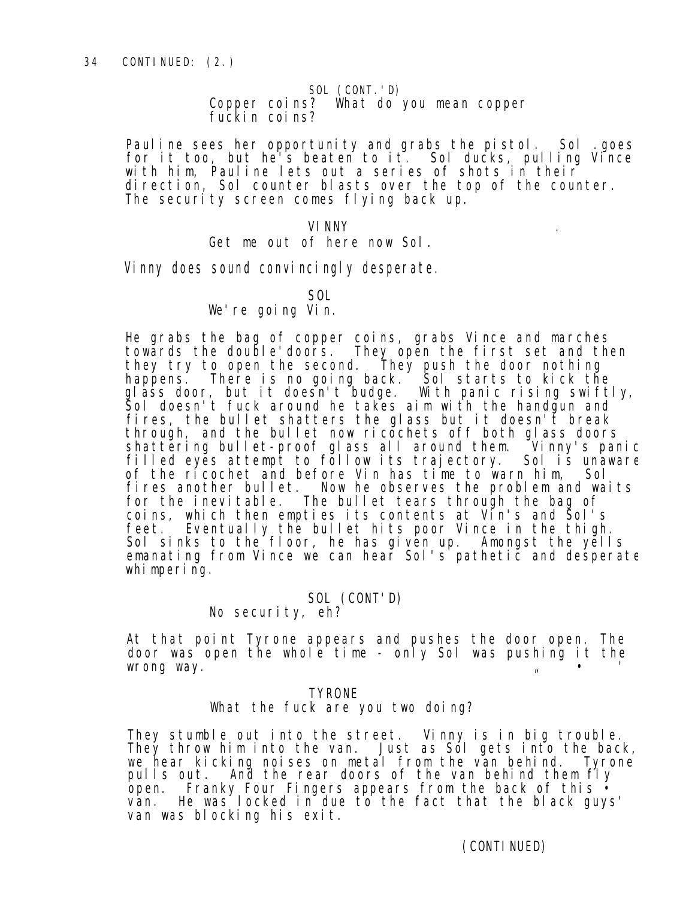34 CONTINUED: (2.)

SOL (CONT.'D)
Copper coins? What do you mean copper fuckin coins?

Pauline sees her opportunity and grabs the pistol. Sol .goes for it too, but he's beaten to it. Sol ducks, pulling Vince with him, Pauline lets out a series of shots in their direction, Sol counter blasts over the top of the counter. The security screen comes flying back up.

VINNY
Get me out of here now Sol.

Vinny does sound convincingly desperate.

SOL
We're going Vin.

He grabs the bag of copper coins, grabs Vince and marches towards the double'doors. They open the first set and then they try to open the second. They push the door nothing happens. There is no going back. Sol starts to kick the glass door, but it doesn't budge. With panic rising swiftly, Sol doesn't fuck around he takes aim with the handgun and fires, the bullet shatters the glass but it doesn't break through, and the bullet now ricochets off both glass doors shattering bullet-proof glass all around them. Vinny's panic filled eyes attempt to follow its trajectory. Sol is unaware of the ricochet and before Vin has time to warn him, Sol fires another bullet. Now he observes the problem and waits for the inevitable. The bullet tears through the bag of coins, which then empties its contents at Vin's and Sol's feet. Eventually the bullet hits poor Vince in the thigh. Sol sinks to the floor, he has given up. Amongst the yells emanating from Vince we can hear Sol's pathetic and desperate whimpering.

SOL (CONT'D)
No security, eh?

At that point Tyrone appears and pushes the door open. The door was open the whole time - only Sol was pushing it the wrong way.

TYRONE
What the fuck are you two doing?

They stumble out into the street. Vinny is in big trouble. They throw him into the van. Just as Sol gets into the back, we hear kicking noises on metal from the van behind. Tyrone pulls out. And the rear doors of the van behind them fly open. Franky Four Fingers appears from the back of this van. He was locked in due to the fact that the black guys' van was blocking his exit.

(CONTINUED)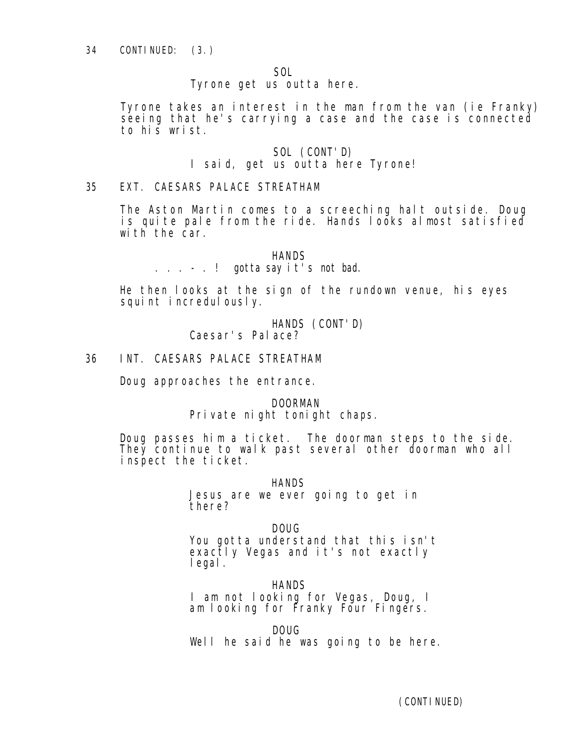34 CONTINUED: (3.)

SOL

Tyrone get us outta here.

Tyrone takes an interest in the man from the van (ie Franky) seeing that he's carrying a case and the case is connected to his wrist.

SOL (CONT'D)

I said, get us outta here Tyrone!

35 EXT. CAESARS PALACE STREATHAM

The Aston Martin comes to a screeching halt outside. Doug is quite pale from the ride. Hands looks almost satisfied with the car.

HANDS

. . . - . ! gotta say it's not bad.

He then looks at the sign of the rundown venue, his eyes squint incredulously.

HANDS (CONT'D)

Caesar's Palace?

36 INT. CAESARS PALACE STREATHAM

Doug approaches the entrance.

DOORMAN

Private night tonight chaps.

Doug passes him a ticket. The doorman steps to the side. They continue to walk past several other doorman who all inspect the ticket.

HANDS

Jesus are we ever going to get in there?

DOUG

You gotta understand that this isn't exactly Vegas and it's not exactly legal.

HANDS

I am not looking for Vegas, Doug, I am looking for Franky Four Fingers.

DOUG

Well he said he was going to be here.

(CONTINUED)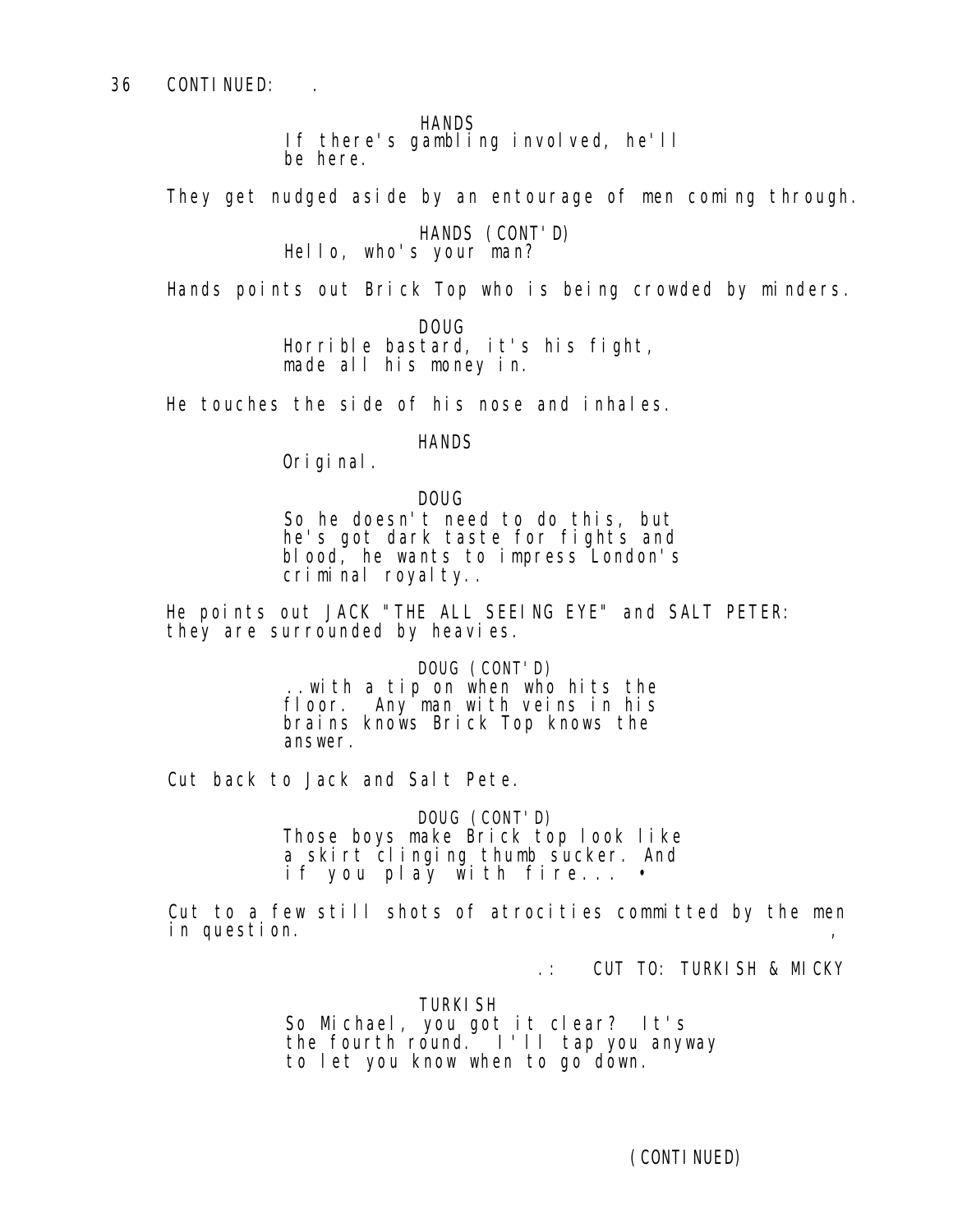36 CONTINUED: .

HANDS
If there's gambling involved, he'll be here.

They get nudged aside by an entourage of men coming through.

HANDS (CONT'D)
Hello, who's your man?

Hands points out Brick Top who is being crowded by minders.

DOUG
Horrible bastard, it's his fight, made all his money in.

He touches the side of his nose and inhales.

HANDS
Original.

DOUG
So he doesn't need to do this, but he's got dark taste for fights and blood, he wants to impress London's criminal royalty..

He points out JACK "THE ALL SEEING EYE" and SALT PETER: they are surrounded by heavies.

DOUG (CONT'D)
..with a tip on when who hits the floor. Any man with veins in his brains knows Brick Top knows the answer.

Cut back to Jack and Salt Pete.

DOUG (CONT'D)
Those boys make Brick top look like a skirt clinging thumb sucker. And if you play with fire... •

Cut to a few still shots of atrocities committed by the men in question. ,

.: CUT TO: TURKISH & MICKY

TURKISH
So Michael, you got it clear? It's the fourth round. I'll tap you anyway to let you know when to go down.

(CONTINUED)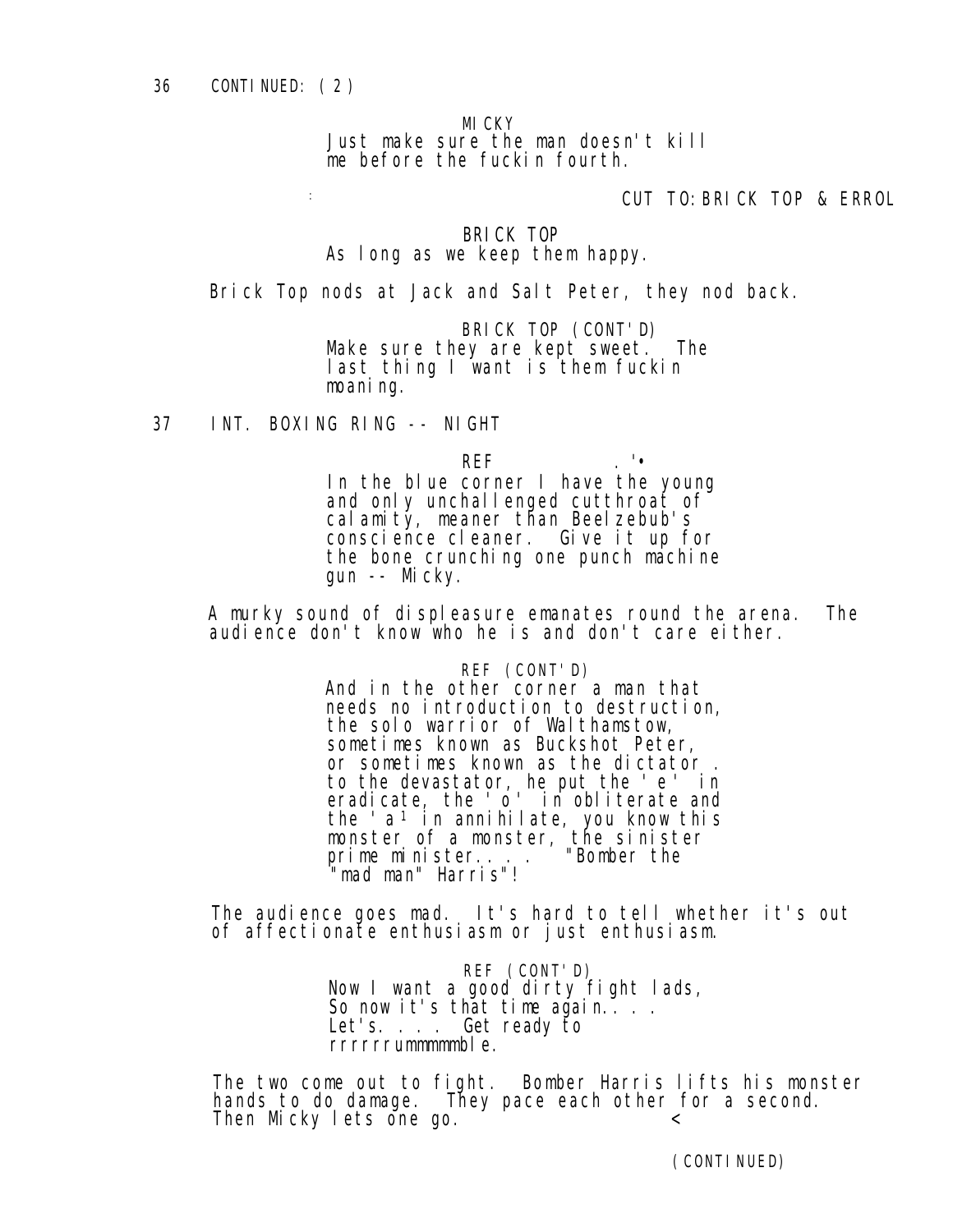36 CONTINUED: (2)

MICKY
Just make sure the man doesn't kill me before the fuckin fourth.

CUT TO: BRICK TOP & ERROL

BRICK TOP
As long as we keep them happy.

Brick Top nods at Jack and Salt Peter, they nod back.

BRICK TOP (CONT'D)
Make sure they are kept sweet. The last thing I want is them fuckin moaning.

37 INT. BOXING RING -- NIGHT

REF
In the blue corner I have the young and only unchallenged cutthroat of calamity, meaner than Beelzebub's conscience cleaner. Give it up for the bone crunching one punch machine gun -- Micky.

A murky sound of displeasure emanates round the arena. The audience don't know who he is and don't care either.

REF (CONT'D)
And in the other corner a man that needs no introduction to destruction, the solo warrior of Walthamstow, sometimes known as Buckshot Peter, or sometimes known as the dictator . to the devastator, he put the 'e' in eradicate, the 'o' in obliterate and the 'a' in annihilate, you know this monster of a monster, the sinister prime minister.... "Bomber the "mad man" Harris"!

The audience goes mad. It's hard to tell whether it's out of affectionate enthusiasm or just enthusiasm.

REF (CONT'D)
Now I want a good dirty fight lads, So now it's that time again.... Let's.... Get ready to rrrrrrummmmmble.

The two come out to fight. Bomber Harris lifts his monster hands to do damage. They pace each other for a second. Then Micky lets one go.

(CONTINUED)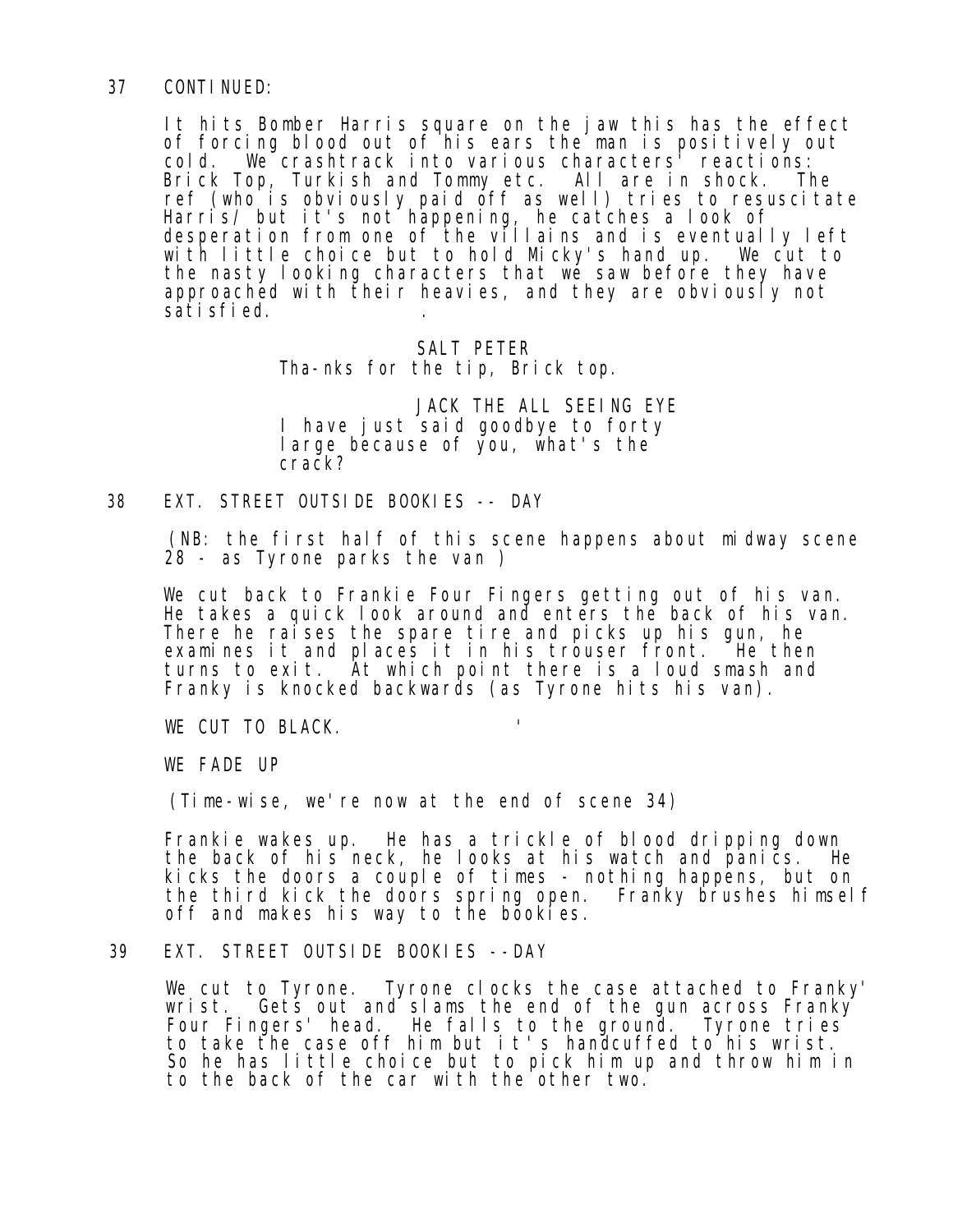37 CONTINUED:

It hits Bomber Harris square on the jaw this has the effect of forcing blood out of his ears the man is positively out cold. We crashtrack into various characters' reactions: Brick Top, Turkish and Tommy etc. All are in shock. The ref (who is obviously paid off as well) tries to resuscitate Harris/ but it's not happening, he catches a look of desperation from one of the villains and is eventually left with little choice but to hold Micky's hand up. We cut to the nasty looking characters that we saw before they have approached with their heavies, and they are obviously not satisfied.

SALT PETER
Tha-nks for the tip, Brick top.

JACK THE ALL SEEING EYE
I have just said goodbye to forty large because of you, what's the crack?

38 EXT. STREET OUTSIDE BOOKIES -- DAY

(NB: the first half of this scene happens about midway scene 28 - as Tyrone parks the van )

We cut back to Frankie Four Fingers getting out of his van. He takes a quick look around and enters the back of his van. There he raises the spare tire and picks up his gun, he examines it and places it in his trouser front. He then turns to exit. At which point there is a loud smash and Franky is knocked backwards (as Tyrone hits his van).

WE CUT TO BLACK.

WE FADE UP

(Time-wise, we're now at the end of scene 34)

Frankie wakes up. He has a trickle of blood dripping down the back of his neck, he looks at his watch and panics. He kicks the doors a couple of times - nothing happens, but on the third kick the doors spring open. Franky brushes himself off and makes his way to the bookies.

39 EXT. STREET OUTSIDE BOOKIES --DAY

We cut to Tyrone. Tyrone clocks the case attached to Franky' wrist. Gets out and slams the end of the gun across Franky Four Fingers' head. He falls to the ground. Tyrone tries to take the case off him but it's handcuffed to his wrist. So he has little choice but to pick him up and throw him in to the back of the car with the other two.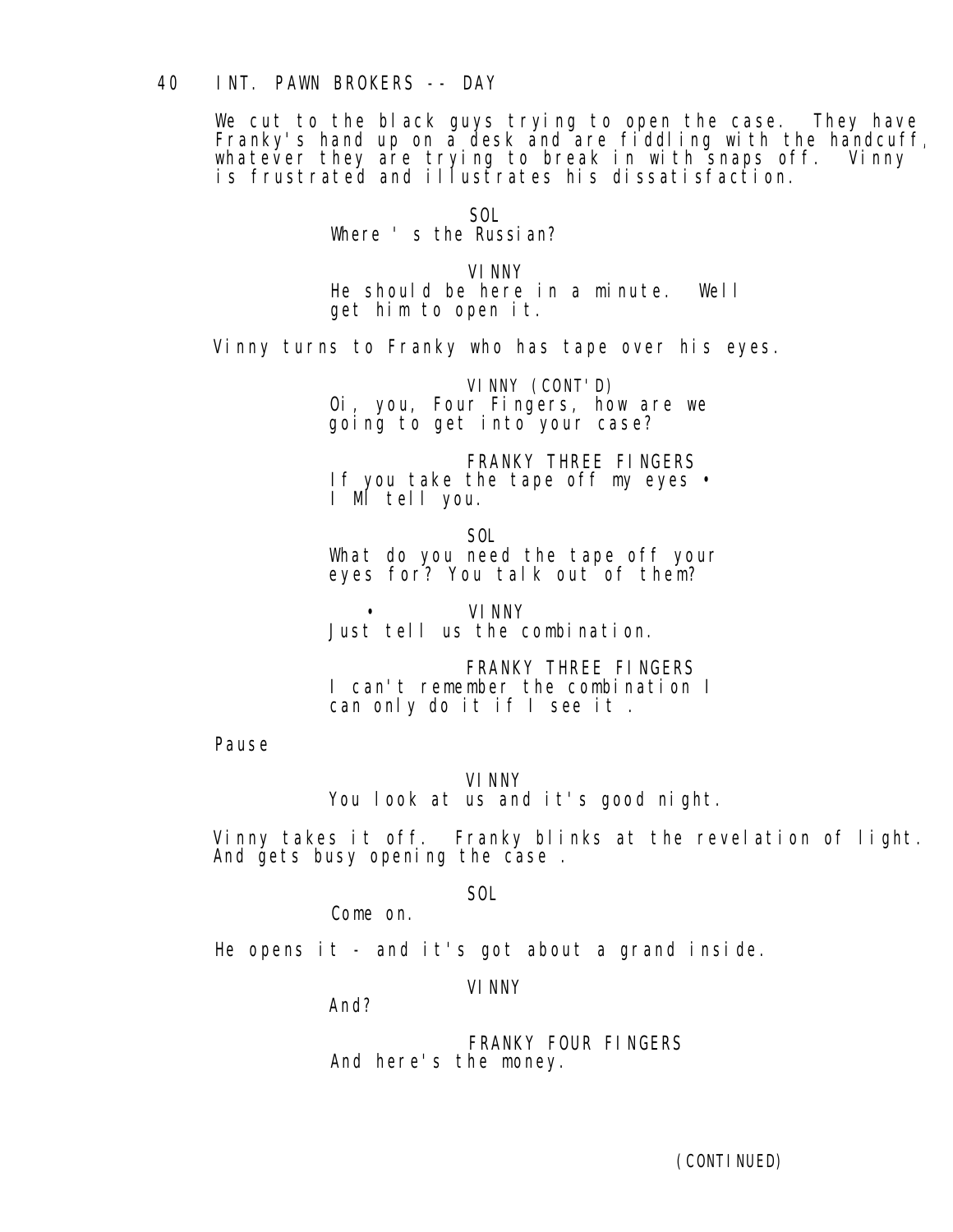40 INT. PAWN BROKERS -- DAY

We cut to the black guys trying to open the case. They have Franky's hand up on a desk and are fiddling with the handcuff, whatever they are trying to break in with snaps off. Vinny is frustrated and illustrates his dissatisfaction.

SOL
Where ' s the Russian?

VINNY
He should be here in a minute. Well get him to open it.

Vinny turns to Franky who has tape over his eyes.

VINNY (CONT'D)
Oi, you, Four Fingers, how are we going to get into your case?

FRANKY THREE FINGERS
If you take the tape off my eyes • I Ml tell you.

SOL
What do you need the tape off your eyes for? You talk out of them?

• VINNY
Just tell us the combination.

FRANKY THREE FINGERS
I can't remember the combination I can only do it if I see it .

Pause

VINNY
You look at us and it's good night.

Vinny takes it off. Franky blinks at the revelation of light. And gets busy opening the case .

SOL
Come on.

He opens it - and it's got about a grand inside.

VINNY
And?

FRANKY FOUR FINGERS
And here's the money.

(CONTINUED)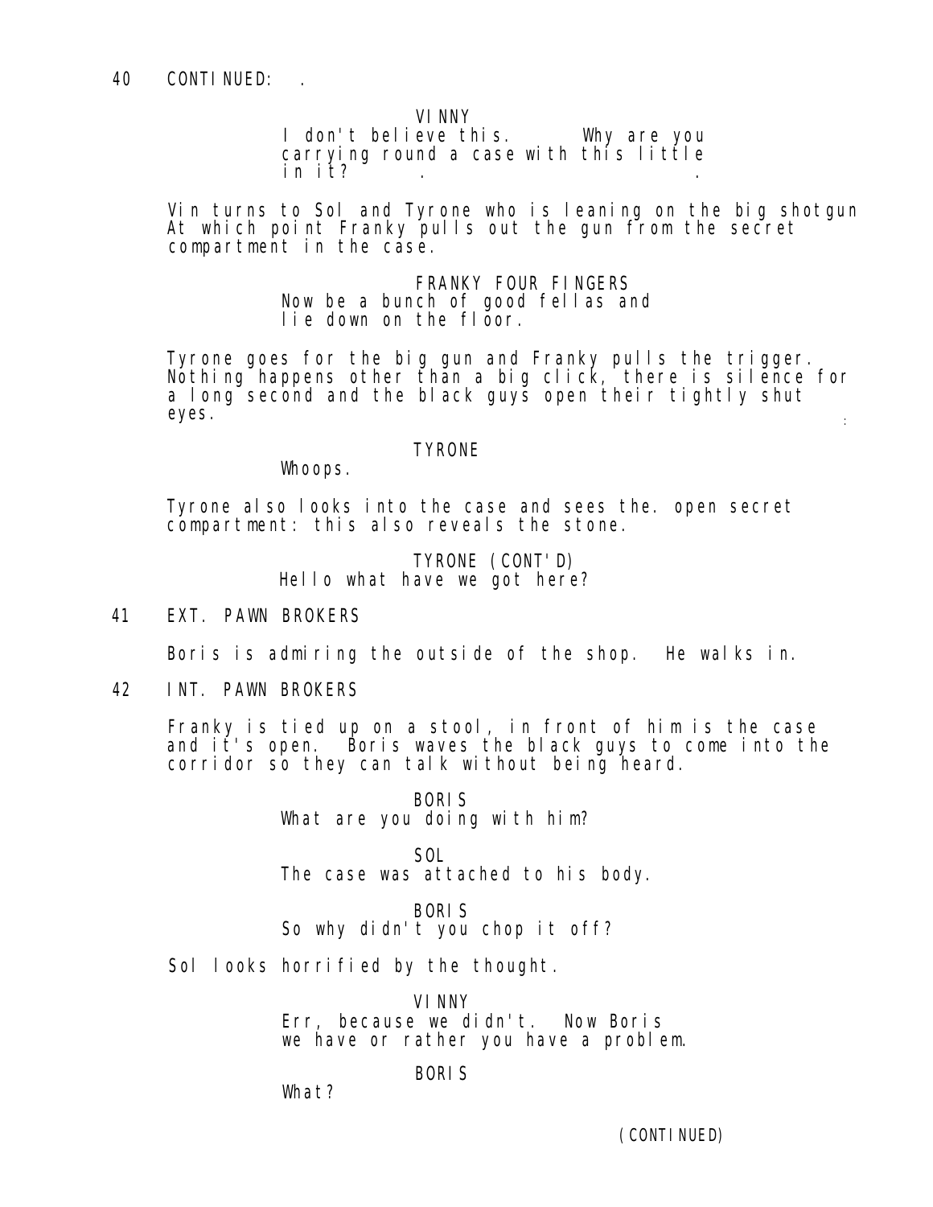40 CONTINUED: .

VINNY
I don't believe this. Why are you carrying round a case with this little in it? . .

Vin turns to Sol and Tyrone who is leaning on the big shotgun At which point Franky pulls out the gun from the secret compartment in the case.

FRANKY FOUR FINGERS
Now be a bunch of good fellas and lie down on the floor.

Tyrone goes for the big gun and Franky pulls the trigger. Nothing happens other than a big click, there is silence for a long second and the black guys open their tightly shut eyes.

TYRONE
Whoops.

Tyrone also looks into the case and sees the. open secret compartment: this also reveals the stone.

TYRONE (CONT'D)
Hello what have we got here?

41 EXT. PAWN BROKERS

Boris is admiring the outside of the shop. He walks in.

42 INT. PAWN BROKERS

Franky is tied up on a stool, in front of him is the case and it's open. Boris waves the black guys to come into the corridor so they can talk without being heard.

BORIS
What are you doing with him?

SOL
The case was attached to his body.

BORIS
So why didn't you chop it off?

Sol looks horrified by the thought.

VINNY
Err, because we didn't. Now Boris we have or rather you have a problem.

BORIS
What?

(CONTINUED)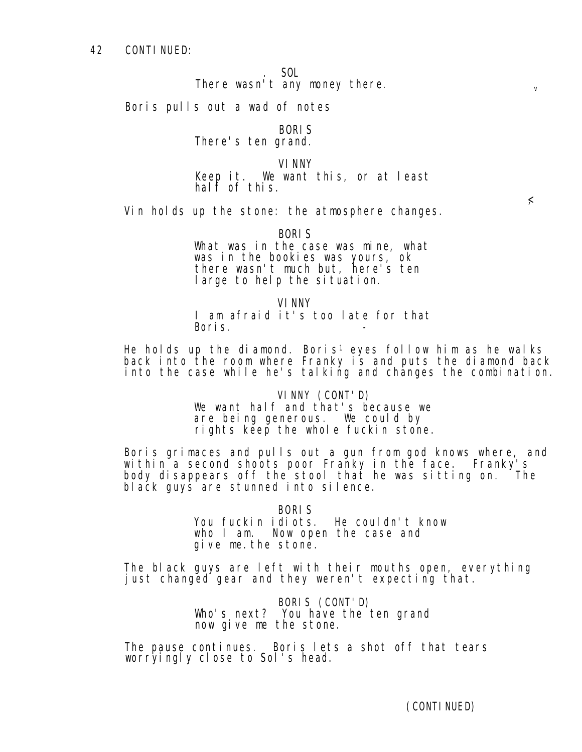42 CONTINUED:

SOL
There wasn't any money there.

Boris pulls out a wad of notes

BORIS
There's ten grand.

VINNY
Keep it. We want this, or at least half of this.

Vin holds up the stone: the atmosphere changes.

BORIS
What was in the case was mine, what was in the bookies was yours, ok there wasn't much but, here's ten large to help the situation.

VINNY
I am afraid it's too late for that Boris.

He holds up the diamond. Boris' eyes follow him as he walks back into the room where Franky is and puts the diamond back into the case while he's talking and changes the combination.

VINNY (CONT'D)
We want half and that's because we are being generous. We could by rights keep the whole fuckin stone.

Boris grimaces and pulls out a gun from god knows where, and within a second shoots poor Franky in the face. Franky's body disappears off the stool that he was sitting on. The black guys are stunned into silence.

BORIS
You fuckin idiots. He couldn't know who I am. Now open the case and give me.the stone.

The black guys are left with their mouths open, everything just changed gear and they weren't expecting that.

BORIS (CONT'D)
Who's next? You have the ten grand now give me the stone.

The pause continues. Boris lets a shot off that tears worryingly close to Sol's head.

(CONTINUED)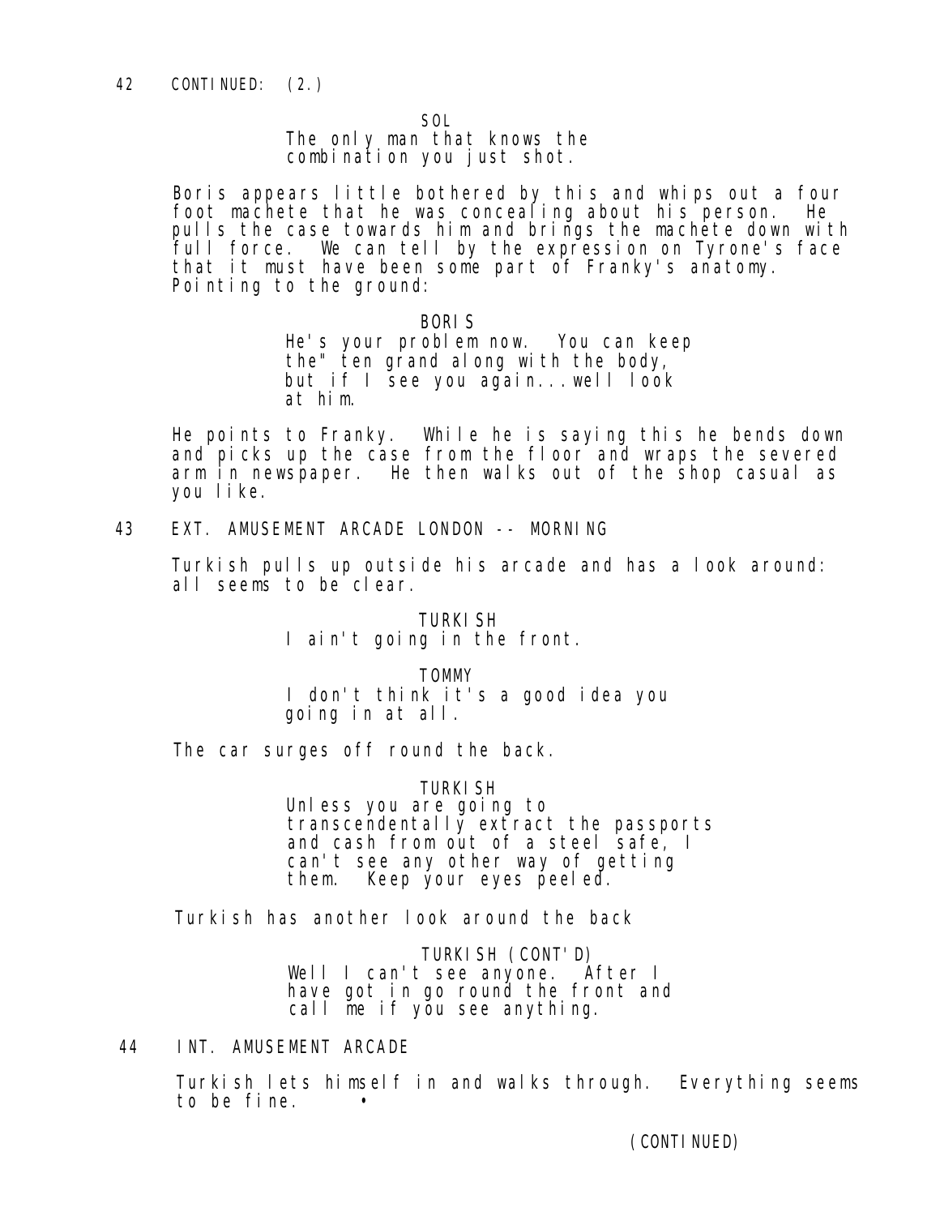42 CONTINUED: (2.)

SOL
The only man that knows the combination you just shot.

Boris appears little bothered by this and whips out a four foot machete that he was concealing about his person. He pulls the case towards him and brings the machete down with full force. We can tell by the expression on Tyrone's face that it must have been some part of Franky's anatomy. Pointing to the ground:

BORIS
He's your problem now. You can keep the" ten grand along with the body, but if I see you again...well look at him.

He points to Franky. While he is saying this he bends down and picks up the case from the floor and wraps the severed arm in newspaper. He then walks out of the shop casual as you like.

43 EXT. AMUSEMENT ARCADE LONDON -- MORNING

Turkish pulls up outside his arcade and has a look around: all seems to be clear.

TURKISH
I ain't going in the front.

TOMMY
I don't think it's a good idea you going in at all.

The car surges off round the back.

TURKISH
Unless you are going to transcendentally extract the passports and cash from out of a steel safe, I can't see any other way of getting them. Keep your eyes peeled.

Turkish has another look around the back

TURKISH (CONT'D)
Well I can't see anyone. After I have got in go round the front and call me if you see anything.

44 INT. AMUSEMENT ARCADE

Turkish lets himself in and walks through. Everything seems to be fine.

(CONTINUED)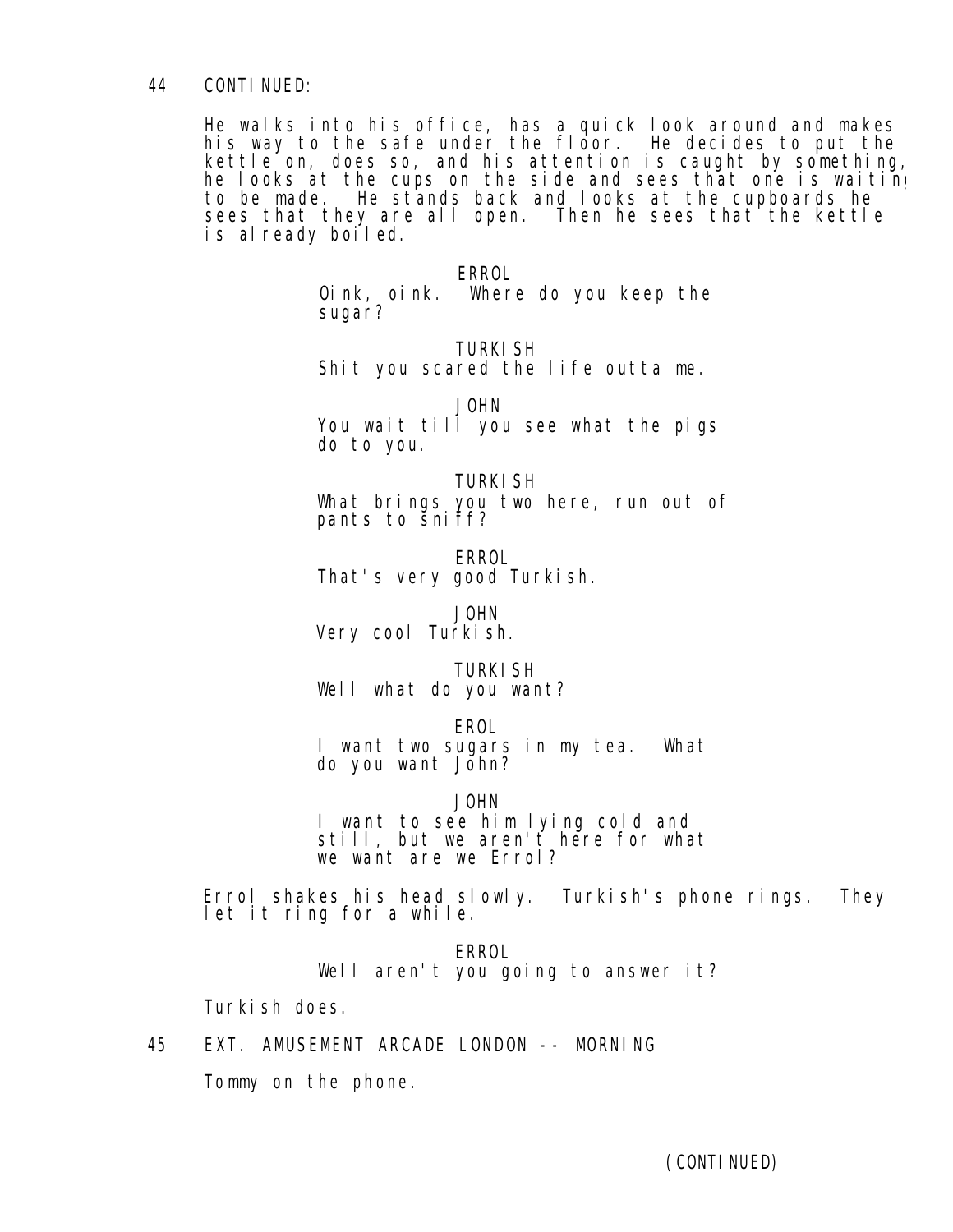44 CONTINUED:

He walks into his office, has a quick look around and makes his way to the safe under the floor. He decides to put the kettle on, does so, and his attention is caught by something, he looks at the cups on the side and sees that one is waiting to be made. He stands back and looks at the cupboards he sees that they are all open. Then he sees that the kettle is already boiled.

ERROL
Oink, oink. Where do you keep the sugar?

TURKISH
Shit you scared the life outta me.

JOHN
You wait till you see what the pigs do to you.

TURKISH
What brings you two here, run out of pants to sniff?

ERROL
That's very good Turkish.

JOHN
Very cool Turkish.

TURKISH
Well what do you want?

EROL
I want two sugars in my tea. What do you want John?

JOHN
I want to see him lying cold and still, but we aren't here for what we want are we Errol?

Errol shakes his head slowly. Turkish's phone rings. They let it ring for a while.

ERROL
Well aren't you going to answer it?

Turkish does.

45 EXT. AMUSEMENT ARCADE LONDON -- MORNING

Tommy on the phone.

(CONTINUED)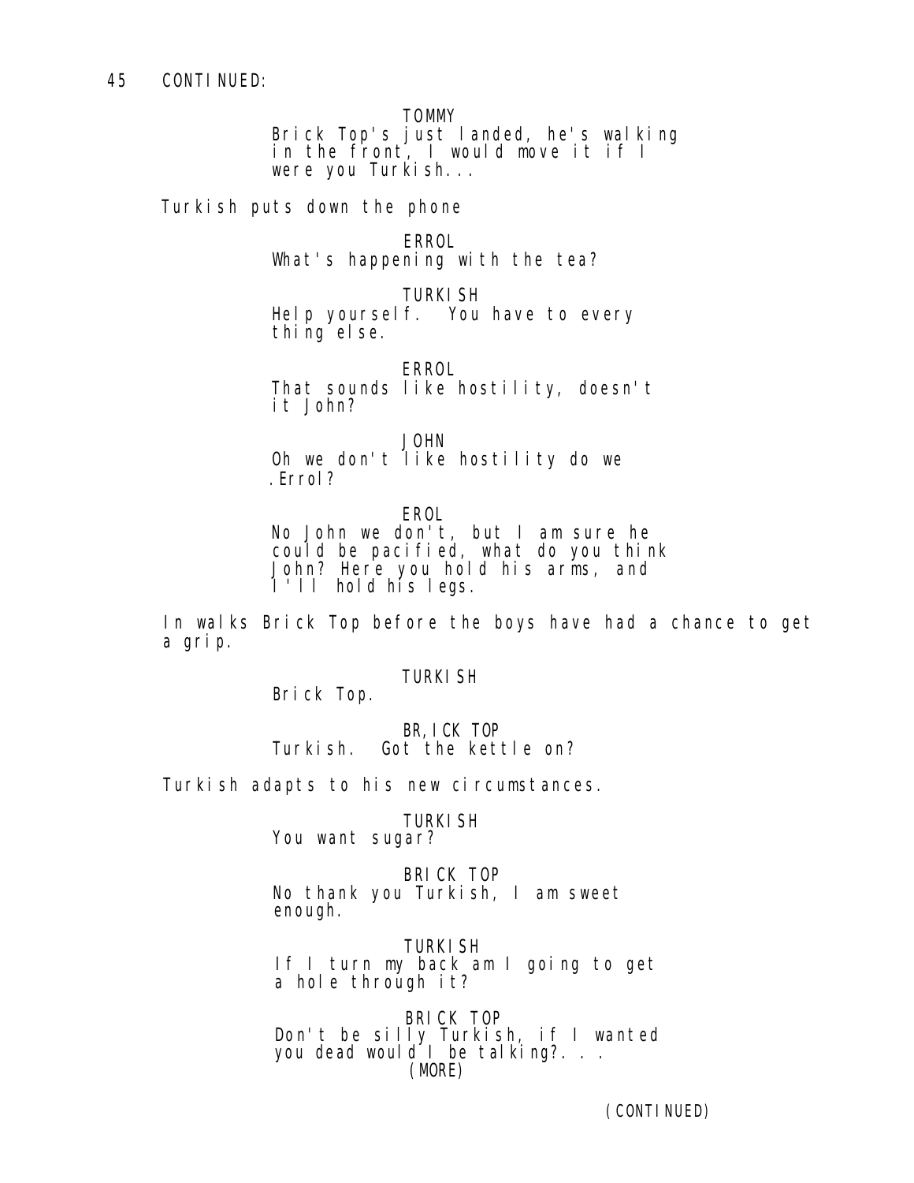45 CONTINUED:

TOMMY
Brick Top's just landed, he's walking in the front, I would move it if I were you Turkish...

Turkish puts down the phone

ERROL
What's happening with the tea?

TURKISH
Help yourself. You have to every thing else.

ERROL
That sounds like hostility, doesn't it John?

JOHN
Oh we don't like hostility do we .Errol?

EROL
No John we don't, but I am sure he could be pacified, what do you think John? Here you hold his arms, and I'll hold his legs.

In walks Brick Top before the boys have had a chance to get a grip.

TURKISH
Brick Top.

BR,ICK TOP
Turkish. Got the kettle on?

Turkish adapts to his new circumstances.

TURKISH
You want sugar?

BRICK TOP
No thank you Turkish, I am sweet enough.

TURKISH
If I turn my back am I going to get a hole through it?

BRICK TOP
Don't be silly Turkish, if I wanted you dead would I be talking?. . .
(MORE)

(CONTINUED)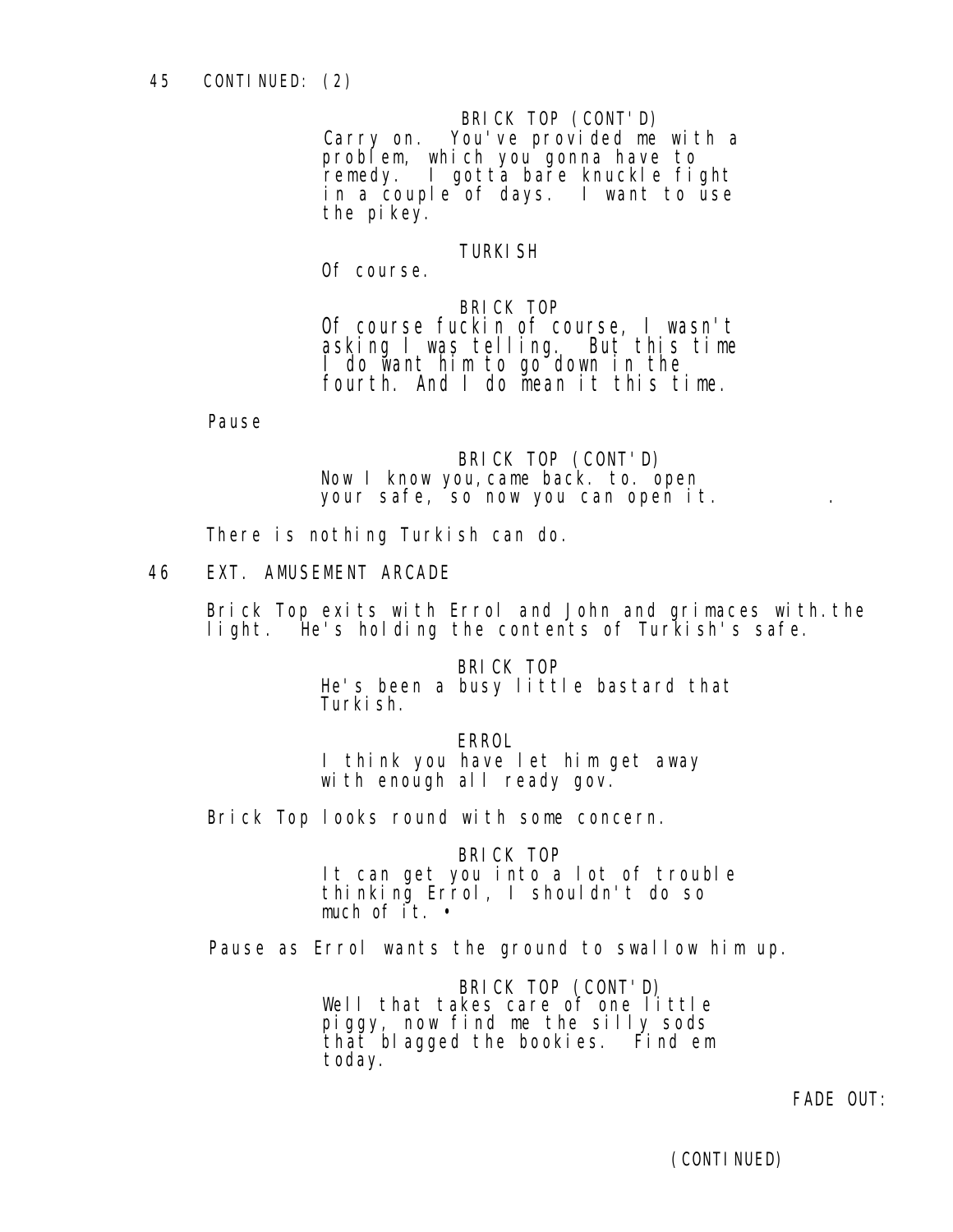45 CONTINUED: (2)

BRICK TOP (CONT'D)
Carry on. You've provided me with a problem, which you gonna have to remedy. I gotta bare knuckle fight in a couple of days. I want to use the pikey.

TURKISH
Of course.

BRICK TOP
Of course fuckin of course, I wasn't asking I was telling. But this time I do want him to go down in the fourth. And I do mean it this time.

Pause

BRICK TOP (CONT'D)
Now I know you,came back. to. open your safe, so now you can open it. .

There is nothing Turkish can do.

46 EXT. AMUSEMENT ARCADE

Brick Top exits with Errol and John and grimaces with.the light. He's holding the contents of Turkish's safe.

BRICK TOP
He's been a busy little bastard that Turkish.

ERROL
I think you have let him get away with enough all ready gov.

Brick Top looks round with some concern.

BRICK TOP
It can get you into a lot of trouble thinking Errol, I shouldn't do so much of it. •

Pause as Errol wants the ground to swallow him up.

BRICK TOP (CONT'D)
Well that takes care of one little piggy, now find me the silly sods that blagged the bookies. Find em today.

FADE OUT:

(CONTINUED)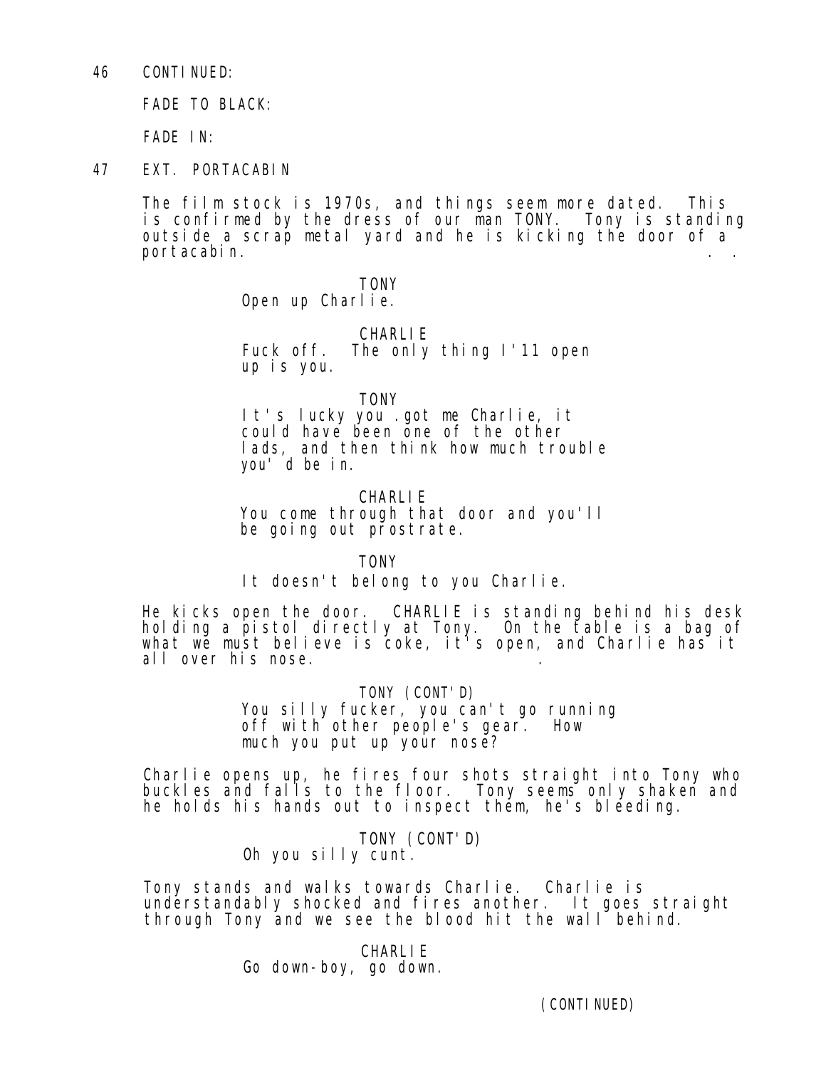46 CONTINUED:

FADE TO BLACK:

FADE IN:

47 EXT. PORTACABIN

The film stock is 1970s, and things seem more dated. This is confirmed by the dress of our man TONY. Tony is standing outside a scrap metal yard and he is kicking the door of a portacabin. . .

TONY
Open up Charlie.

CHARLIE
Fuck off. The only thing I'11 open up is you.

TONY
It's lucky you .got me Charlie, it could have been one of the other lads, and then think how much trouble you' d be in.

CHARLIE
You come through that door and you'll be going out prostrate.

TONY
It doesn't belong to you Charlie.

He kicks open the door. CHARLIE is standing behind his desk holding a pistol directly at Tony. On the table is a bag of what we must believe is coke, it's open, and Charlie has it all over his nose. .

TONY (CONT'D)
You silly fucker, you can't go running off with other people's gear. How much you put up your nose?

Charlie opens up, he fires four shots straight into Tony who buckles and falls to the floor. Tony seems only shaken and he holds his hands out to inspect them, he's bleeding.

TONY (CONT'D)
Oh you silly cunt.

Tony stands and walks towards Charlie. Charlie is understandably shocked and fires another. It goes straight through Tony and we see the blood hit the wall behind.

CHARLIE
Go down-boy, go down.

(CONTINUED)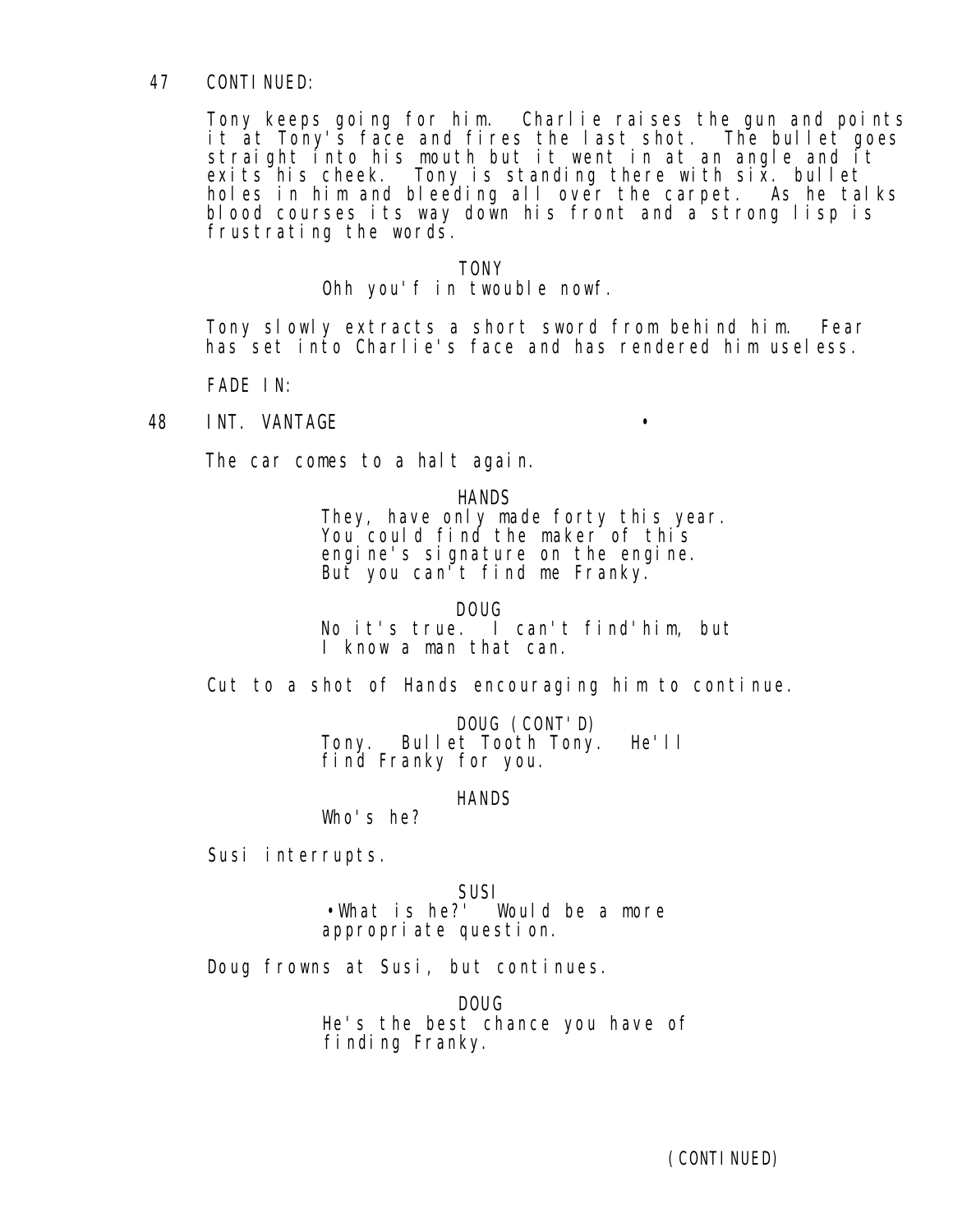47 CONTINUED:

Tony keeps going for him. Charlie raises the gun and points it at Tony's face and fires the last shot. The bullet goes straight into his mouth but it went in at an angle and it exits his cheek. Tony is standing there with six. bullet holes in him and bleeding all over the carpet. As he talks blood courses its way down his front and a strong lisp is frustrating the words.

TONY
Ohh you'f in twouble nowf.

Tony slowly extracts a short sword from behind him. Fear has set into Charlie's face and has rendered him useless.

FADE IN:

48 INT. VANTAGE •

The car comes to a halt again.

HANDS
They, have only made forty this year. You could find the maker of this engine's signature on the engine. But you can't find me Franky.

DOUG
No it's true. I can't find'him, but I know a man that can.

Cut to a shot of Hands encouraging him to continue.

DOUG (CONT'D)
Tony. Bullet Tooth Tony. He'll find Franky for you.

HANDS
Who's he?

Susi interrupts.

SUSI
•What is he?' Would be a more appropriate question.

Doug frowns at Susi, but continues.

DOUG
He's the best chance you have of finding Franky.

(CONTINUED)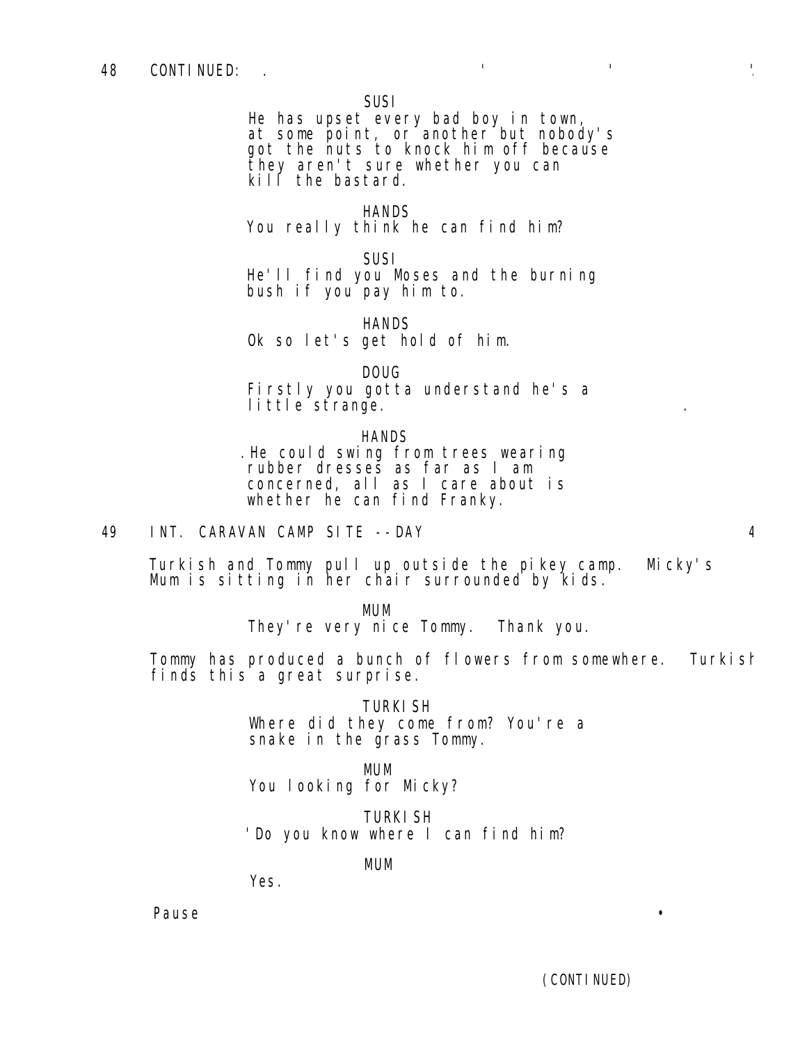48 CONTINUED:

SUSI
He has upset every bad boy in town, at some point, or another but nobody's got the nuts to knock him off because they aren't sure whether you can kill the bastard.

HANDS
You really think he can find him?

SUSI
He'll find you Moses and the burning bush if you pay him to.

HANDS
Ok so let's get hold of him.

DOUG
Firstly you gotta understand he's a little strange.

HANDS
He could swing from trees wearing rubber dresses as far as I am concerned, all as I care about is whether he can find Franky.

49 INT. CARAVAN CAMP SITE -- DAY

Turkish and Tommy pull up outside the pikey camp. Micky's Mum is sitting in her chair surrounded by kids.

MUM
They're very nice Tommy. Thank you.

Tommy has produced a bunch of flowers from somewhere. Turkish finds this a great surprise.

TURKISH
Where did they come from? You're a snake in the grass Tommy.

MUM
You looking for Micky?

TURKISH
Do you know where I can find him?

MUM
Yes.

Pause

(CONTINUED)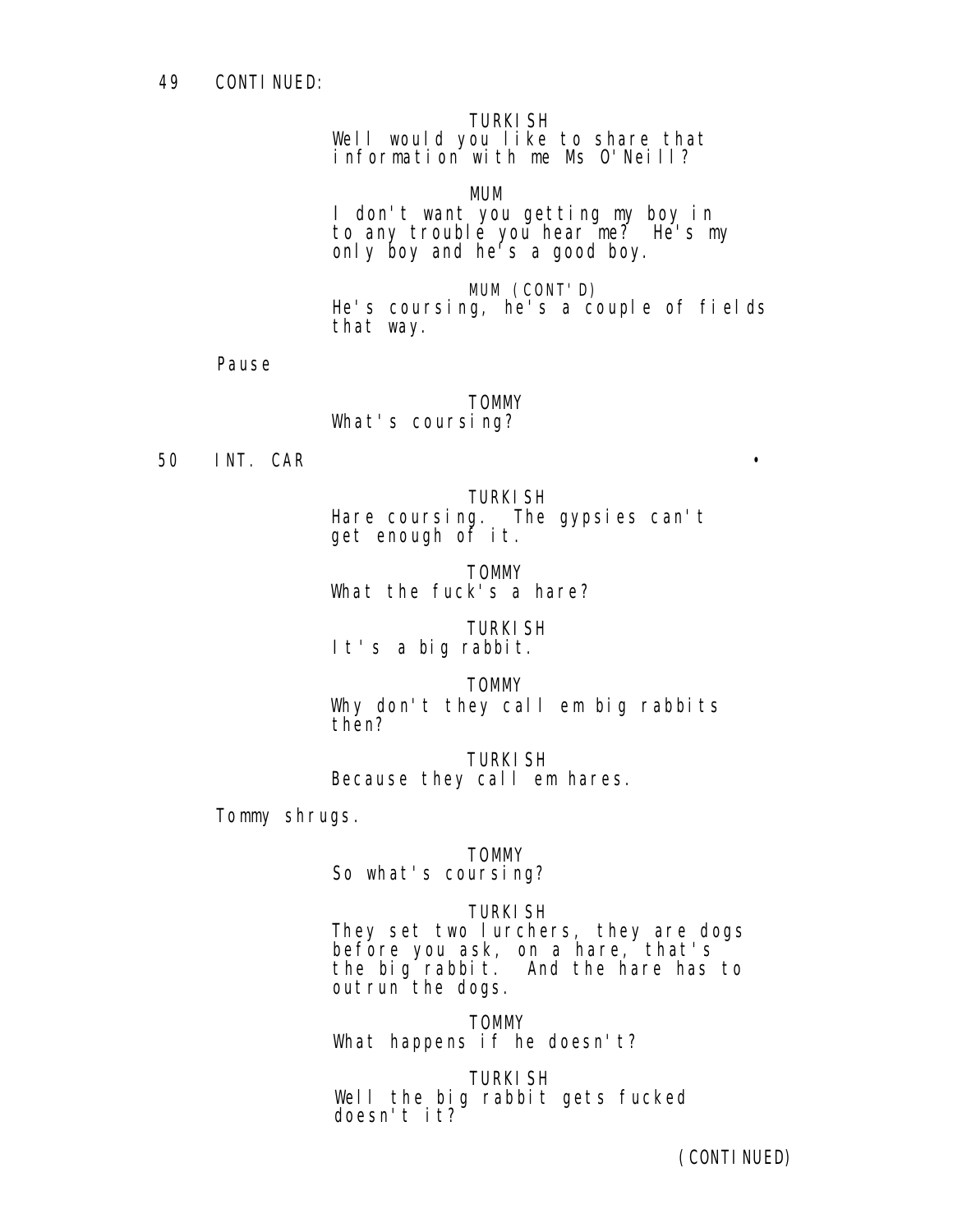49 CONTINUED:

TURKISH
Well would you like to share that information with me Ms O'Neill?

MUM
I don't want you getting my boy in to any trouble you hear me? He's my only boy and he's a good boy.

MUM (CONT'D)
He's coursing, he's a couple of fields that way.

Pause

TOMMY
What's coursing?

50 INT. CAR •

TURKISH
Hare coursing. The gypsies can't get enough of it.

TOMMY
What the fuck's a hare?

TURKISH
It's a big rabbit.

TOMMY
Why don't they call em big rabbits then?

TURKISH
Because they call em hares.

Tommy shrugs.

TOMMY
So what's coursing?

TURKISH
They set two lurchers, they are dogs before you ask, on a hare, that's the big rabbit. And the hare has to outrun the dogs.

TOMMY
What happens if he doesn't?

TURKISH
Well the big rabbit gets fucked doesn't it?

(CONTINUED)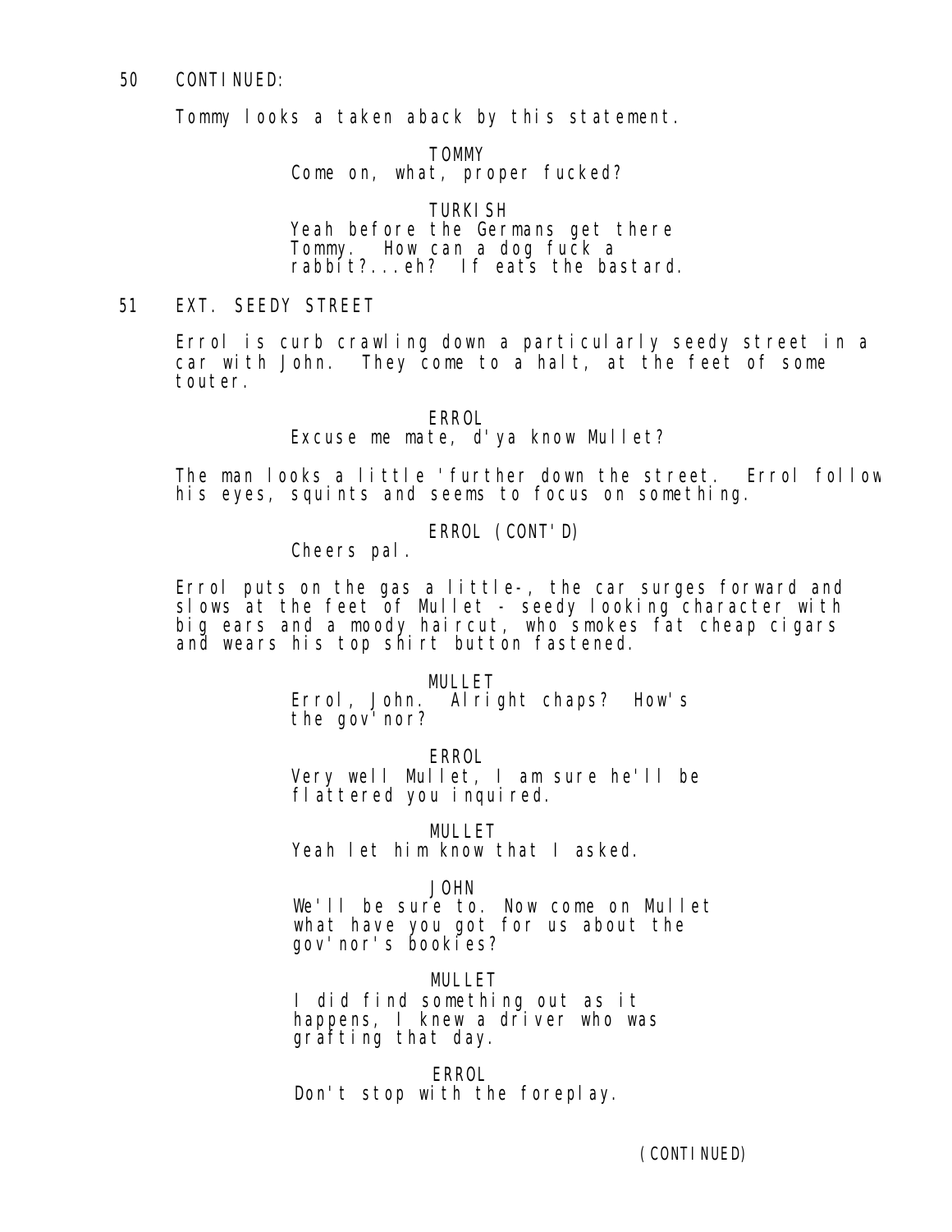50 CONTINUED:

Tommy looks a taken aback by this statement.

TOMMY
Come on, what, proper fucked?

TURKISH
Yeah before the Germans get there Tommy. How can a dog fuck a rabbit?...eh? If eats the bastard.

51 EXT. SEEDY STREET

Errol is curb crawling down a particularly seedy street in a car with John. They come to a halt, at the feet of some touter.

ERROL
Excuse me mate, d'ya know Mullet?

The man looks a little 'further down the street. Errol follow his eyes, squints and seems to focus on something.

ERROL (CONT'D)
Cheers pal.

Errol puts on the gas a little-, the car surges forward and slows at the feet of Mullet - seedy looking character with big ears and a moody haircut, who smokes fat cheap cigars and wears his top shirt button fastened.

MULLET
Errol, John. Alright chaps? How's the gov'nor?

ERROL
Very well Mullet, I am sure he'll be flattered you inquired.

MULLET
Yeah let him know that I asked.

JOHN
We'll be sure to. Now come on Mullet what have you got for us about the gov'nor's bookies?

MULLET
I did find something out as it happens, I knew a driver who was grafting that day.

ERROL
Don't stop with the foreplay.

(CONTINUED)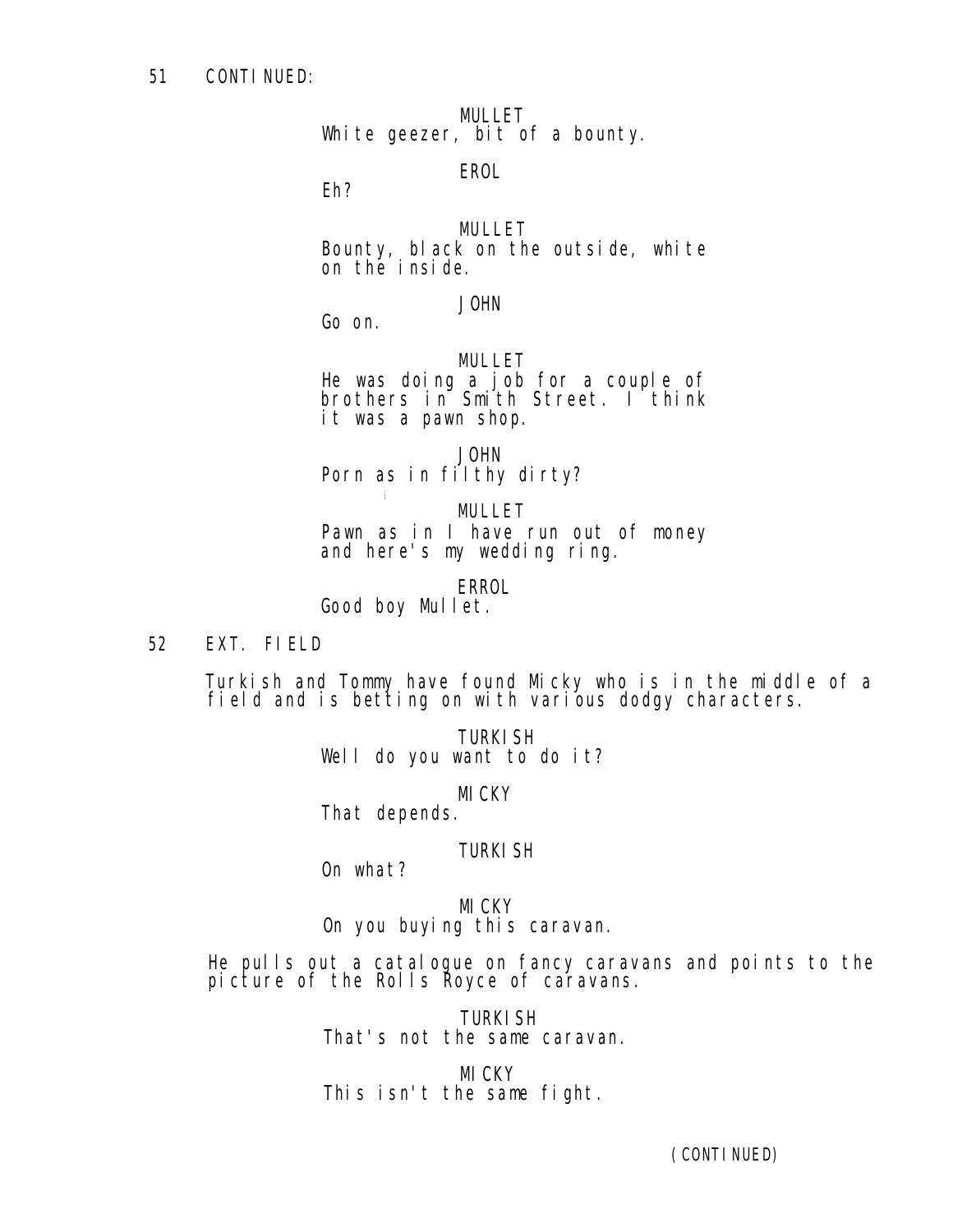51 CONTINUED:

MULLET
White geezer, bit of a bounty.

EROL
Eh?

MULLET
Bounty, black on the outside, white on the inside.

JOHN
Go on.

MULLET
He was doing a job for a couple of brothers in Smith Street. I think it was a pawn shop.

JOHN
Porn as in filthy dirty?

MULLET
Pawn as in I have run out of money and here's my wedding ring.

ERROL
Good boy Mullet.

52 EXT. FIELD

Turkish and Tommy have found Micky who is in the middle of a field and is betting on with various dodgy characters.

TURKISH
Well do you want to do it?

MICKY
That depends.

TURKISH
On what?

MICKY
On you buying this caravan.

He pulls out a catalogue on fancy caravans and points to the picture of the Rolls Royce of caravans.

TURKISH
That's not the same caravan.

MICKY
This isn't the same fight.

(CONTINUED)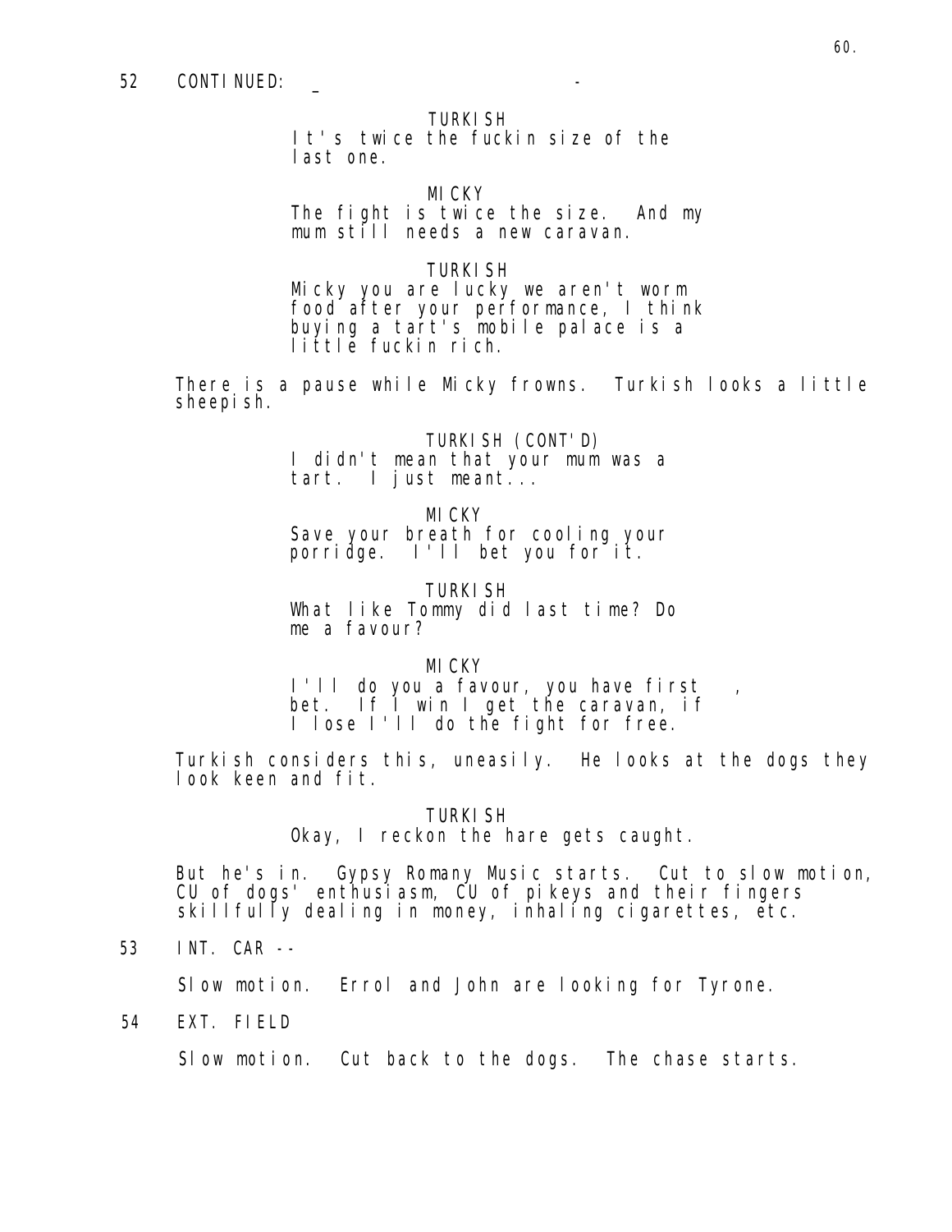52 CONTINUED:

TURKISH
It's twice the fuckin size of the last one.

MICKY
The fight is twice the size. And my mum still needs a new caravan.

TURKISH
Micky you are lucky we aren't worm food after your performance, I think buying a tart's mobile palace is a little fuckin rich.

There is a pause while Micky frowns. Turkish looks a little sheepish.

TURKISH (CONT'D)
I didn't mean that your mum was a tart. I just meant...

MICKY
Save your breath for cooling your porridge. I'll bet you for it.

TURKISH
What like Tommy did last time? Do me a favour?

MICKY
I'll do you a favour, you have first , bet. If I win I get the caravan, if I lose I'll do the fight for free.

Turkish considers this, uneasily. He looks at the dogs they look keen and fit.

TURKISH
Okay, I reckon the hare gets caught.

But he's in. Gypsy Romany Music starts. Cut to slow motion, CU of dogs' enthusiasm, CU of pikeys and their fingers skillfully dealing in money, inhaling cigarettes, etc.

53 INT. CAR --

Slow motion. Errol and John are looking for Tyrone.

54 EXT. FIELD

Slow motion. Cut back to the dogs. The chase starts.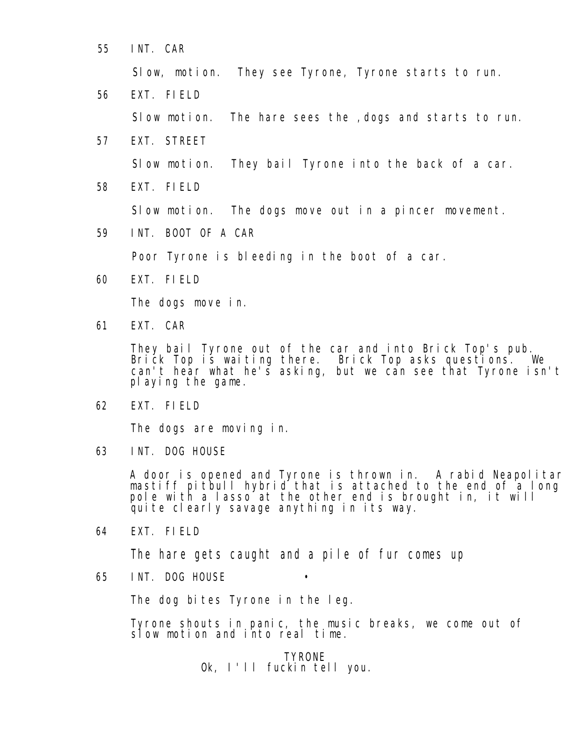55 INT. CAR

Slow, motion. They see Tyrone, Tyrone starts to run.

56 EXT. FIELD

Slow motion. The hare sees the ,dogs and starts to run.

57 EXT. STREET

Slow motion. They bail Tyrone into the back of a car.

58 EXT. FIELD

Slow motion. The dogs move out in a pincer movement.

59 INT. BOOT OF A CAR

Poor Tyrone is bleeding in the boot of a car.

60 EXT. FIELD

The dogs move in.

61 EXT. CAR

They bail Tyrone out of the car and into Brick Top's pub. Brick Top is waiting there. Brick Top asks questions. We can't hear what he's asking, but we can see that Tyrone isn't playing the game.

62 EXT. FIELD

The dogs are moving in.

63 INT. DOG HOUSE

A door is opened and Tyrone is thrown in. A rabid Neapolitar mastiff pitbull hybrid that is attached to the end of a long pole with a lasso at the other end is brought in, it will quite clearly savage anything in its way.

64 EXT. FIELD

The hare gets caught and a pile of fur comes up

65 INT. DOG HOUSE •

The dog bites Tyrone in the leg.

Tyrone shouts in panic, the music breaks, we come out of slow motion and into real time.

TYRONE
Ok, I'll fuckin tell you.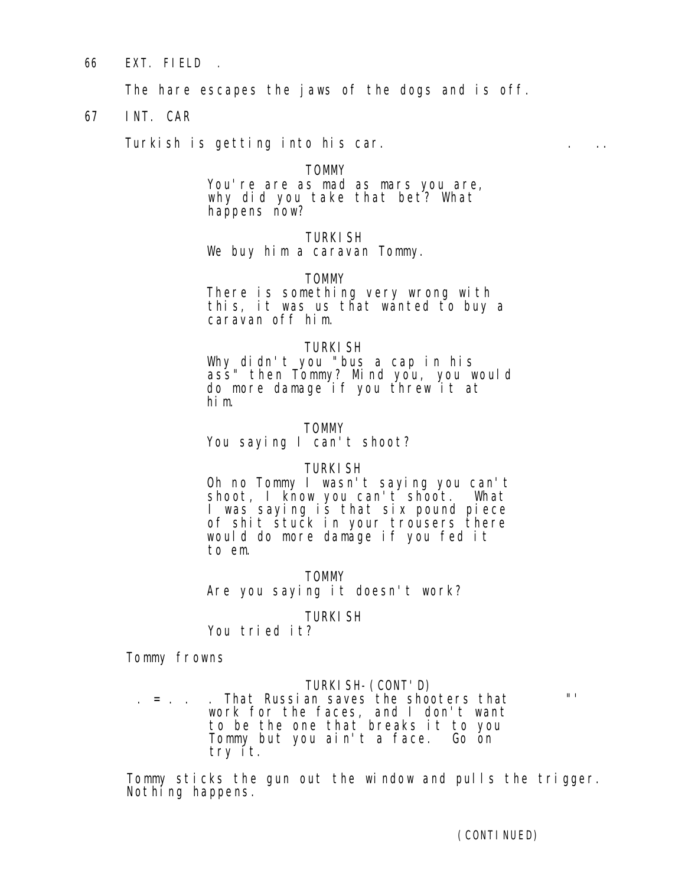66 EXT. FIELD .

The hare escapes the jaws of the dogs and is off.

67 INT. CAR

Turkish is getting into his car.

TOMMY
You're are as mad as mars you are, why did you take that bet? What happens now?

TURKISH
We buy him a caravan Tommy.

TOMMY
There is something very wrong with this, it was us that wanted to buy a caravan off him.

TURKISH
Why didn't you "bus a cap in his ass" then Tommy? Mind you, you would do more damage if you threw it at him.

TOMMY
You saying I can't shoot?

TURKISH
Oh no Tommy I wasn't saying you can't shoot, I know you can't shoot. What I was saying is that six pound piece of shit stuck in your trousers there would do more damage if you fed it to em.

TOMMY
Are you saying it doesn't work?

TURKISH
You tried it?

Tommy frowns

TURKISH-(CONT'D)
. That Russian saves the shooters that work for the faces, and I don't want to be the one that breaks it to you Tommy but you ain't a face. Go on try it.

Tommy sticks the gun out the window and pulls the trigger. Nothing happens.

(CONTINUED)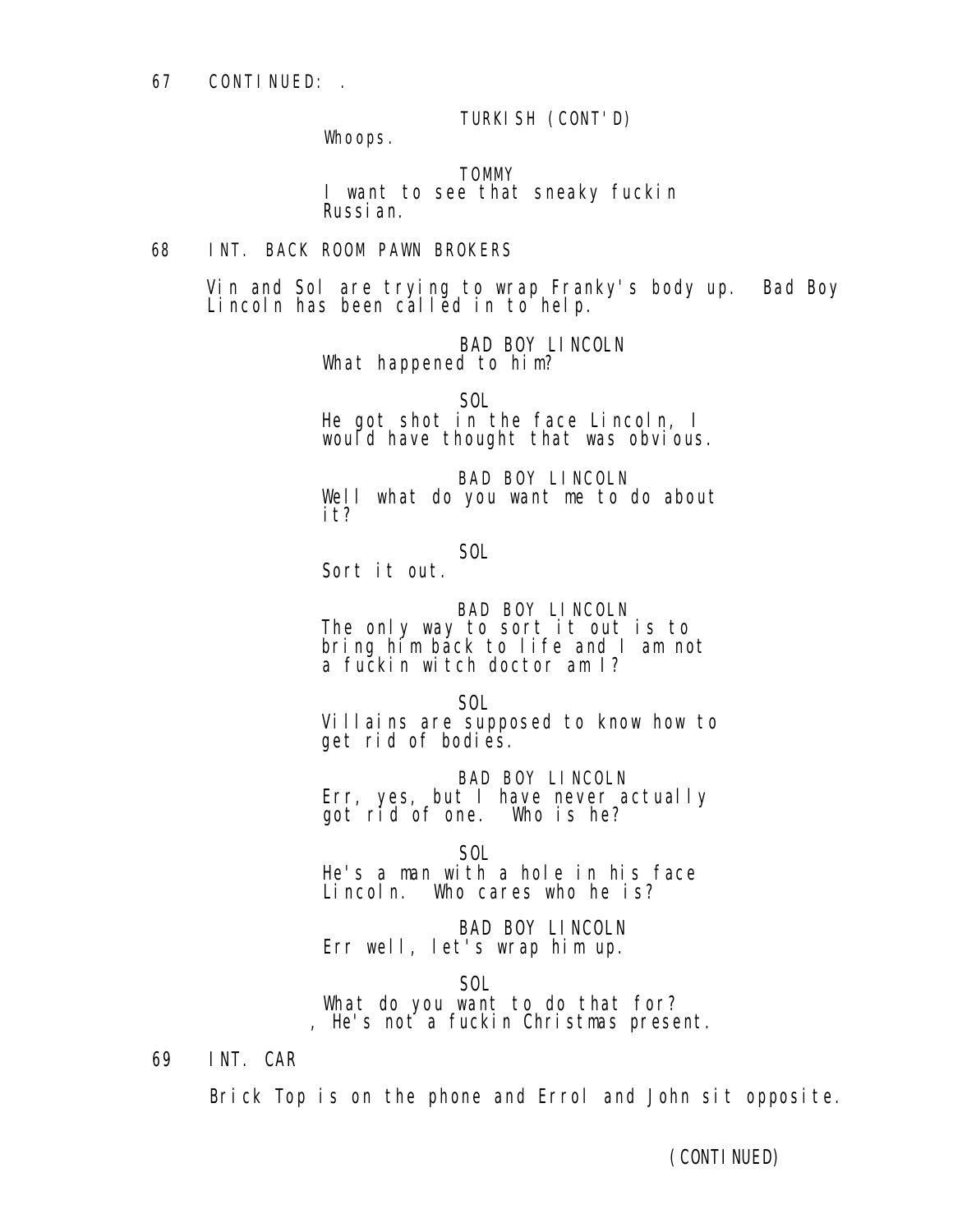67 CONTINUED: .

TURKISH (CONT'D)
Whoops.

TOMMY
I want to see that sneaky fuckin Russian.

68 INT. BACK ROOM PAWN BROKERS

Vin and Sol are trying to wrap Franky's body up. Bad Boy Lincoln has been called in to help.

BAD BOY LINCOLN
What happened to him?

SOL
He got shot in the face Lincoln, I would have thought that was obvious.

BAD BOY LINCOLN
Well what do you want me to do about it?

SOL
Sort it out.

BAD BOY LINCOLN
The only way to sort it out is to bring him back to life and I am not a fuckin witch doctor am I?

SOL
Villains are supposed to know how to get rid of bodies.

BAD BOY LINCOLN
Err, yes, but I have never actually got rid of one. Who is he?

SOL
He's a man with a hole in his face Lincoln. Who cares who he is?

BAD BOY LINCOLN
Err well, let's wrap him up.

SOL
What do you want to do that for? , He's not a fuckin Christmas present.

69 INT. CAR

Brick Top is on the phone and Errol and John sit opposite.

(CONTINUED)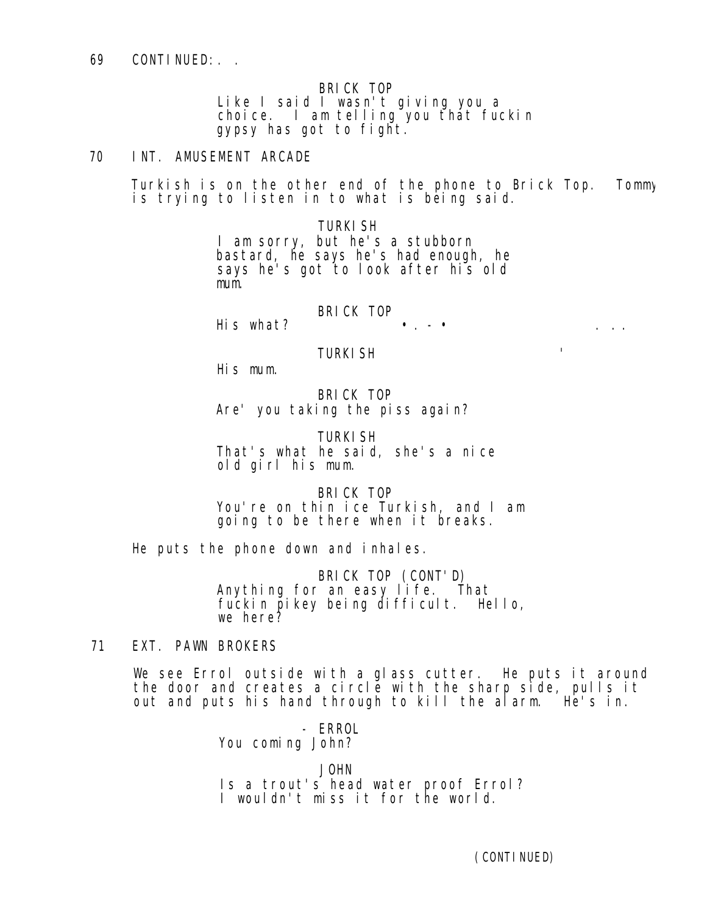69 CONTINUED:. .

BRICK TOP
Like I said I wasn't giving you a choice. I am telling you that fuckin gypsy has got to fight.

70 INT. AMUSEMENT ARCADE

Turkish is on the other end of the phone to Brick Top. Tommy is trying to listen in to what is being said.

TURKISH
I am sorry, but he's a stubborn bastard, he says he's had enough, he says he's got to look after his old mum.

BRICK TOP
His what?

TURKISH
His mum.

BRICK TOP
Are' you taking the piss again?

TURKISH
That's what he said, she's a nice old girl his mum.

BRICK TOP
You're on thin ice Turkish, and I am going to be there when it breaks.

He puts the phone down and inhales.

BRICK TOP (CONT'D)
Anything for an easy life. That fuckin pikey being difficult. Hello, we here?

71 EXT. PAWN BROKERS

We see Errol outside with a glass cutter. He puts it around the door and creates a circle with the sharp side, pulls it out and puts his hand through to kill the alarm. He's in.

ERROL
You coming John?

JOHN
Is a trout's head water proof Errol? I wouldn't miss it for the world.

(CONTINUED)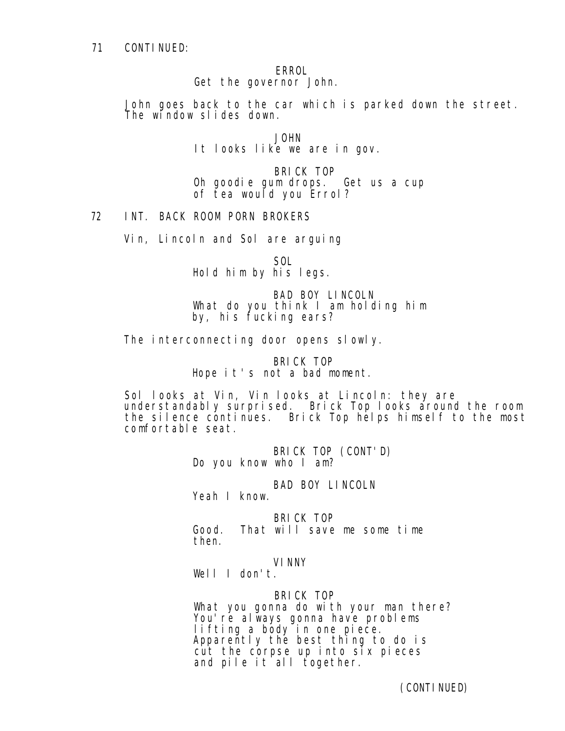71 CONTINUED:

ERROL
Get the governor John.

John goes back to the car which is parked down the street. The window slides down.

JOHN
It looks like we are in gov.

BRICK TOP
Oh goodie gum drops. Get us a cup of tea would you Errol?

72 INT. BACK ROOM PORN BROKERS

Vin, Lincoln and Sol are arguing

SOL
Hold him by his legs.

BAD BOY LINCOLN
What do you think I am holding him by, his fucking ears?

The interconnecting door opens slowly.

BRICK TOP
Hope it's not a bad moment.

Sol looks at Vin, Vin looks at Lincoln: they are understandably surprised. Brick Top looks around the room the silence continues. Brick Top helps himself to the most comfortable seat.

BRICK TOP (CONT'D)
Do you know who I am?

BAD BOY LINCOLN
Yeah I know.

BRICK TOP
Good. That will save me some time then.

VINNY
Well I don't.

BRICK TOP
What you gonna do with your man there? You're always gonna have problems lifting a body in one piece. Apparently the best thing to do is cut the corpse up into six pieces and pile it all together.

(CONTINUED)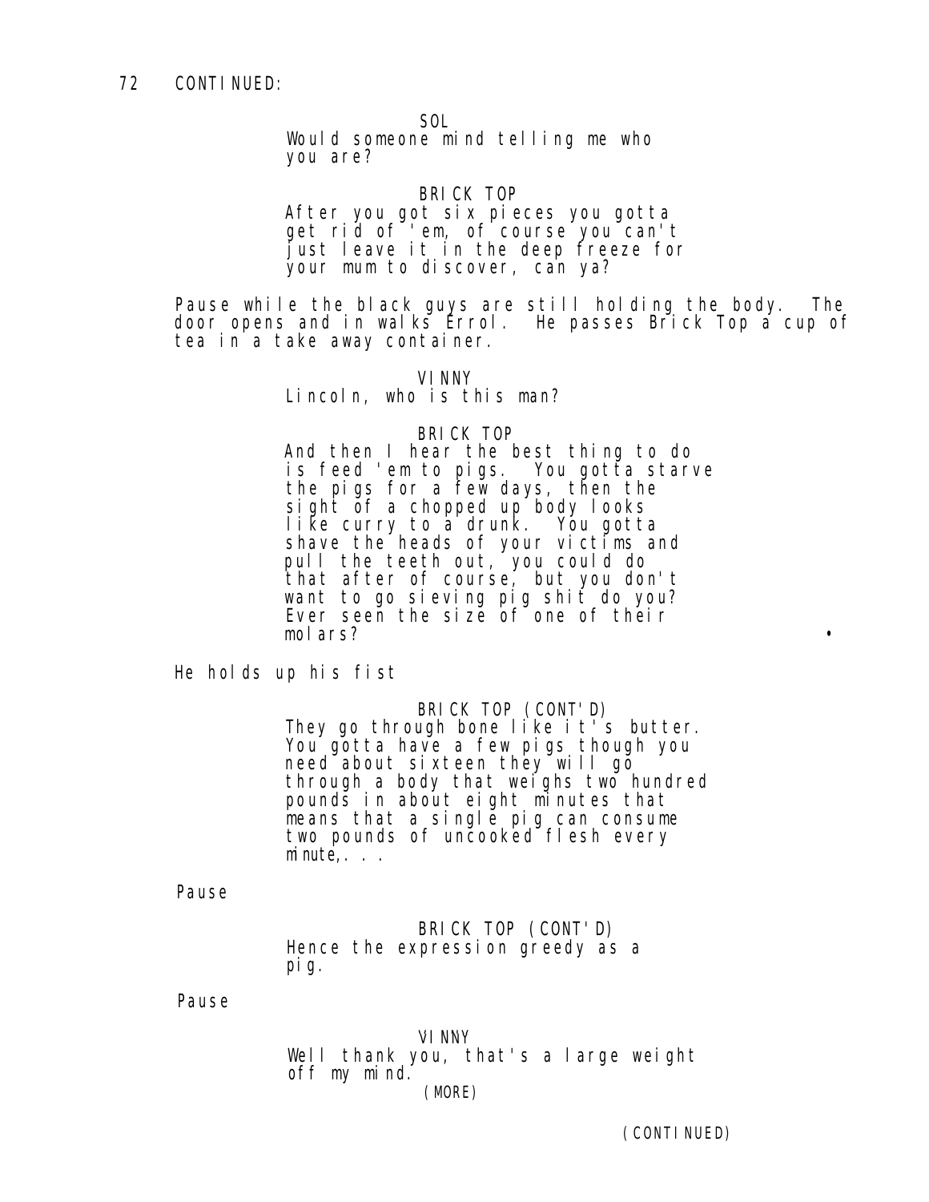72 CONTINUED:

SOL

Would someone mind telling me who you are?

BRICK TOP

After you got six pieces you gotta get rid of 'em, of course you can't just leave it in the deep freeze for your mum to discover, can ya?

Pause while the black guys are still holding the body. The door opens and in walks Errol. He passes Brick Top a cup of tea in a take away container.

VINNY

Lincoln, who is this man?

BRICK TOP

And then I hear the best thing to do is feed 'em to pigs. You gotta starve the pigs for a few days, then the sight of a chopped up body looks like curry to a drunk. You gotta shave the heads of your victims and pull the teeth out, you could do that after of course, but you don't want to go sieving pig shit do you? Ever seen the size of one of their molars?

He holds up his fist

BRICK TOP (CONT'D)

They go through bone like it's butter. You gotta have a few pigs though you need about sixteen they will go through a body that weighs two hundred pounds in about eight minutes that means that a single pig can consume two pounds of uncooked flesh every minute,. . .

Pause

BRICK TOP (CONT'D)

Hence the expression greedy as a pig.

Pause

VINNY

Well thank you, that's a large weight off my mind.

(MORE)

(CONTINUED)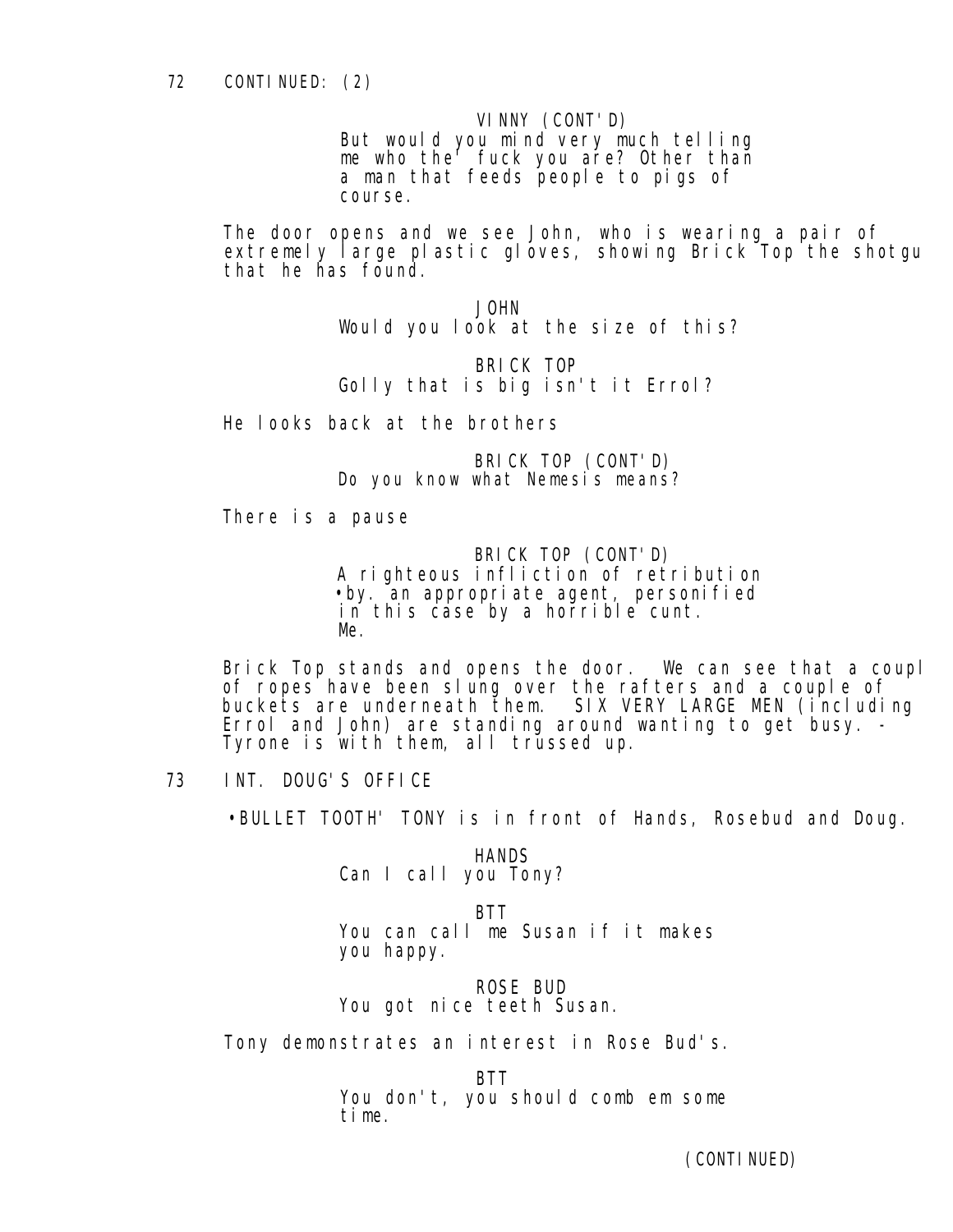72 CONTINUED: (2)

VINNY (CONT'D)
But would you mind very much telling me who the fuck you are? Other than a man that feeds people to pigs of course.

The door opens and we see John, who is wearing a pair of extremely large plastic gloves, showing Brick Top the shotgu that he has found.

JOHN
Would you look at the size of this?

BRICK TOP
Golly that is big isn't it Errol?

He looks back at the brothers

BRICK TOP (CONT'D)
Do you know what Nemesis means?

There is a pause

BRICK TOP (CONT'D)
A righteous infliction of retribution •by. an appropriate agent, personified in this case by a horrible cunt. Me.

Brick Top stands and opens the door. We can see that a coupl of ropes have been slung over the rafters and a couple of buckets are underneath them. SIX VERY LARGE MEN (including Errol and John) are standing around wanting to get busy. - Tyrone is with them, all trussed up.

73 INT. DOUG'S OFFICE

•BULLET TOOTH' TONY is in front of Hands, Rosebud and Doug.

HANDS
Can I call you Tony?

BTT
You can call me Susan if it makes you happy.

ROSE BUD
You got nice teeth Susan.

Tony demonstrates an interest in Rose Bud's.

BTT
You don't, you should comb em some time.

(CONTINUED)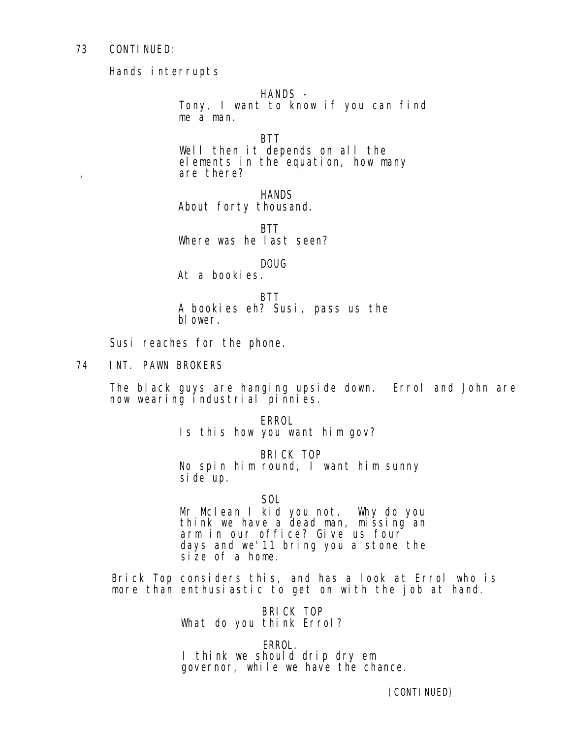73 CONTINUED:

Hands interrupts

HANDS -
Tony, I want to know if you can find me a man.

BTT
Well then it depends on all the elements in the equation, how many are there?

HANDS
About forty thousand.

BTT
Where was he last seen?

DOUG
At a bookies.

BTT
A bookies eh? Susi, pass us the blower.

Susi reaches for the phone.

74 INT. PAWN BROKERS

The black guys are hanging upside down. Errol and John are now wearing industrial pinnies.

ERROL
Is this how you want him gov?

BRICK TOP
No spin him round, I want him sunny side up.

SOL
Mr Mclean I kid you not. Why do you think we have a dead man, missing an arm in our office? Give us four days and we'11 bring you a stone the size of a home.

Brick Top considers this, and has a look at Errol who is more than enthusiastic to get on with the job at hand.

BRICK TOP
What do you think Errol?

ERROL.
I think we should drip dry em governor, while we have the chance.

(CONTINUED)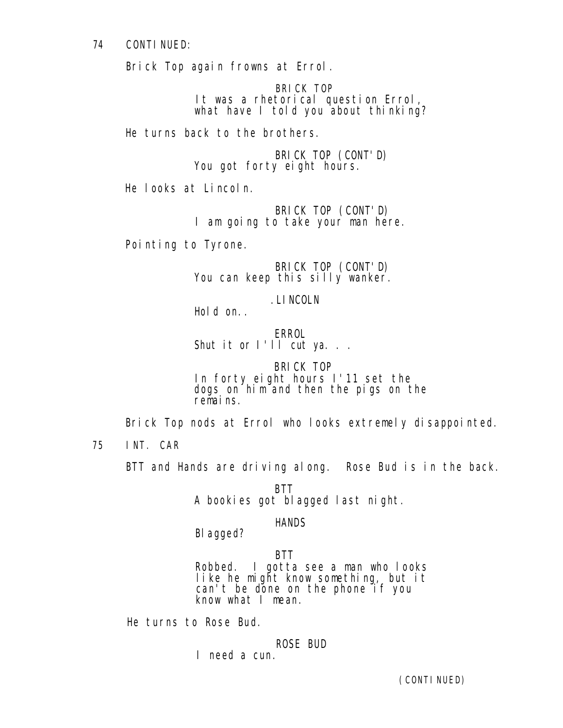74 CONTINUED:

Brick Top again frowns at Errol.

BRICK TOP
It was a rhetorical question Errol, what have I told you about thinking?

He turns back to the brothers.

BRICK TOP (CONT'D)
You got forty eight hours.

He looks at Lincoln.

BRICK TOP (CONT'D)
I am going to take your man here.

Pointing to Tyrone.

BRICK TOP (CONT'D)
You can keep this silly wanker.

.LINCOLN
Hold on..

ERROL
Shut it or I'll cut ya. . .

BRICK TOP
In forty eight hours I'11 set the dogs on him and then the pigs on the remains.

Brick Top nods at Errol who looks extremely disappointed.

75 INT. CAR

BTT and Hands are driving along. Rose Bud is in the back.

BTT
A bookies got blagged last night.

HANDS
Blagged?

BTT
Robbed. I gotta see a man who looks like he might know something, but it can't be done on the phone if you know what I mean.

He turns to Rose Bud.

ROSE BUD
I need a cun.

(CONTINUED)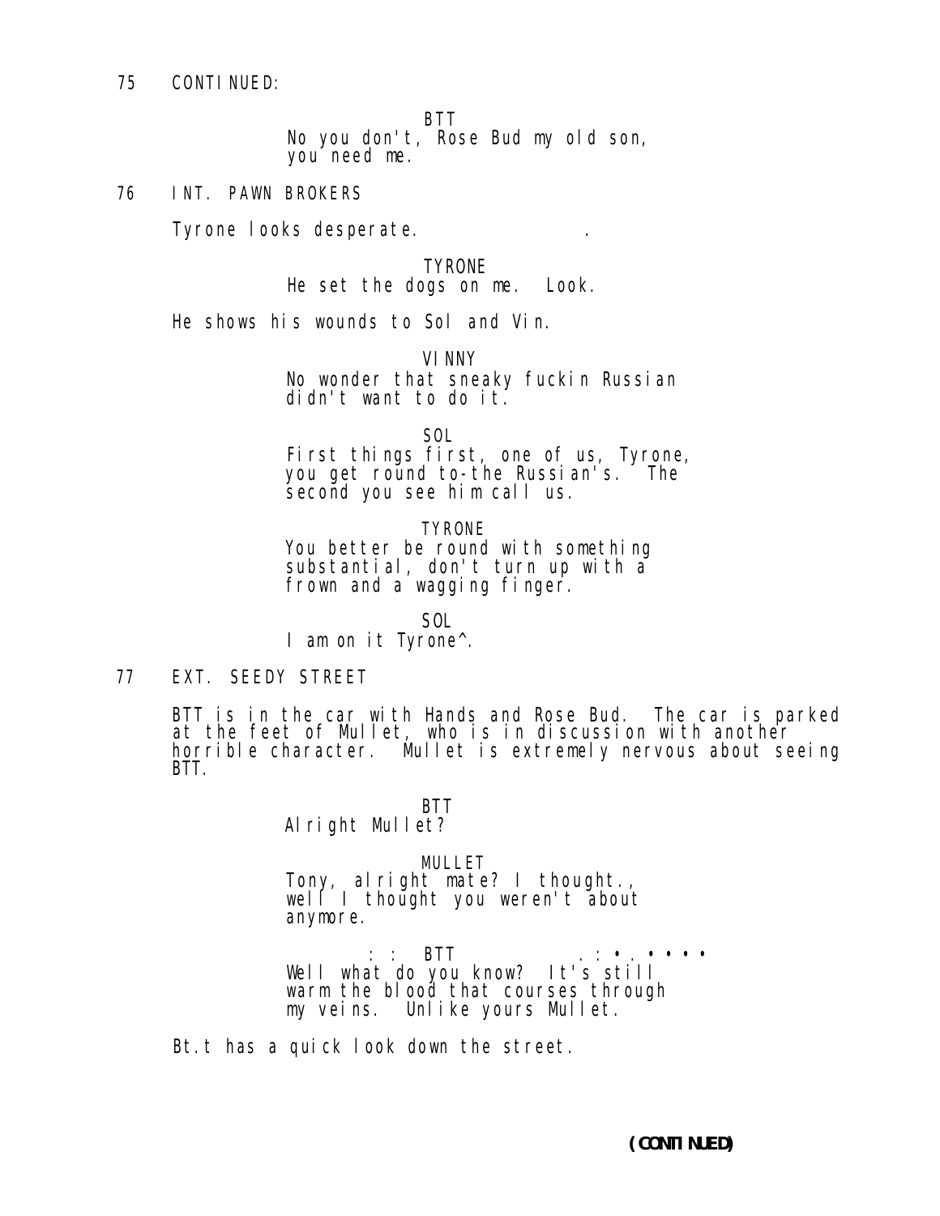75 CONTINUED:

BTT
No you don't, Rose Bud my old son, you need me.

76 INT. PAWN BROKERS

Tyrone looks desperate.

TYRONE
He set the dogs on me. Look.

He shows his wounds to Sol and Vin.

VINNY
No wonder that sneaky fuckin Russian didn't want to do it.

SOL
First things first, one of us, Tyrone, you get round to-the Russian's. The second you see him call us.

TYRONE
You better be round with something substantial, don't turn up with a frown and a wagging finger.

SOL
I am on it Tyrone^.

77 EXT. SEEDY STREET

BTT is in the car with Hands and Rose Bud. The car is parked at the feet of Mullet, who is in discussion with another horrible character. Mullet is extremely nervous about seeing BTT.

BTT
Alright Mullet?

MULLET
Tony, alright mate? I thought., well I thought you weren't about anymore.

BTT
Well what do you know? It's still warm the blood that courses through my veins. Unlike yours Mullet.

Bt.t has a quick look down the street.

(CONTINUED)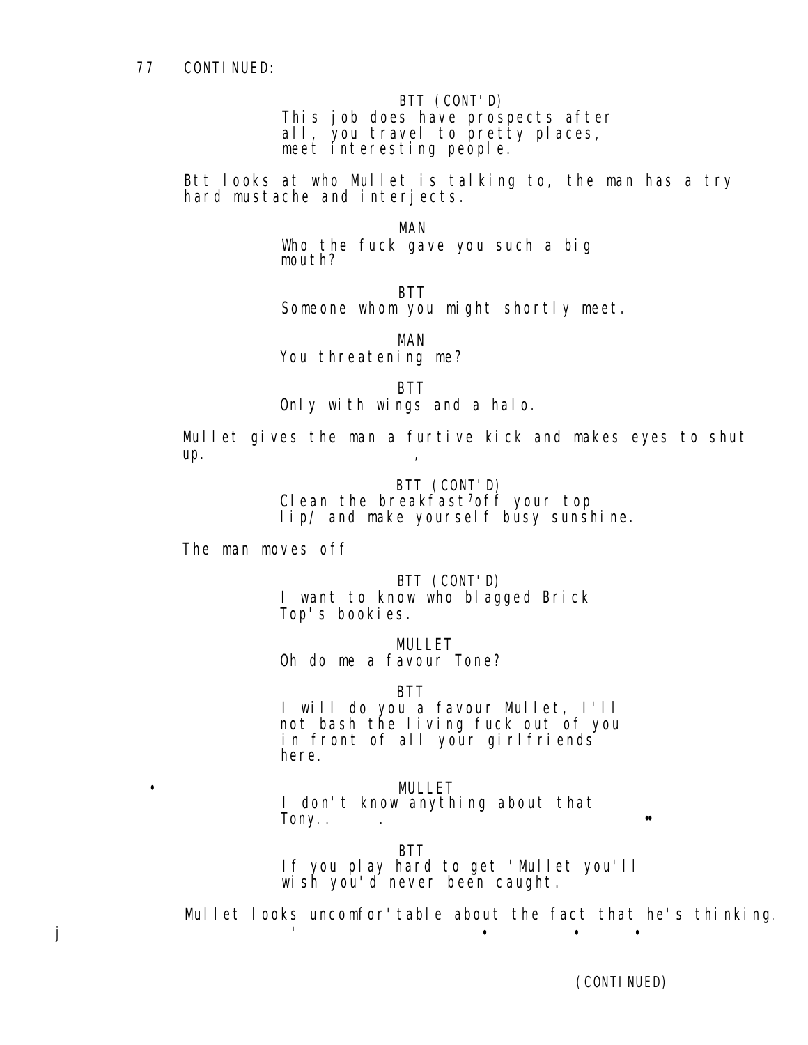77 CONTINUED:

BTT (CONT'D)
This job does have prospects after all, you travel to pretty places, meet interesting people.

Btt looks at who Mullet is talking to, the man has a try hard mustache and interjects.

MAN
Who the fuck gave you such a big mouth?

BTT
Someone whom you might shortly meet.

MAN
You threatening me?

BTT
Only with wings and a halo.

Mullet gives the man a furtive kick and makes eyes to shut up.

BTT (CONT'D)
Clean the breakfast off your top lip/ and make yourself busy sunshine.

The man moves off

BTT (CONT'D)
I want to know who blagged Brick Top's bookies.

MULLET
Oh do me a favour Tone?

BTT
I will do you a favour Mullet, I'll not bash the living fuck out of you in front of all your girlfriends here.

MULLET
I don't know anything about that Tony..

BTT
If you play hard to get 'Mullet you'll wish you'd never been caught.

Mullet looks uncomfor'table about the fact that he's thinking.

(CONTINUED)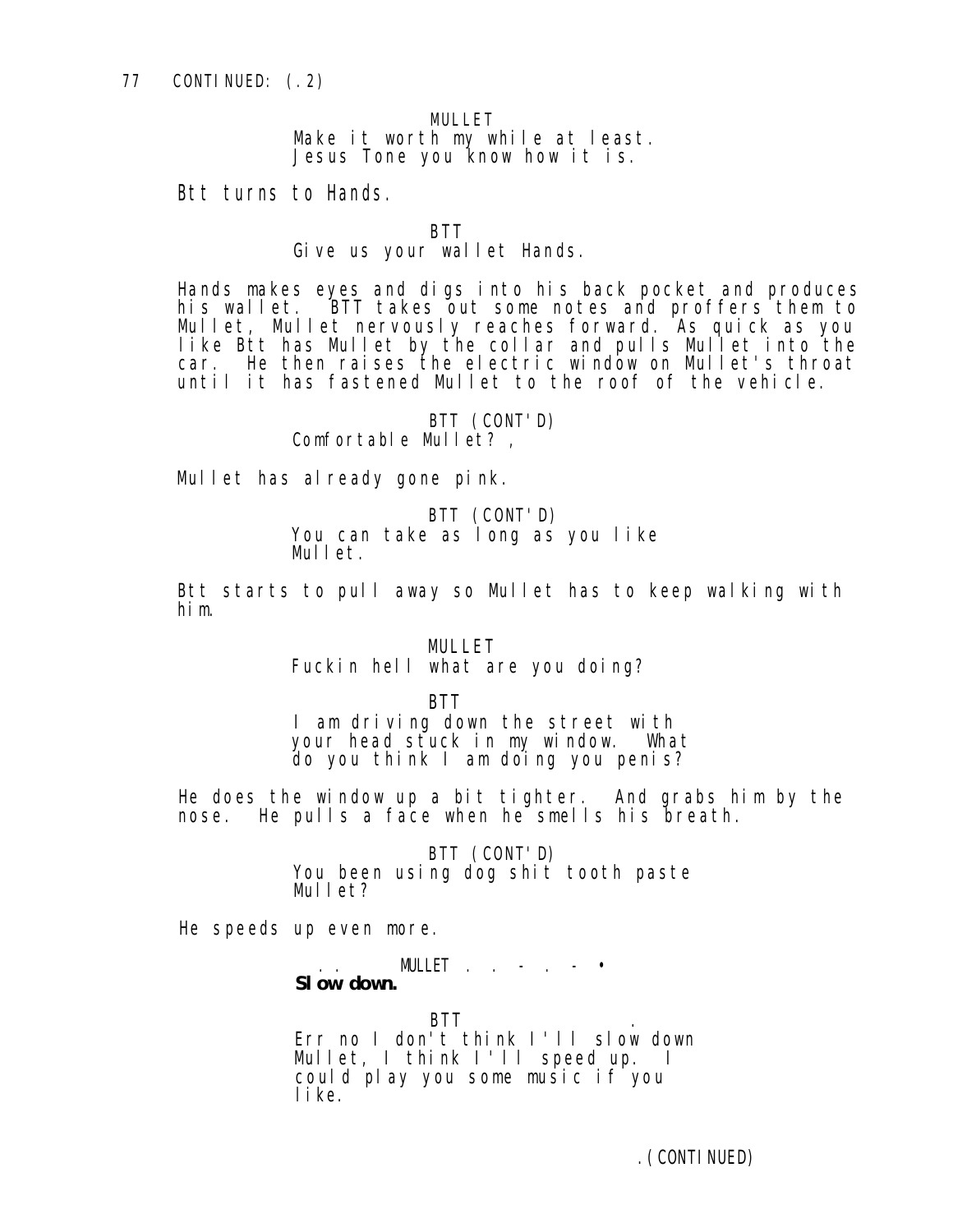77 CONTINUED: (.2)

MULLET
Make it worth my while at least.
Jesus Tone you know how it is.

Btt turns to Hands.

BTT
Give us your wallet Hands.

Hands makes eyes and digs into his back pocket and produces his wallet. BTT takes out some notes and proffers them to Mullet, Mullet nervously reaches forward. As quick as you like Btt has Mullet by the collar and pulls Mullet into the car. He then raises the electric window on Mullet's throat until it has fastened Mullet to the roof of the vehicle.

BTT (CONT'D)
Comfortable Mullet? ,

Mullet has already gone pink.

BTT (CONT'D)
You can take as long as you like
Mullet.

Btt starts to pull away so Mullet has to keep walking with him.

MULLET
Fuckin hell what are you doing?

BTT
I am driving down the street with
your head stuck in my window. What
do you think I am doing you penis?

He does the window up a bit tighter. And grabs him by the nose. He pulls a face when he smells his breath.

BTT (CONT'D)
You been using dog shit tooth paste
Mullet?

He speeds up even more.

MULLET
**Slow down.**

BTT
Err no I don't think I'll slow down
Mullet, I think I'll speed up. I
could play you some music if you
like.

(CONTINUED)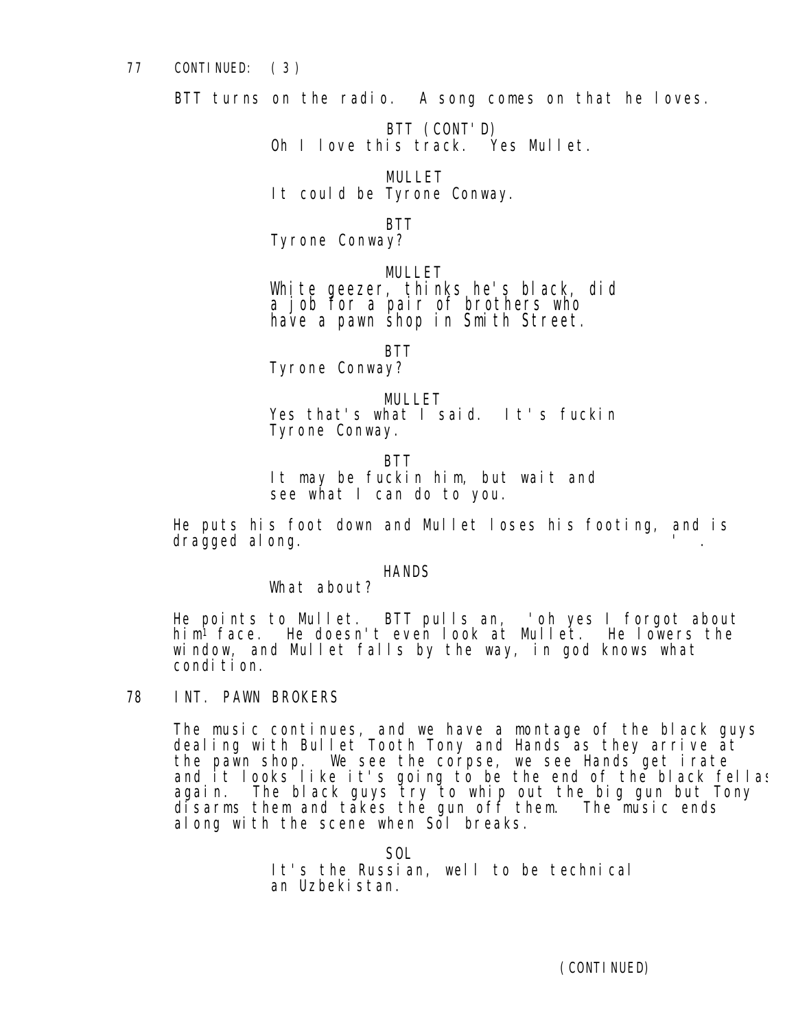77 CONTINUED: (3)

BTT turns on the radio. A song comes on that he loves.

BTT (CONT'D)
Oh I love this track. Yes Mullet.

MULLET
It could be Tyrone Conway.

BTT
Tyrone Conway?

MULLET
White geezer, thinks he's black, did a job for a pair of brothers who have a pawn shop in Smith Street.

BTT
Tyrone Conway?

MULLET
Yes that's what I said. It's fuckin Tyrone Conway.

BTT
It may be fuckin him, but wait and see what I can do to you.

He puts his foot down and Mullet loses his footing, and is dragged along.

HANDS
What about?

He points to Mullet. BTT pulls an, 'oh yes I forgot about him' face. He doesn't even look at Mullet. He lowers the window, and Mullet falls by the way, in god knows what condition.

78 INT. PAWN BROKERS

The music continues, and we have a montage of the black guys dealing with Bullet Tooth Tony and Hands as they arrive at the pawn shop. We see the corpse, we see Hands get irate and it looks like it's going to be the end of the black fellas again. The black guys try to whip out the big gun but Tony disarms them and takes the gun off them. The music ends along with the scene when Sol breaks.

SOL
It's the Russian, well to be technical an Uzbekistan.

(CONTINUED)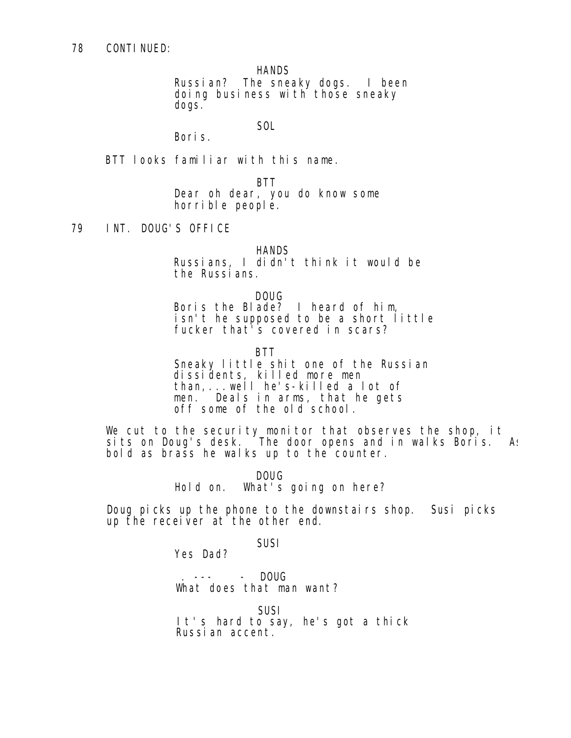78 CONTINUED:

HANDS
Russian? The sneaky dogs. I been doing business with those sneaky dogs.

SOL
Boris.

BTT looks familiar with this name.

BTT
Dear oh dear, you do know some horrible people.

79 INT. DOUG'S OFFICE

HANDS
Russians, I didn't think it would be the Russians.

DOUG
Boris the Blade? I heard of him, isn't he supposed to be a short little fucker that's covered in scars?

BTT
Sneaky little shit one of the Russian dissidents, killed more men than,...well he's-killed a lot of men. Deals in arms, that he gets off some of the old school.

We cut to the security monitor that observes the shop, it sits on Doug's desk. The door opens and in walks Boris. As bold as brass he walks up to the counter.

DOUG
Hold on. What's going on here?

Doug picks up the phone to the downstairs shop. Susi picks up the receiver at the other end.

SUSI
Yes Dad?

DOUG
What does that man want?

SUSI
It's hard to say, he's got a thick Russian accent.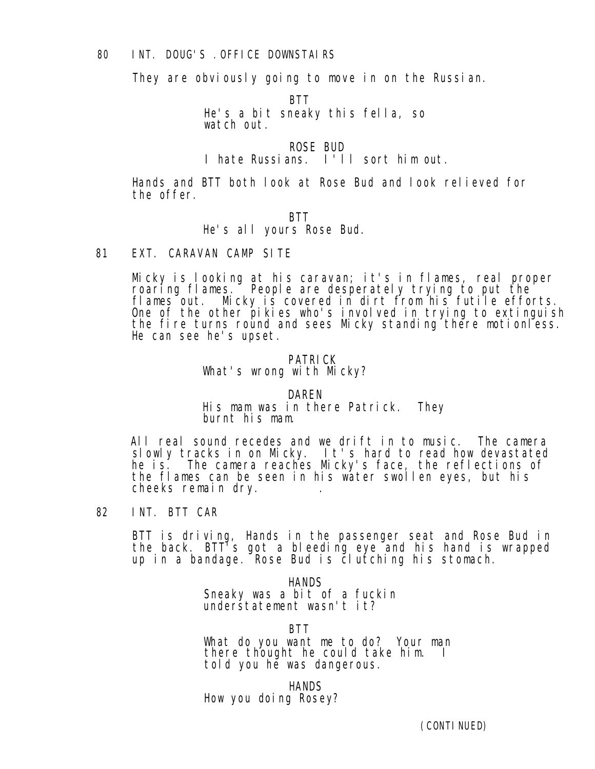80 INT. DOUG'S .OFFICE DOWNSTAIRS

They are obviously going to move in on the Russian.

BTT
He's a bit sneaky this fella, so watch out.

ROSE BUD
I hate Russians. I'll sort him out.

Hands and BTT both look at Rose Bud and look relieved for the offer.

BTT
He's all yours Rose Bud.

81 EXT. CARAVAN CAMP SITE

Micky is looking at his caravan; it's in flames, real proper roaring flames. People are desperately trying to put the flames out. Micky is covered in dirt from his futile efforts. One of the other pikies who's involved in trying to extinguish the fire turns round and sees Micky standing there motionless. He can see he's upset.

PATRICK
What's wrong with Micky?

DAREN
His mam was in there Patrick. They burnt his mam.

All real sound recedes and we drift in to music. The camera slowly tracks in on Micky. It's hard to read how devastated he is. The camera reaches Micky's face, the reflections of the flames can be seen in his water swollen eyes, but his cheeks remain dry. .

82 INT. BTT CAR

BTT is driving, Hands in the passenger seat and Rose Bud in the back. BTT's got a bleeding eye and his hand is wrapped up in a bandage. Rose Bud is clutching his stomach.

HANDS
Sneaky was a bit of a fuckin understatement wasn't it?

BTT
What do you want me to do? Your man there thought he could take him. I told you he was dangerous.

HANDS
How you doing Rosey?

(CONTINUED)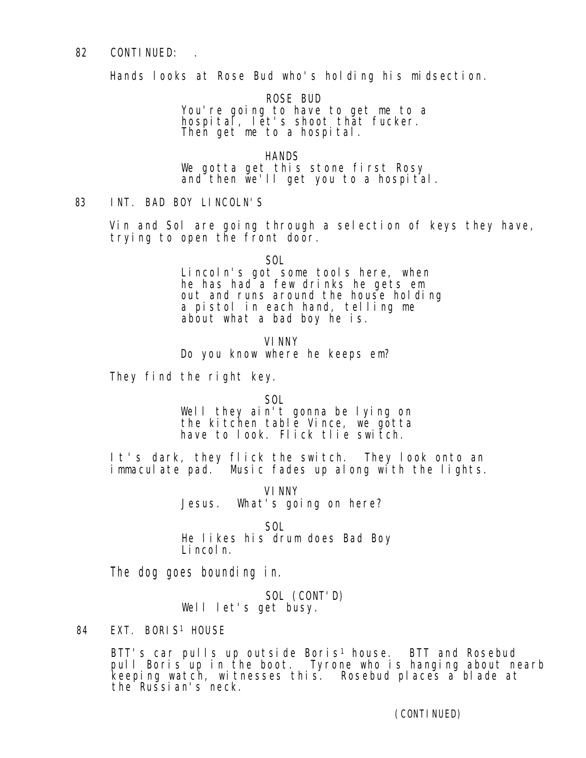82 CONTINUED: .

Hands looks at Rose Bud who's holding his midsection.

ROSE BUD
You're going to have to get me to a hospital, let's shoot that fucker. Then get me to a hospital.

HANDS
We gotta get this stone first Rosy and then we'll get you to a hospital.

83 INT. BAD BOY LINCOLN'S

Vin and Sol are going through a selection of keys they have, trying to open the front door.

SOL
Lincoln's got some tools here, when he has had a few drinks he gets em out and runs around the house holding a pistol in each hand, telling me about what a bad boy he is.

VINNY
Do you know where he keeps em?

They find the right key.

SOL
Well they ain't gonna be lying on the kitchen table Vince, we gotta have to look. Flick tlie switch.

It's dark, they flick the switch. They look onto an immaculate pad. Music fades up along with the lights.

VINNY
Jesus. What's going on here?

SOL
He likes his drum does Bad Boy Lincoln.

The dog goes bounding in.

SOL (CONT'D)
Well let's get busy.

84 EXT. BORIS[1] HOUSE

BTT's car pulls up outside Boris[1] house. BTT and Rosebud pull Boris up in the boot. Tyrone who is hanging about nearb keeping watch, witnesses this. Rosebud places a blade at the Russian's neck.

(CONTINUED)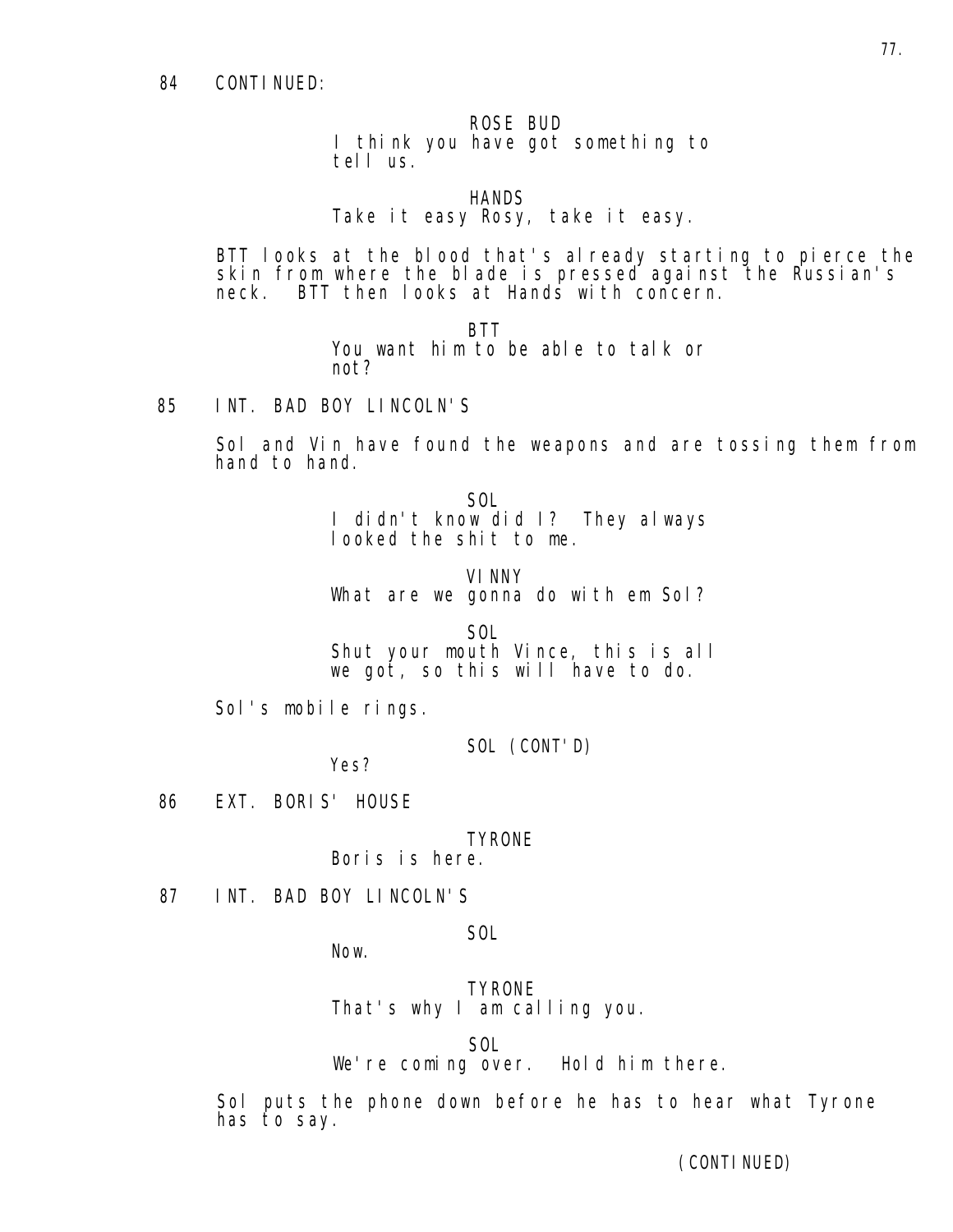84 CONTINUED:

ROSE BUD
I think you have got something to tell us.

HANDS
Take it easy Rosy, take it easy.

BTT looks at the blood that's already starting to pierce the skin from where the blade is pressed against the Russian's neck. BTT then looks at Hands with concern.

BTT
You want him to be able to talk or not?

85 INT. BAD BOY LINCOLN'S

Sol and Vin have found the weapons and are tossing them from hand to hand.

SOL
I didn't know did I? They always looked the shit to me.

VINNY
What are we gonna do with em Sol?

SOL
Shut your mouth Vince, this is all we got, so this will have to do.

Sol's mobile rings.

SOL (CONT'D)
Yes?

86 EXT. BORIS' HOUSE

TYRONE
Boris is here.

87 INT. BAD BOY LINCOLN'S

SOL
Now.

TYRONE
That's why I am calling you.

SOL
We're coming over. Hold him there.

Sol puts the phone down before he has to hear what Tyrone has to say.

(CONTINUED)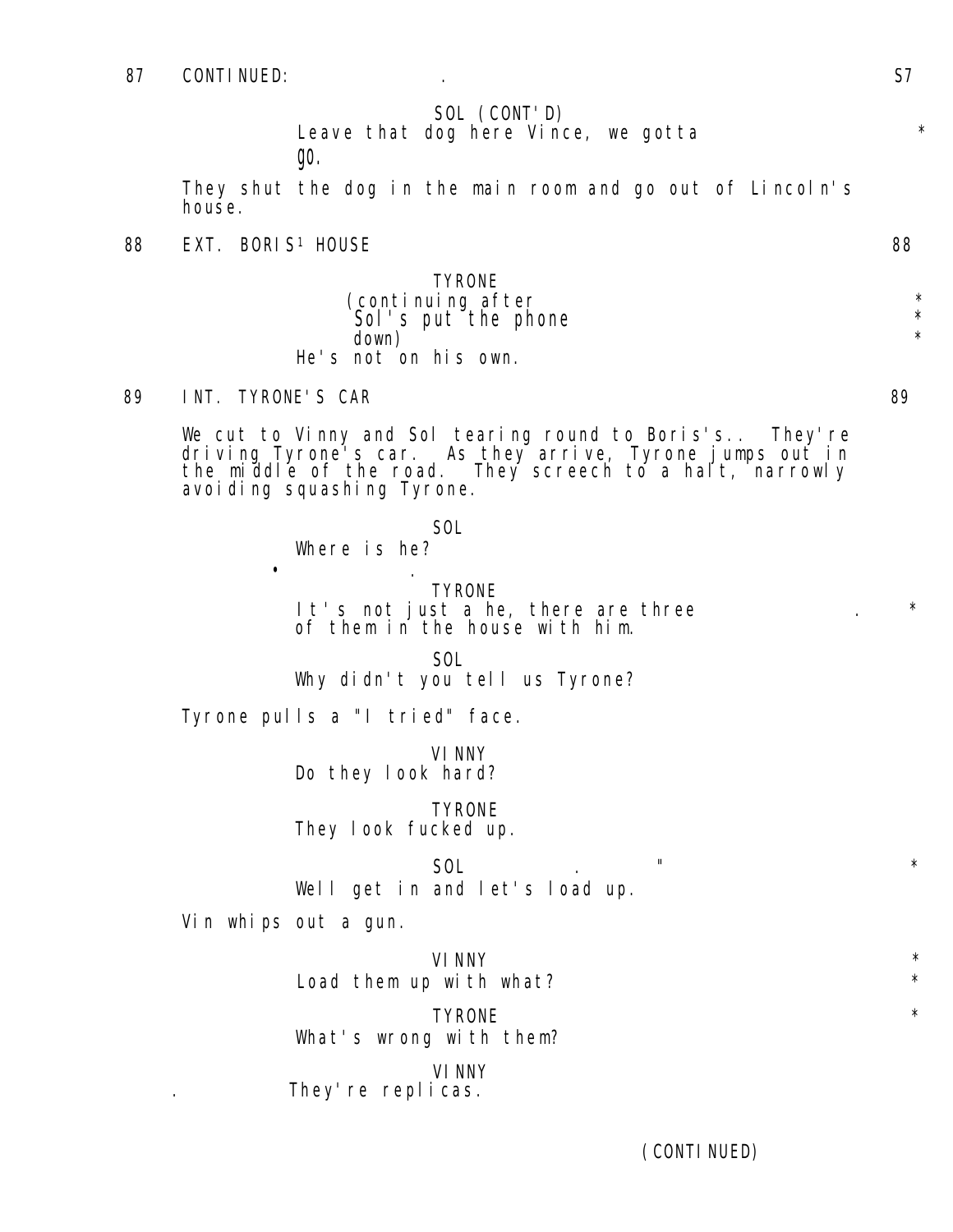87 CONTINUED:

SOL (CONT'D)
Leave that dog here Vince, we gotta go.

They shut the dog in the main room and go out of Lincoln's house.

88 EXT. BORIS' HOUSE 88

TYRONE
(continuing after Sol's put the phone down)
He's not on his own.

89 INT. TYRONE'S CAR 89

We cut to Vinny and Sol tearing round to Boris's.. They're driving Tyrone's car. As they arrive, Tyrone jumps out in the middle of the road. They screech to a halt, narrowly avoiding squashing Tyrone.

SOL
Where is he?

TYRONE
It's not just a he, there are three of them in the house with him.

SOL
Why didn't you tell us Tyrone?

Tyrone pulls a "I tried" face.

VINNY
Do they look hard?

TYRONE
They look fucked up.

SOL
Well get in and let's load up.

Vin whips out a gun.

VINNY
Load them up with what?

TYRONE
What's wrong with them?

VINNY
They're replicas.

(CONTINUED)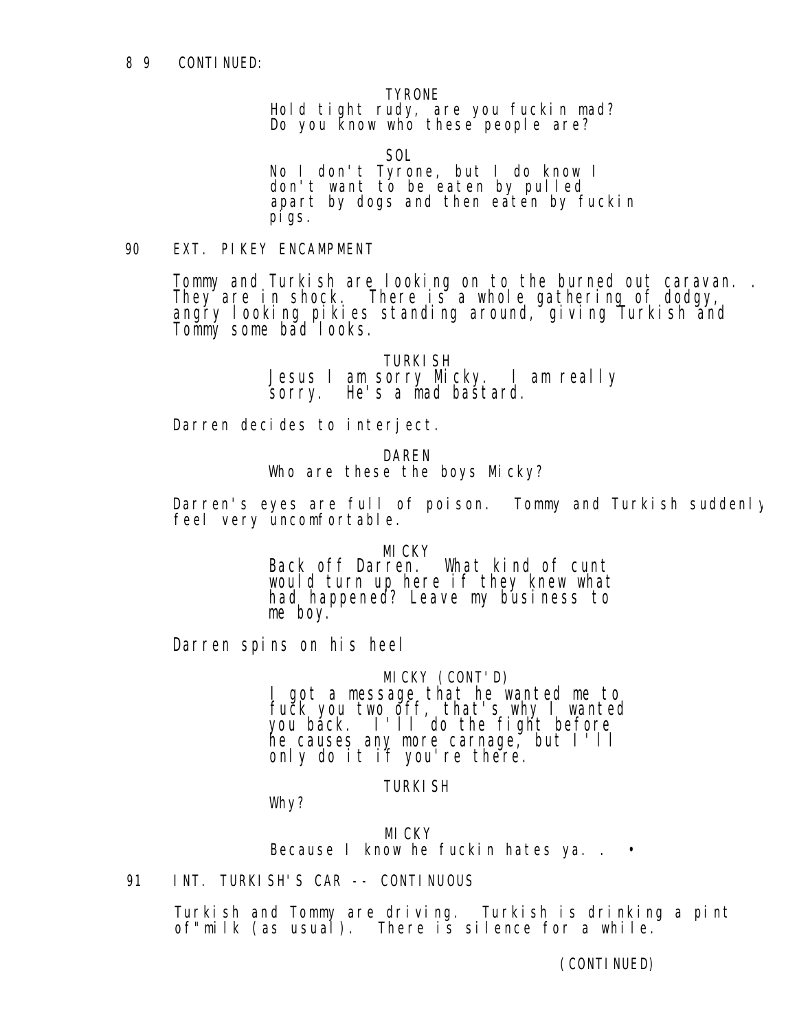89 CONTINUED:

TYRONE
Hold tight rudy, are you fuckin mad? Do you know who these people are?

SOL
No I don't Tyrone, but I do know I don't want to be eaten by pulled apart by dogs and then eaten by fuckin pigs.

90 EXT. PIKEY ENCAMPMENT

Tommy and Turkish are looking on to the burned out caravan. . They are in shock. There is a whole gathering of dodgy, angry looking pikies standing around, giving Turkish and Tommy some bad looks.

TURKISH
Jesus I am sorry Micky. I am really sorry. He's a mad bastard.

Darren decides to interject.

DAREN
Who are these the boys Micky?

Darren's eyes are full of poison. Tommy and Turkish suddenly feel very uncomfortable.

MICKY
Back off Darren. What kind of cunt would turn up here if they knew what had happened? Leave my business to me boy.

Darren spins on his heel

MICKY (CONT'D)
I got a message that he wanted me to fuck you two off, that's why I wanted you back. I'll do the fight before he causes any more carnage, but I'll only do it if you're there.

TURKISH
Why?

MICKY
Because I know he fuckin hates ya. . •

91 INT. TURKISH'S CAR -- CONTINUOUS

Turkish and Tommy are driving. Turkish is drinking a pint of"milk (as usual). There is silence for a while.

(CONTINUED)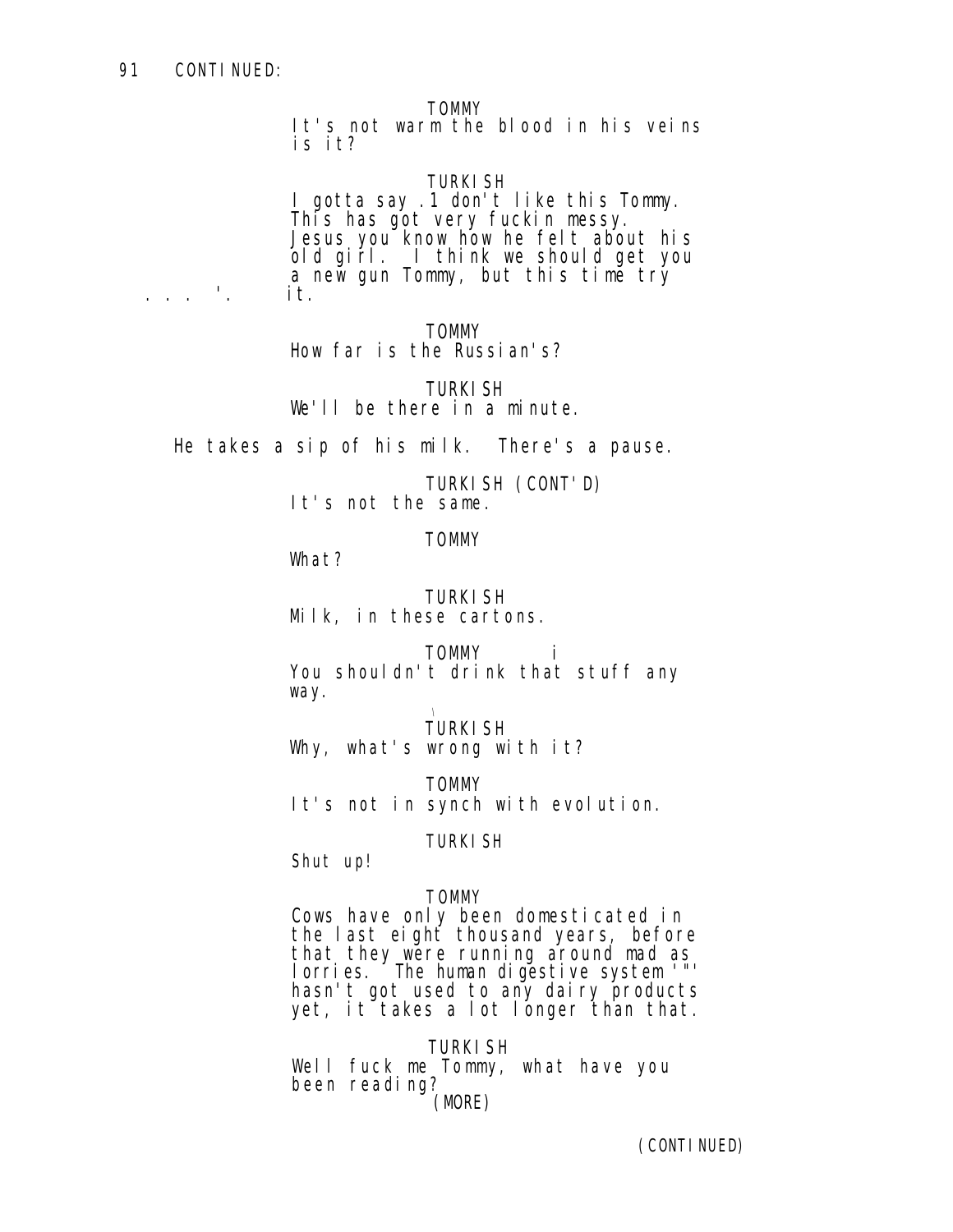91 CONTINUED:

TOMMY

It's not warm the blood in his veins is it?

TURKISH

I gotta say .1 don't like this Tommy. This has got very fuckin messy. Jesus you know how he felt about his old girl. I think we should get you a new gun Tommy, but this time try it.

TOMMY

How far is the Russian's?

TURKISH

We'll be there in a minute.

He takes a sip of his milk. There's a pause.

TURKISH (CONT'D)

It's not the same.

TOMMY

What?

TURKISH

Milk, in these cartons.

TOMMY

You shouldn't drink that stuff any way.

TURKISH

Why, what's wrong with it?

TOMMY

It's not in synch with evolution.

TURKISH

Shut up!

TOMMY

Cows have only been domesticated in the last eight thousand years, before that they were running around mad as lorries. The human digestive system hasn't got used to any dairy products yet, it takes a lot longer than that.

TURKISH

Well fuck me Tommy, what have you been reading?

(MORE)

(CONTINUED)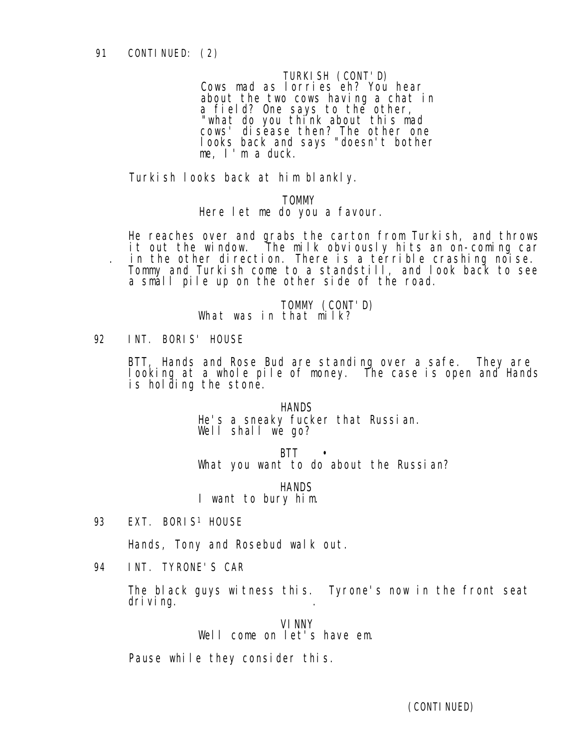91 CONTINUED: (2)

TURKISH (CONT'D)
Cows mad as lorries eh? You hear about the two cows having a chat in a field? One says to the other, "what do you think about this mad cows' disease then? The other one looks back and says "doesn't bother me, I'm a duck.

Turkish looks back at him blankly.

TOMMY
Here let me do you a favour.

He reaches over and grabs the carton from Turkish, and throws it out the window. The milk obviously hits an on-coming car in the other direction. There is a terrible crashing noise. Tommy and Turkish come to a standstill, and look back to see a small pile up on the other side of the road.

TOMMY (CONT'D)
What was in that milk?

92 INT. BORIS' HOUSE

BTT, Hands and Rose Bud are standing over a safe. They are looking at a whole pile of money. The case is open and Hands is holding the stone.

HANDS
He's a sneaky fucker that Russian. Well shall we go?

BTT
What you want to do about the Russian?

HANDS
I want to bury him.

93 EXT. BORIS' HOUSE

Hands, Tony and Rosebud walk out.

94 INT. TYRONE'S CAR

The black guys witness this. Tyrone's now in the front seat driving.

VINNY
Well come on let's have em.

Pause while they consider this.

(CONTINUED)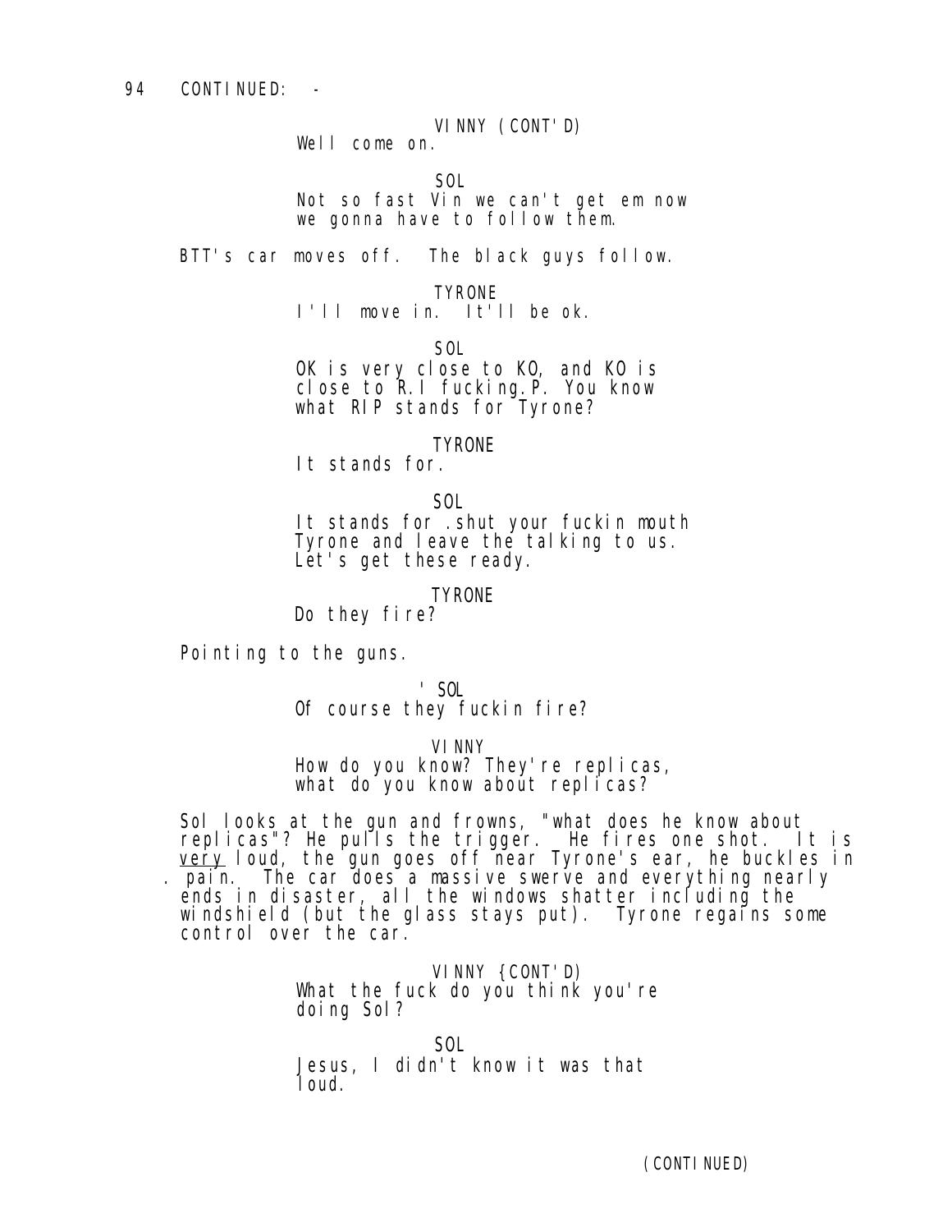94 CONTINUED: -

VINNY (CONT'D)
Well come on.

SOL
Not so fast Vin we can't get em now we gonna have to follow them.

BTT's car moves off. The black guys follow.

TYRONE
I'll move in. It'll be ok.

SOL
OK is very close to KO, and KO is close to R.I fucking.P. You know what RIP stands for Tyrone?

TYRONE
It stands for.

SOL
It stands for .shut your fuckin mouth Tyrone and leave the talking to us. Let's get these ready.

TYRONE
Do they fire?

Pointing to the guns.

' SOL
Of course they fuckin fire?

VINNY
How do you know? They're replicas, what do you know about replicas?

Sol looks at the gun and frowns, "what does he know about replicas"? He pulls the trigger. He fires one shot. It is _very_ loud, the gun goes off near Tyrone's ear, he buckles in . pain. The car does a massive swerve and everything nearly ends in disaster, all the windows shatter including the windshield (but the glass stays put). Tyrone regains some control over the car.

VINNY {CONT'D)
What the fuck do you think you're doing Sol?

SOL
Jesus, I didn't know it was that loud.

(CONTINUED)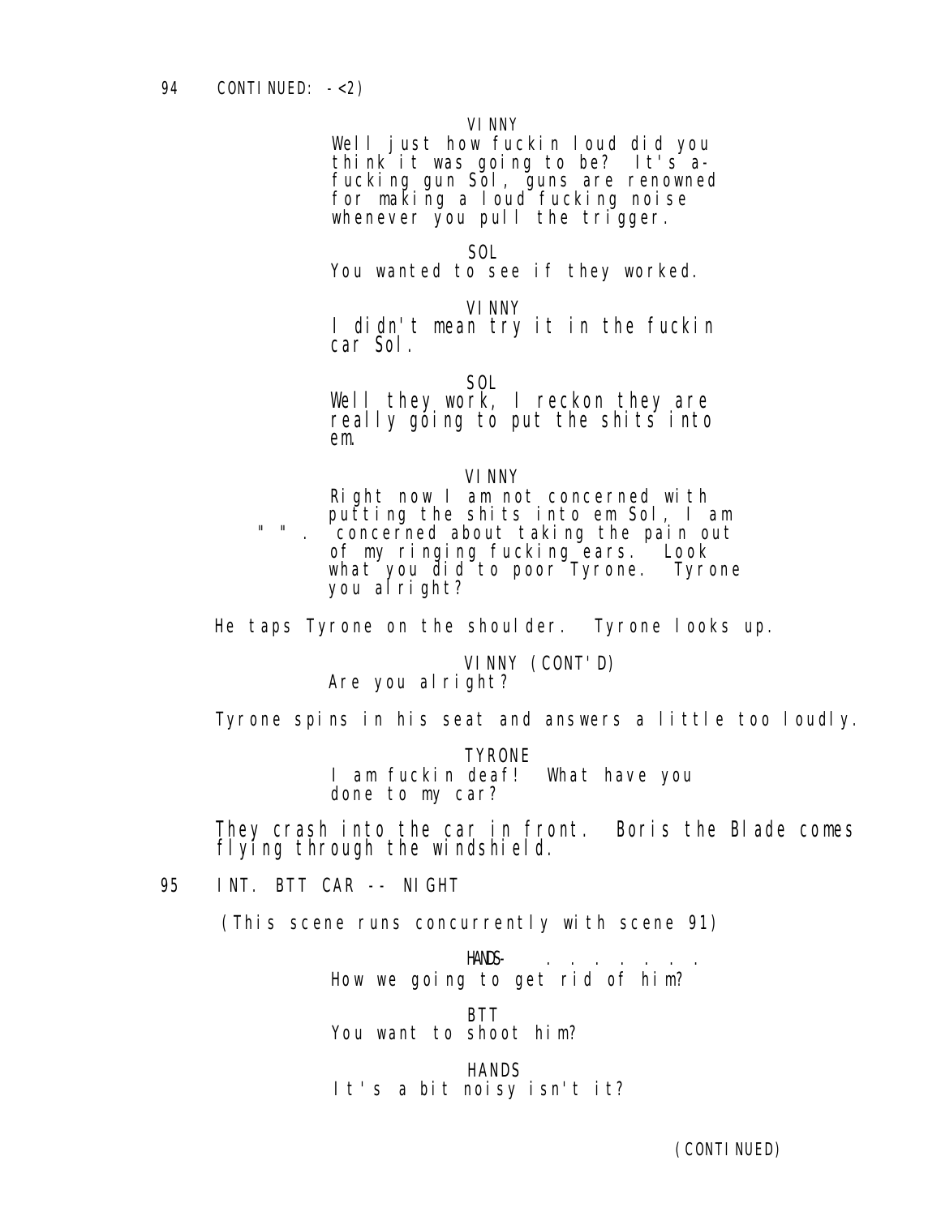94 CONTINUED: -<2)

VINNY

Well just how fuckin loud did you think it was going to be? It's a-fucking gun Sol, guns are renowned for making a loud fucking noise whenever you pull the trigger.

SOL

You wanted to see if they worked.

VINNY

I didn't mean try it in the fuckin car Sol.

SOL

Well they work, I reckon they are really going to put the shits into em.

VINNY

Right now I am not concerned with putting the shits into em Sol, I am concerned about taking the pain out of my ringing fucking ears. Look what you did to poor Tyrone. Tyrone you alright?

He taps Tyrone on the shoulder. Tyrone looks up.

VINNY (CONT'D)

Are you alright?

Tyrone spins in his seat and answers a little too loudly.

TYRONE

I am fuckin deaf! What have you done to my car?

They crash into the car in front. Boris the Blade comes flying through the windshield.

95 INT. BTT CAR -- NIGHT

(This scene runs concurrently with scene 91)

HANDS

How we going to get rid of him?

BTT

You want to shoot him?

HANDS

It's a bit noisy isn't it?

(CONTINUED)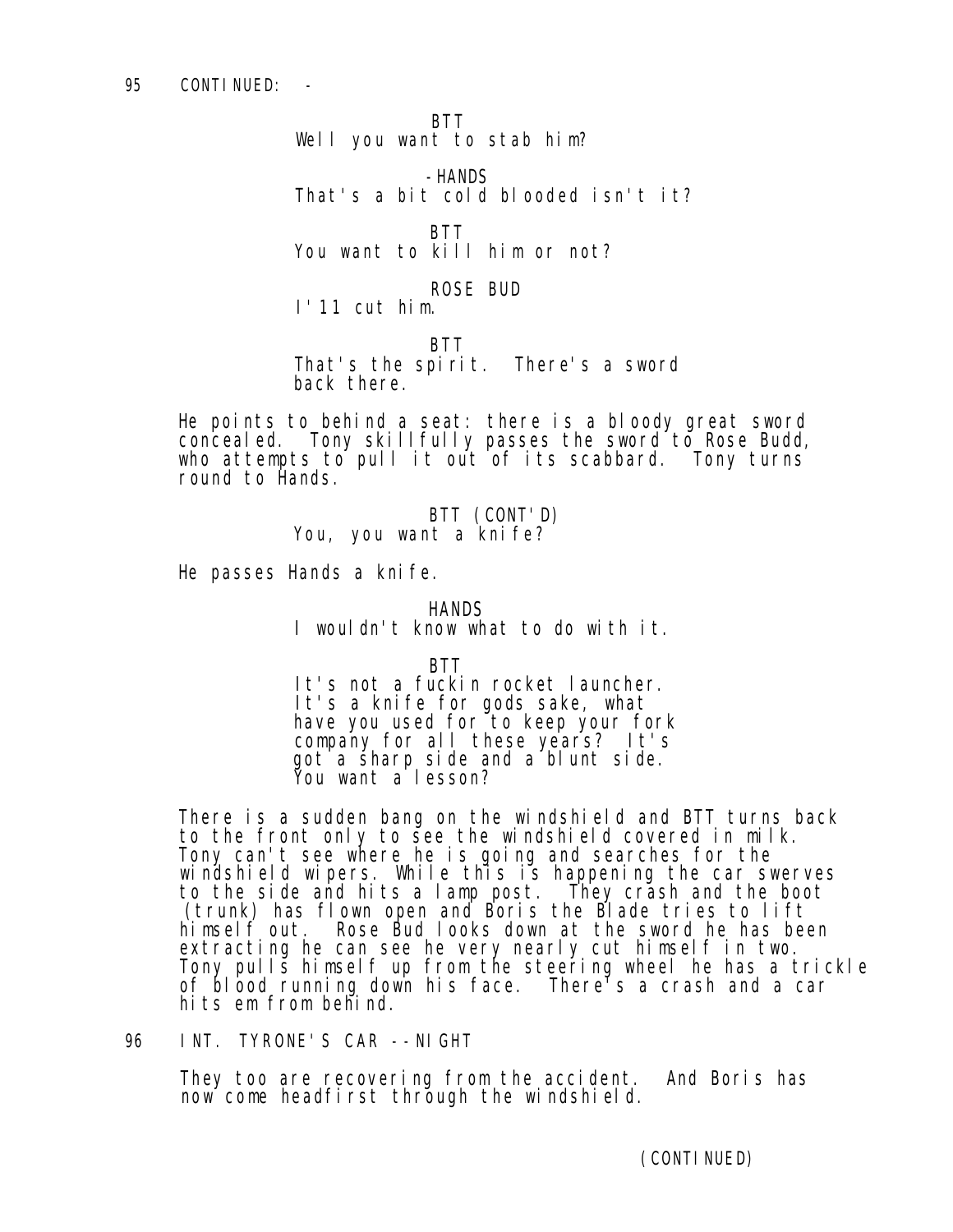95 CONTINUED: -

BTT
Well you want to stab him?

-HANDS
That's a bit cold blooded isn't it?

BTT
You want to kill him or not?

ROSE BUD
I'll cut him.

BTT
That's the spirit. There's a sword back there.

He points to behind a seat: there is a bloody great sword concealed. Tony skillfully passes the sword to Rose Budd, who attempts to pull it out of its scabbard. Tony turns round to Hands.

BTT (CONT'D)
You, you want a knife?

He passes Hands a knife.

HANDS
I wouldn't know what to do with it.

BTT
It's not a fuckin rocket launcher. It's a knife for gods sake, what have you used for to keep your fork company for all these years? It's got a sharp side and a blunt side. You want a lesson?

There is a sudden bang on the windshield and BTT turns back to the front only to see the windshield covered in milk. Tony can't see where he is going and searches for the windshield wipers. While this is happening the car swerves to the side and hits a lamp post. They crash and the boot (trunk) has flown open and Boris the Blade tries to lift himself out. Rose Bud looks down at the sword he has been extracting he can see he very nearly cut himself in two. Tony pulls himself up from the steering wheel he has a trickle of blood running down his face. There's a crash and a car hits em from behind.

96 INT. TYRONE'S CAR --NIGHT

They too are recovering from the accident. And Boris has now come headfirst through the windshield.

(CONTINUED)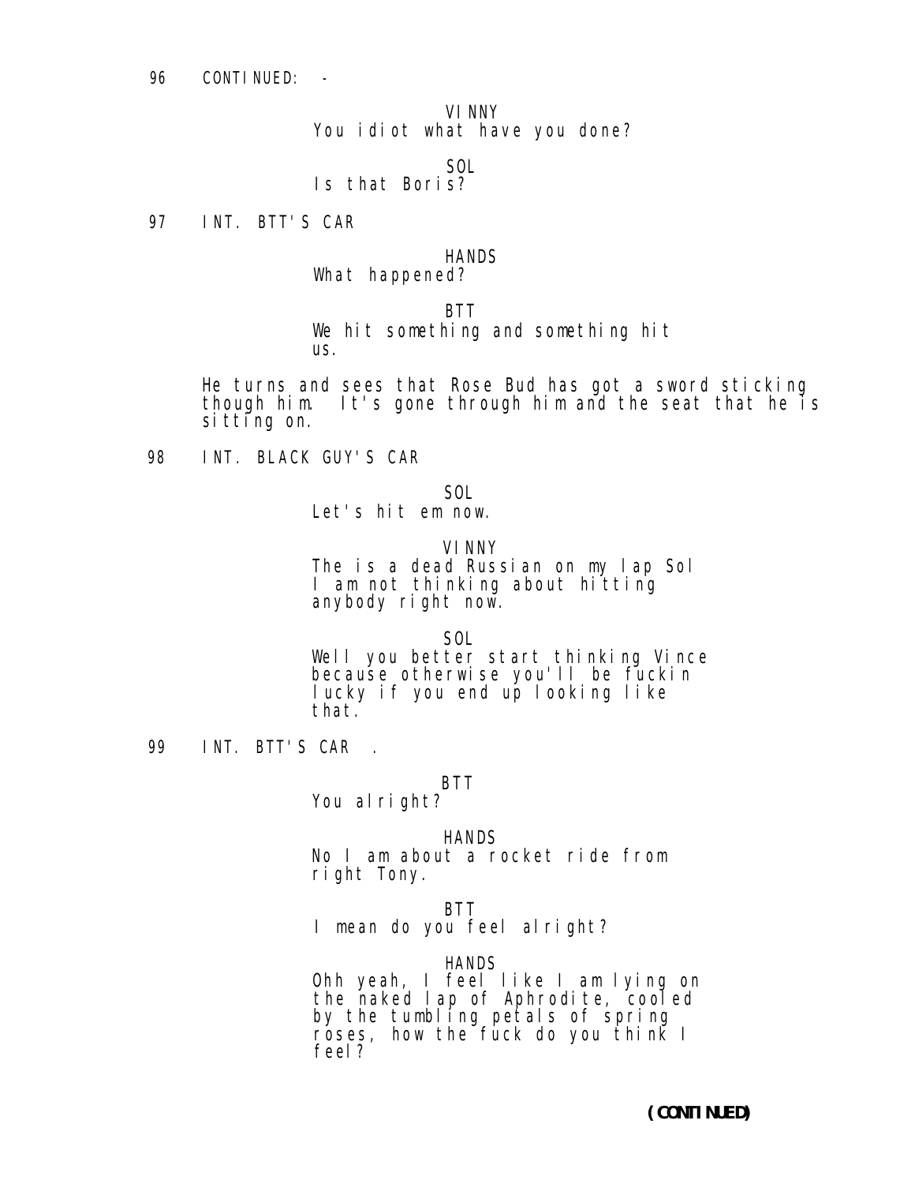96 CONTINUED: -

VINNY
You idiot what have you done?

SOL
Is that Boris?

97 INT. BTT'S CAR

HANDS
What happened?

BTT
We hit something and something hit us.

He turns and sees that Rose Bud has got a sword sticking though him. It's gone through him and the seat that he is sitting on.

98 INT. BLACK GUY'S CAR

SOL
Let's hit em now.

VINNY
The is a dead Russian on my lap Sol I am not thinking about hitting anybody right now.

SOL
Well you better start thinking Vince because otherwise you'll be fuckin lucky if you end up looking like that.

99 INT. BTT'S CAR .

BTT
You alright?

HANDS
No I am about a rocket ride from right Tony.

BTT
I mean do you feel alright?

HANDS
Ohh yeah, I feel like I am lying on the naked lap of Aphrodite, cooled by the tumbling petals of spring roses, how the fuck do you think I feel?

(CONTINUED)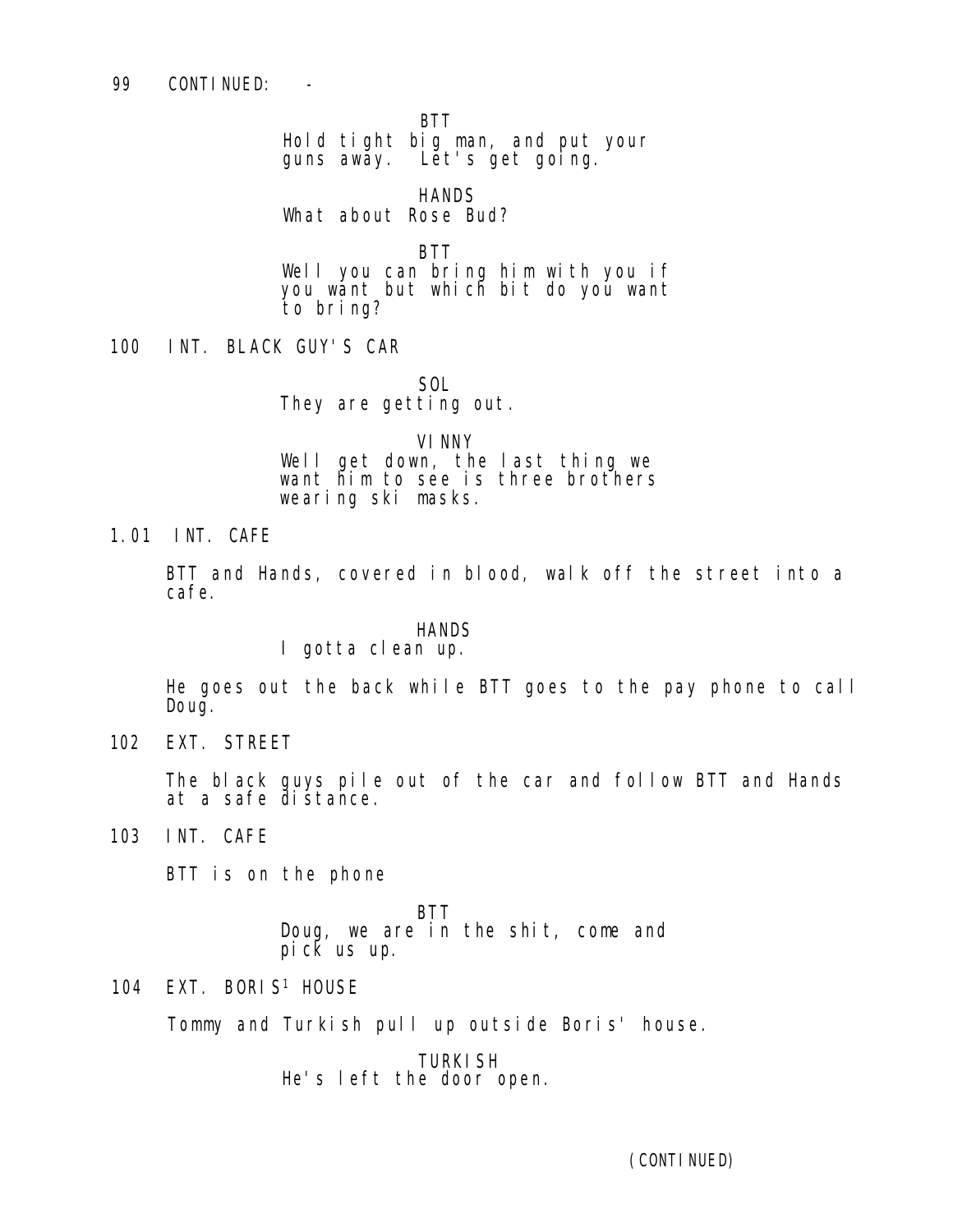99 CONTINUED: -

BTT
Hold tight big man, and put your guns away. Let's get going.

HANDS
What about Rose Bud?

BTT
Well you can bring him with you if you want but which bit do you want to bring?

100 INT. BLACK GUY'S CAR

SOL
They are getting out.

VINNY
Well get down, the last thing we want him to see is three brothers wearing ski masks.

1.01 INT. CAFE

BTT and Hands, covered in blood, walk off the street into a cafe.

HANDS
I gotta clean up.

He goes out the back while BTT goes to the pay phone to call Doug.

102 EXT. STREET

The black guys pile out of the car and follow BTT and Hands at a safe distance.

103 INT. CAFE

BTT is on the phone

BTT
Doug, we are in the shit, come and pick us up.

104 EXT. BORIS[1] HOUSE

Tommy and Turkish pull up outside Boris' house.

TURKISH
He's left the door open.

(CONTINUED)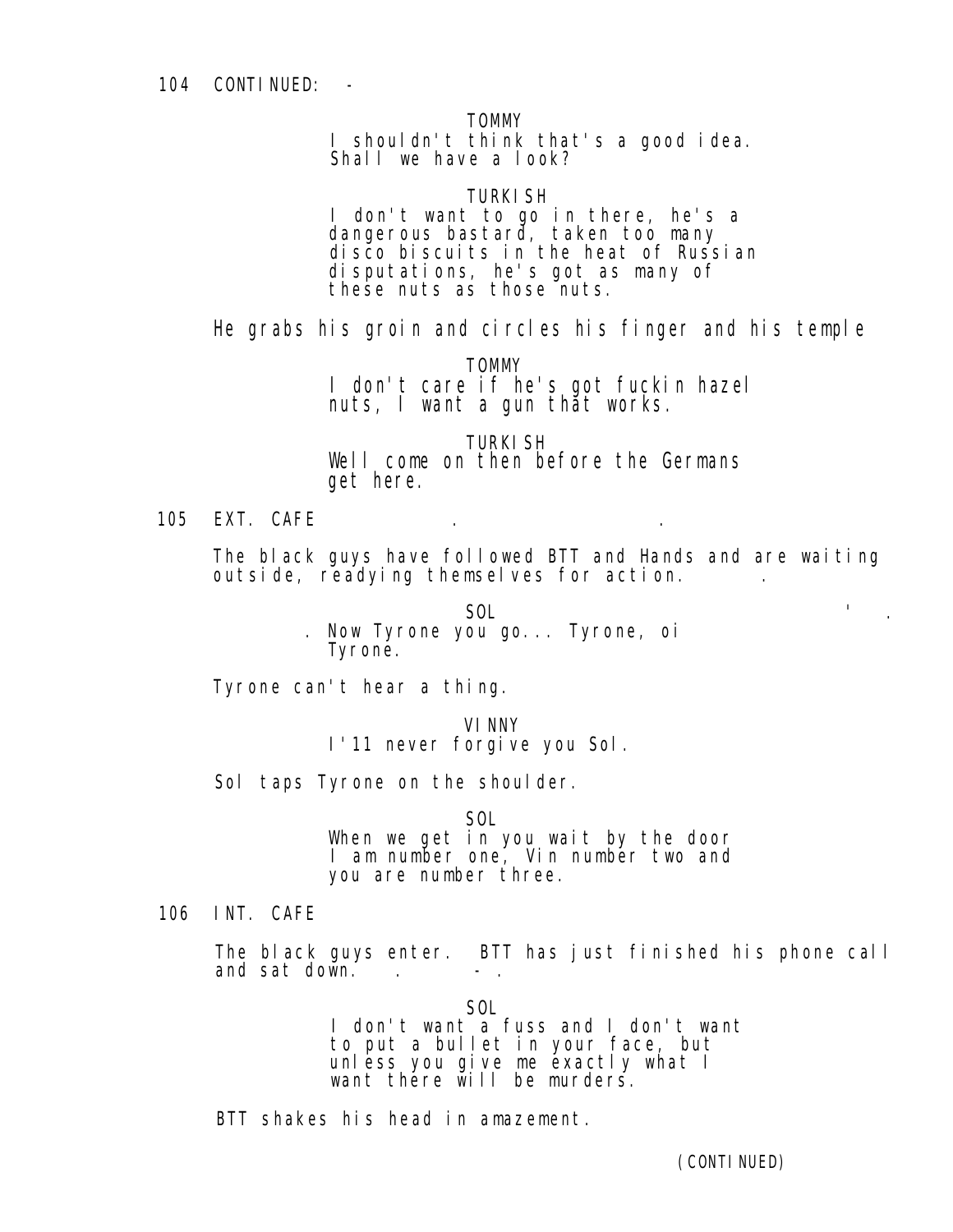104 CONTINUED: -

TOMMY
I shouldn't think that's a good idea. Shall we have a look?

TURKISH
I don't want to go in there, he's a dangerous bastard, taken too many disco biscuits in the heat of Russian disputations, he's got as many of these nuts as those nuts.

He grabs his groin and circles his finger and his temple

TOMMY
I don't care if he's got fuckin hazel nuts, I want a gun that works.

TURKISH
Well come on then before the Germans get here.

105 EXT. CAFE

The black guys have followed BTT and Hands and are waiting outside, readying themselves for action.

SOL
. Now Tyrone you go... Tyrone, oi Tyrone.

Tyrone can't hear a thing.

VINNY
I'll never forgive you Sol.

Sol taps Tyrone on the shoulder.

SOL
When we get in you wait by the door I am number one, Vin number two and you are number three.

106 INT. CAFE

The black guys enter. BTT has just finished his phone call and sat down.

SOL
I don't want a fuss and I don't want to put a bullet in your face, but unless you give me exactly what I want there will be murders.

BTT shakes his head in amazement.

(CONTINUED)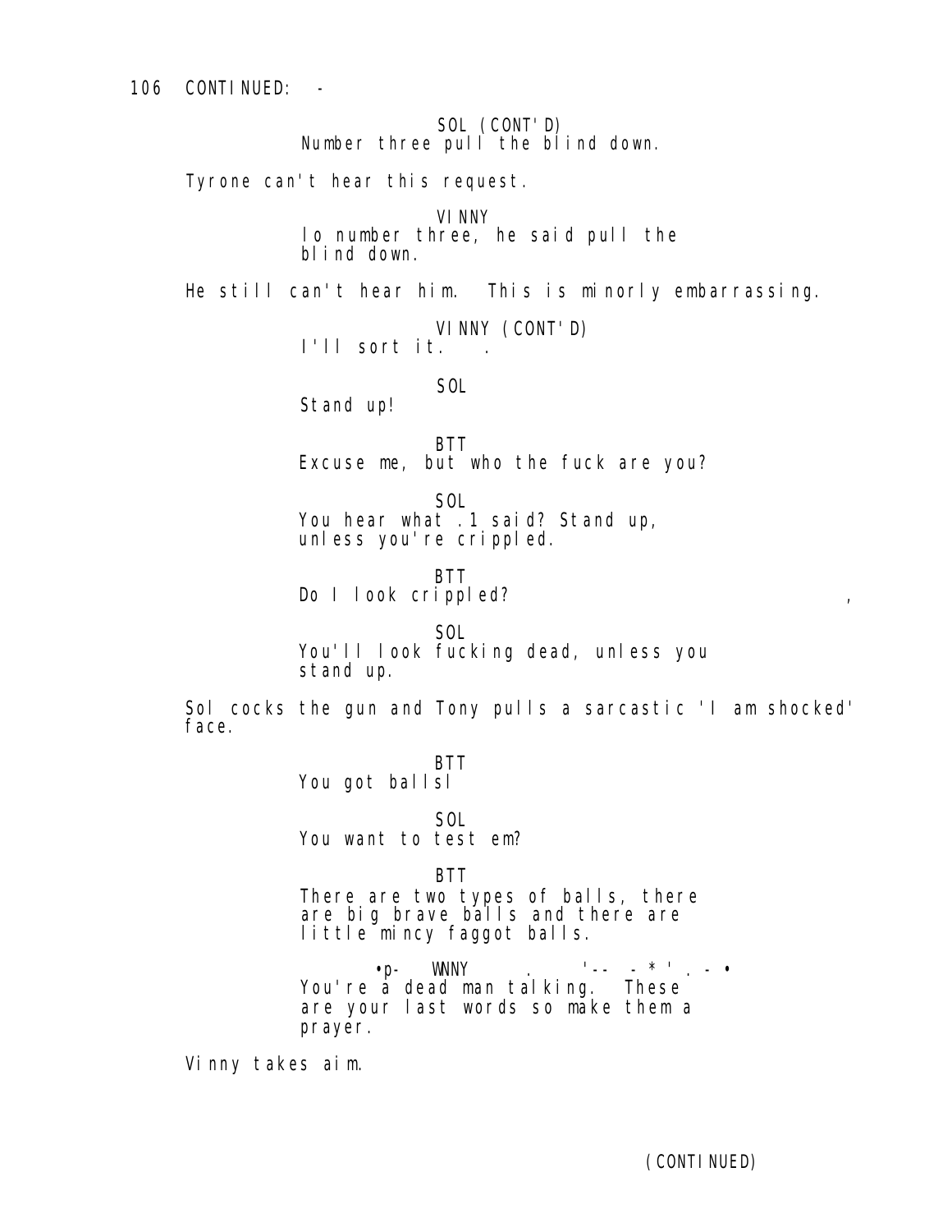106 CONTINUED: -

SOL (CONT'D)
Number three pull the blind down.

Tyrone can't hear this request.

VINNY
lo number three, he said pull the blind down.

He still can't hear him. This is minorly embarrassing.

VINNY (CONT'D)
I'll sort it.

SOL
Stand up!

BTT
Excuse me, but who the fuck are you?

SOL
You hear what .1 said? Stand up, unless you're crippled.

BTT
Do I look crippled?

SOL
You'll look fucking dead, unless you stand up.

Sol cocks the gun and Tony pulls a sarcastic 'I am shocked' face.

BTT
You got ballsl

SOL
You want to test em?

BTT
There are two types of balls, there are big brave balls and there are little mincy faggot balls.

VINNY
You're a dead man talking. These are your last words so make them a prayer.

Vinny takes aim.

(CONTINUED)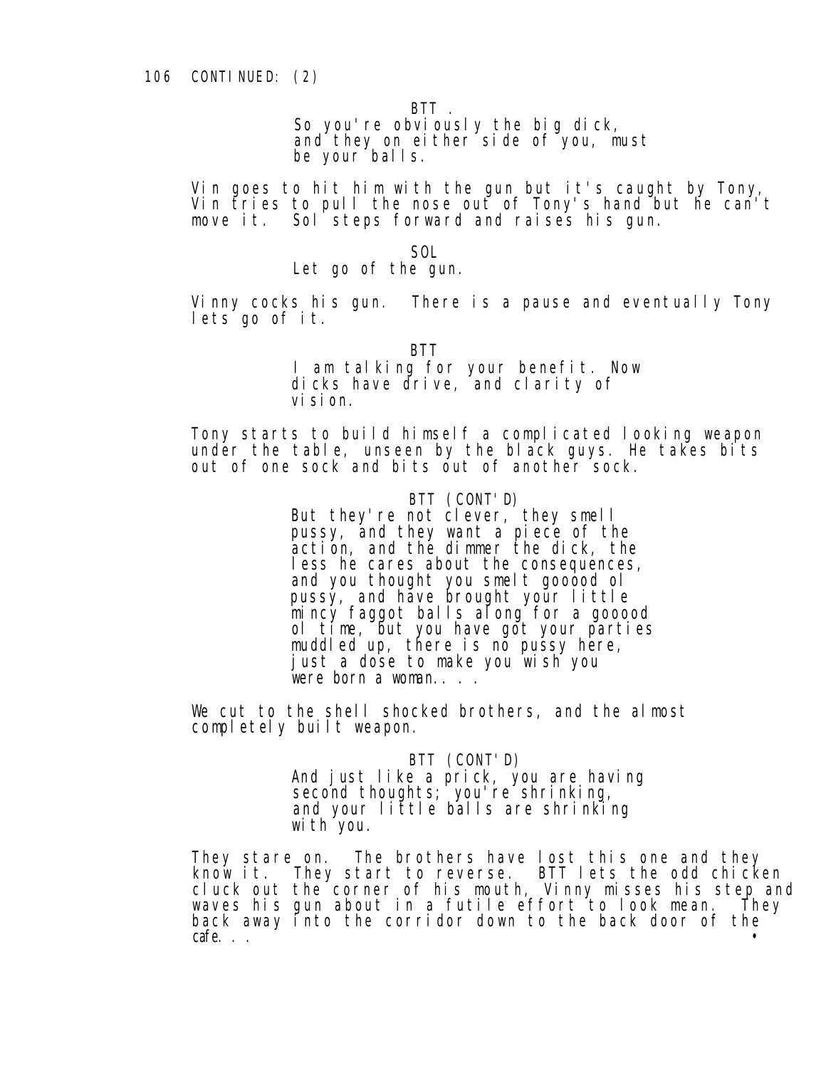106 CONTINUED: (2)

BTT .

So you're obviously the big dick, and they on either side of you, must be your balls.

Vin goes to hit him with the gun but it's caught by Tony, Vin tries to pull the nose out of Tony's hand but he can't move it. Sol steps forward and raises his gun.

SOL

Let go of the gun.

Vinny cocks his gun. There is a pause and eventually Tony lets go of it.

BTT

I am talking for your benefit. Now dicks have drive, and clarity of vision.

Tony starts to build himself a complicated looking weapon under the table, unseen by the black guys. He takes bits out of one sock and bits out of another sock.

BTT (CONT'D)

But they're not clever, they smell pussy, and they want a piece of the action, and the dimmer the dick, the less he cares about the consequences, and you thought you smelt gooood ol pussy, and have brought your little mincy faggot balls along for a gooood ol time, but you have got your parties muddled up, there is no pussy here, just a dose to make you wish you were born a woman.. . .

We cut to the shell shocked brothers, and the almost completely built weapon.

BTT (CONT'D)

And just like a prick, you are having second thoughts; you're shrinking, and your little balls are shrinking with you.

They stare on. The brothers have lost this one and they know it. They start to reverse. BTT lets the odd chicken cluck out the corner of his mouth, Vinny misses his step and waves his gun about in a futile effort to look mean. They back away into the corridor down to the back door of the cafe. . .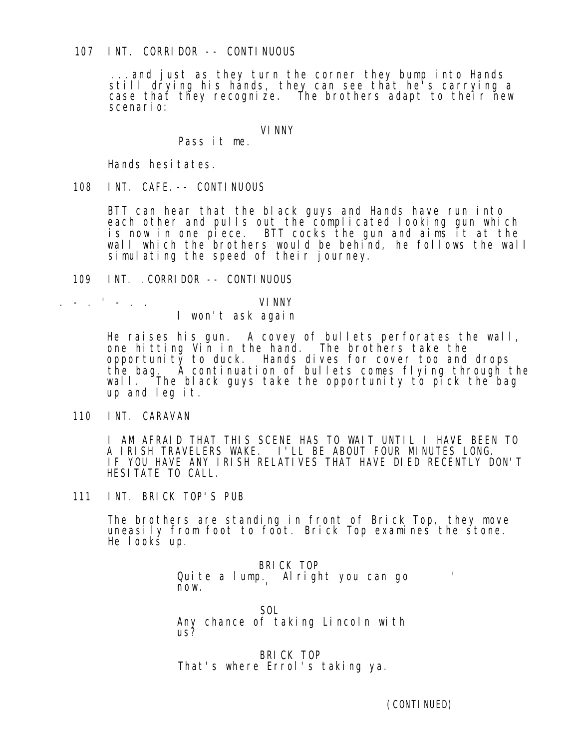107 INT. CORRIDOR -- CONTINUOUS

...and just as they turn the corner they bump into Hands still drying his hands, they can see that he's carrying a case that they recognize. The brothers adapt to their new scenario:

VINNY

Pass it me.

Hands hesitates.

108 INT. CAFE.-- CONTINUOUS

BTT can hear that the black guys and Hands have run into each other and pulls out the complicated looking gun which is now in one piece. BTT cocks the gun and aims it at the wall which the brothers would be behind, he follows the wall simulating the speed of their journey.

109 INT. .CORRIDOR -- CONTINUOUS

VINNY

I won't ask again

He raises his gun. A covey of bullets perforates the wall, one hitting Vin in the hand. The brothers take the opportunity to duck. Hands dives for cover too and drops the bag. A continuation of bullets comes flying through the wall. The black guys take the opportunity to pick the bag up and leg it.

110 INT. CARAVAN

I AM AFRAID THAT THIS SCENE HAS TO WAIT UNTIL I HAVE BEEN TO A IRISH TRAVELERS WAKE. I'LL BE ABOUT FOUR MINUTES LONG. IF YOU HAVE ANY IRISH RELATIVES THAT HAVE DIED RECENTLY DON'T HESITATE TO CALL.

111 INT. BRICK TOP'S PUB

The brothers are standing in front of Brick Top, they move uneasily from foot to foot. Brick Top examines the stone. He looks up.

BRICK TOP

Quite a lump. Alright you can go now.

SOL

Any chance of taking Lincoln with us?

BRICK TOP

That's where Errol's taking ya.

(CONTINUED)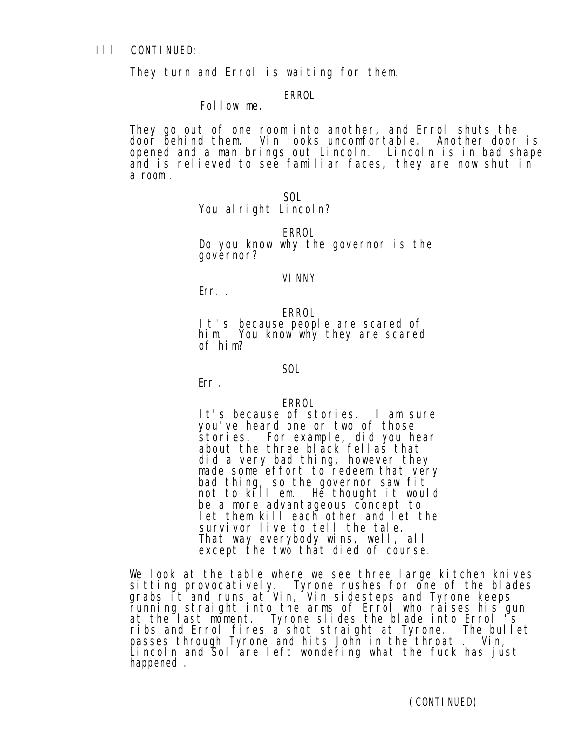111 CONTINUED:

They turn and Errol is waiting for them.

ERROL

Follow me.

They go out of one room into another, and Errol shuts the door behind them. Vin looks uncomfortable. Another door is opened and a man brings out Lincoln. Lincoln is in bad shape and is relieved to see familiar faces, they are now shut in a room.

SOL

You alright Lincoln?

ERROL

Do you know why the governor is the governor?

VINNY

Err..

ERROL

It's because people are scared of him. You know why they are scared of him?

SOL

Err.

ERROL

It's because of stories. I am sure you've heard one or two of those stories. For example, did you hear about the three black fellas that did a very bad thing, however they made some effort to redeem that very bad thing, so the governor saw fit not to kill em. He thought it would be a more advantageous concept to let them kill each other and let the survivor live to tell the tale. That way everybody wins, well, all except the two that died of course.

We look at the table where we see three large kitchen knives sitting provocatively. Tyrone rushes for one of the blades grabs it and runs at Vin, Vin sidesteps and Tyrone keeps running straight into the arms of Errol who raises his gun at the last moment. Tyrone slides the blade into Errol's ribs and Errol fires a shot straight at Tyrone. The bullet passes through Tyrone and hits John in the throat. Vin, Lincoln and Sol are left wondering what the fuck has just happened.

(CONTINUED)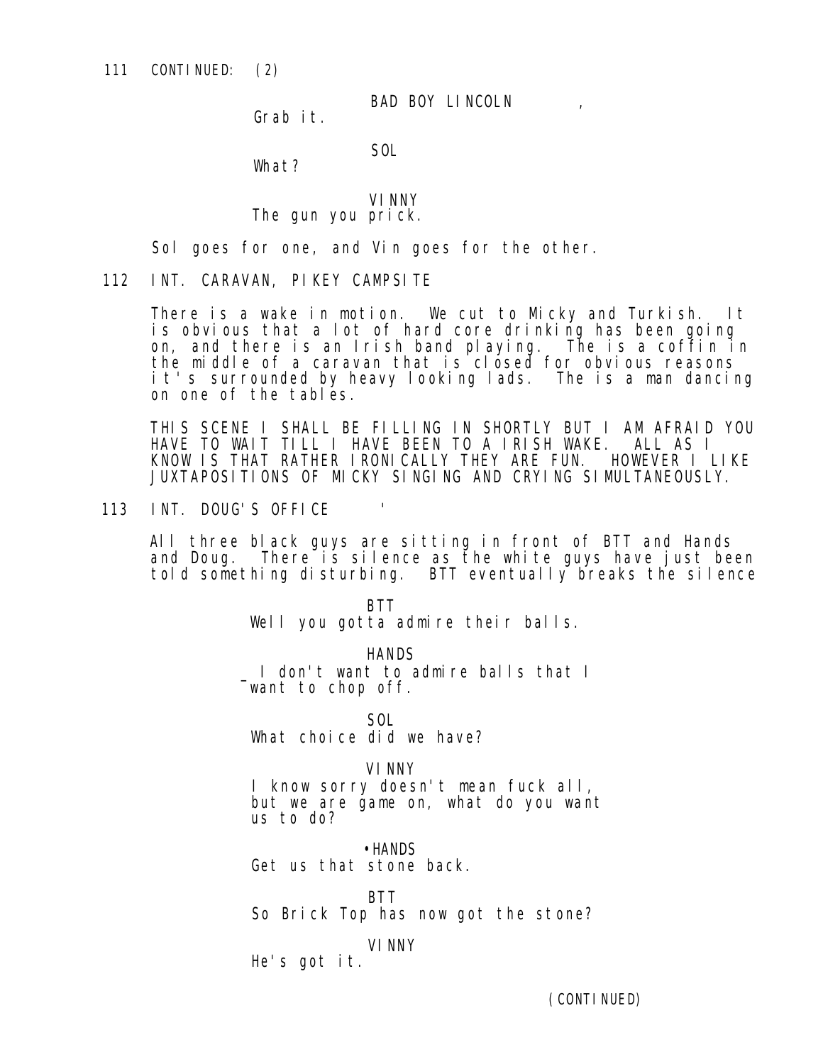111 CONTINUED: (2)

BAD BOY LINCOLN ,
Grab it.

SOL
What?

VINNY
The gun you prick.

Sol goes for one, and Vin goes for the other.

112 INT. CARAVAN, PIKEY CAMPSITE

There is a wake in motion. We cut to Micky and Turkish. It is obvious that a lot of hard core drinking has been going on, and there is an Irish band playing. The is a coffin in the middle of a caravan that is closed for obvious reasons it's surrounded by heavy looking lads. The is a man dancing on one of the tables.

THIS SCENE I SHALL BE FILLING IN SHORTLY BUT I AM AFRAID YOU HAVE TO WAIT TILL I HAVE BEEN TO A IRISH WAKE. ALL AS I KNOW IS THAT RATHER IRONICALLY THEY ARE FUN. HOWEVER I LIKE JUXTAPOSITIONS OF MICKY SINGING AND CRYING SIMULTANEOUSLY.

113 INT. DOUG'S OFFICE '

All three black guys are sitting in front of BTT and Hands and Doug. There is silence as the white guys have just been told something disturbing. BTT eventually breaks the silence

BTT
Well you gotta admire their balls.

HANDS
I don't want to admire balls that I want to chop off.

SOL
What choice did we have?

VINNY
I know sorry doesn't mean fuck all, but we are game on, what do you want us to do?

•HANDS
Get us that stone back.

BTT
So Brick Top has now got the stone?

VINNY
He's got it.

(CONTINUED)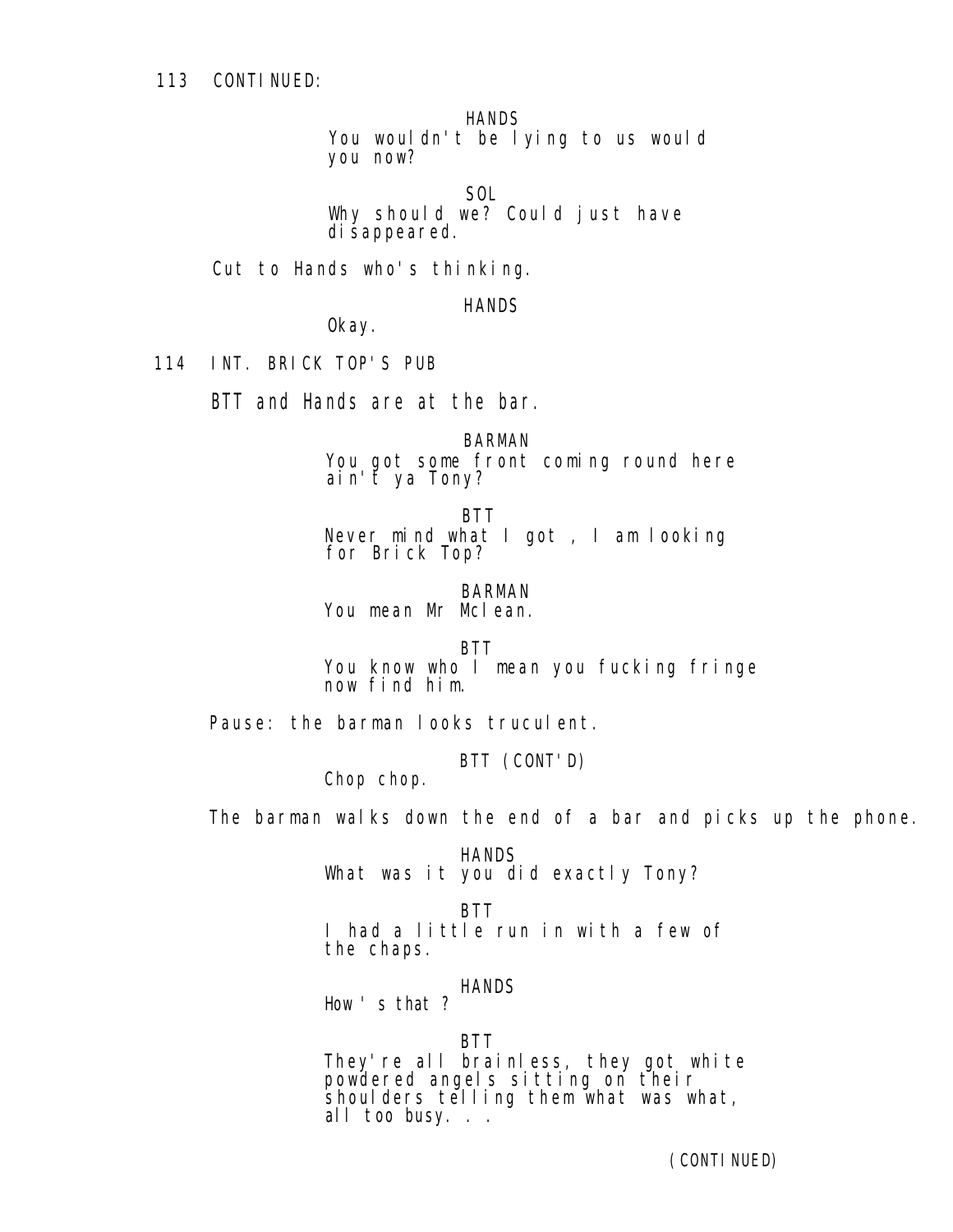113 CONTINUED:

HANDS
You wouldn't be lying to us would you now?

SOL
Why should we? Could just have disappeared.

Cut to Hands who's thinking.

HANDS
Okay.

114 INT. BRICK TOP'S PUB

BTT and Hands are at the bar.

BARMAN
You got some front coming round here ain't ya Tony?

BTT
Never mind what I got , I am looking for Brick Top?

BARMAN
You mean Mr Mclean.

BTT
You know who I mean you fucking fringe now find him.

Pause: the barman looks truculent.

BTT (CONT'D)
Chop chop.

The barman walks down the end of a bar and picks up the phone.

HANDS
What was it you did exactly Tony?

BTT
I had a little run in with a few of the chaps.

HANDS
How ' s that ?

BTT
They're all brainless, they got white powdered angels sitting on their shoulders telling them what was what, all too busy. . .

(CONTINUED)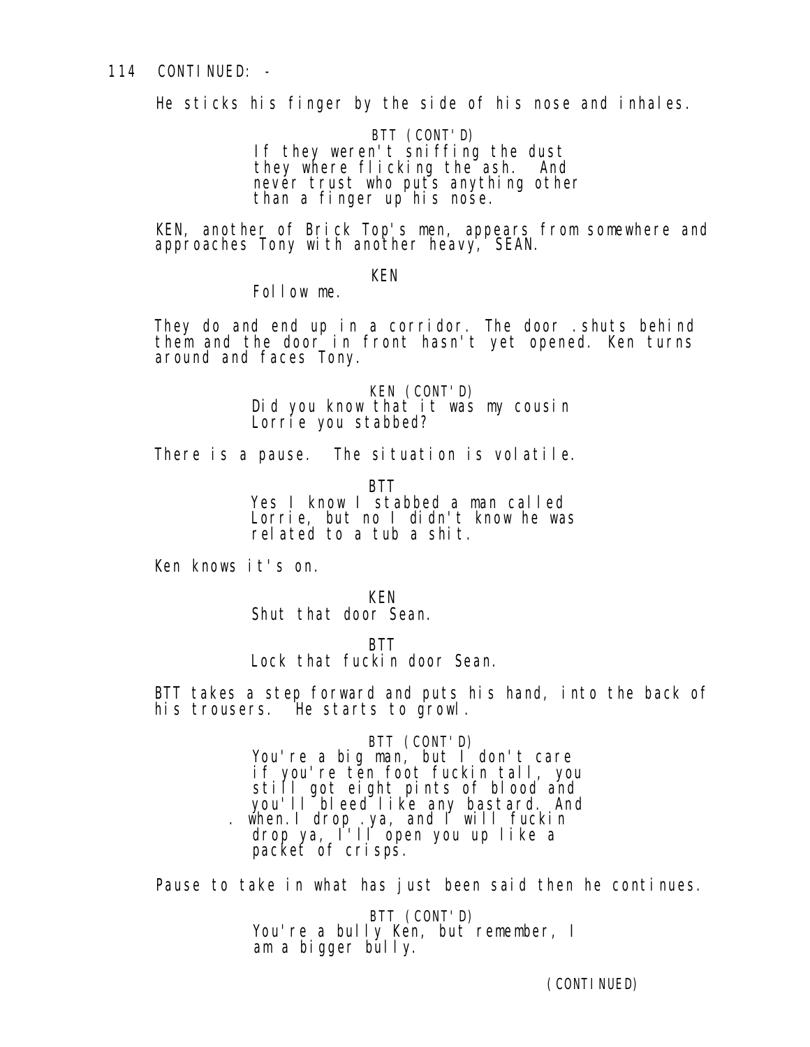114 CONTINUED: -

He sticks his finger by the side of his nose and inhales.

BTT (CONT'D)
If they weren't sniffing the dust they where flicking the ash. And never trust who puts anything other than a finger up his nose.

KEN, another of Brick Top's men, appears from somewhere and approaches Tony with another heavy, SEAN.

KEN
Follow me.

They do and end up in a corridor. The door .shuts behind them and the door in front hasn't yet opened. Ken turns around and faces Tony.

KEN (CONT'D)
Did you know that it was my cousin Lorrie you stabbed?

There is a pause. The situation is volatile.

BTT
Yes I know I stabbed a man called Lorrie, but no I didn't know he was related to a tub a shit.

Ken knows it's on.

KEN
Shut that door Sean.

BTT
Lock that fuckin door Sean.

BTT takes a step forward and puts his hand, into the back of his trousers. He starts to growl.

BTT (CONT'D)
You're a big man, but I don't care if you're ten foot fuckin tall, you still got eight pints of blood and you'll bleed like any bastard. And . when.I drop .ya, and I will fuckin drop ya, I'll open you up like a packet of crisps.

Pause to take in what has just been said then he continues.

BTT (CONT'D)
You're a bully Ken, but remember, I am a bigger bully.

(CONTINUED)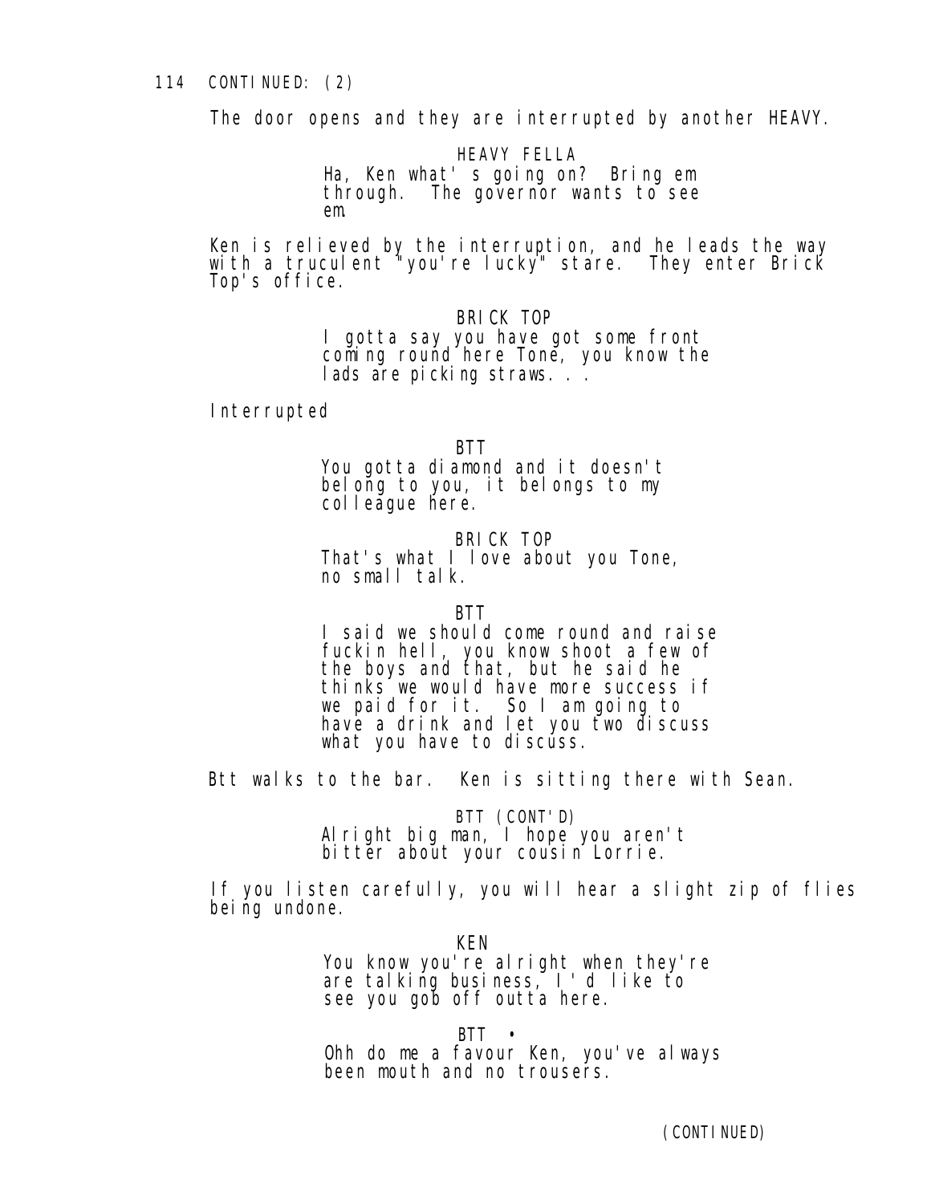114 CONTINUED: (2)

The door opens and they are interrupted by another HEAVY.

HEAVY FELLA
Ha, Ken what' s going on? Bring em through. The governor wants to see em.

Ken is relieved by the interruption, and he leads the way with a truculent "you're lucky" stare. They enter Brick Top's office.

BRICK TOP
I gotta say you have got some front coming round here Tone, you know the lads are picking straws. . .

Interrupted

BTT
You gotta diamond and it doesn't belong to you, it belongs to my colleague here.

BRICK TOP
That's what I love about you Tone, no small talk.

BTT
I said we should come round and raise fuckin hell, you know shoot a few of the boys and that, but he said he thinks we would have more success if we paid for it. So I am going to have a drink and let you two discuss what you have to discuss.

Btt walks to the bar. Ken is sitting there with Sean.

BTT (CONT'D)
Alright big man, I hope you aren't bitter about your cousin Lorrie.

If you listen carefully, you will hear a slight zip of flies being undone.

KEN
You know you're alright when they're are talking business, I ' d like to see you gob off outta here.

BTT •
Ohh do me a favour Ken, you've always been mouth and no trousers.

(CONTINUED)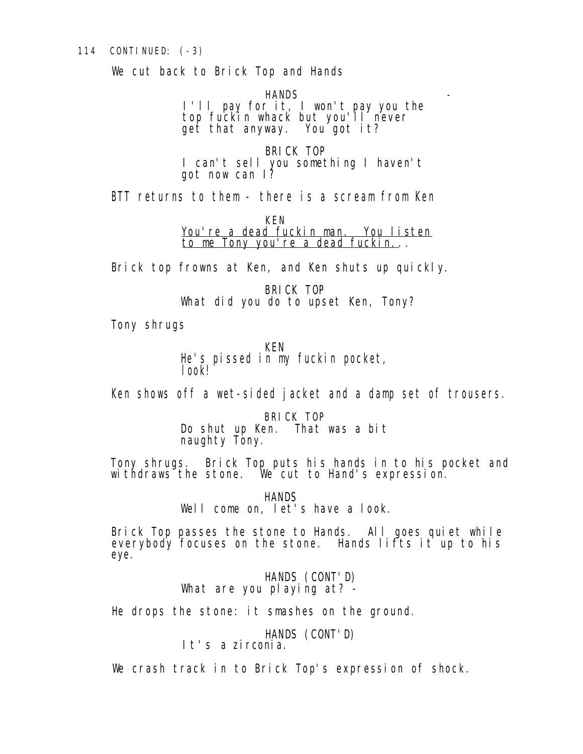114 CONTINUED: (-3)

We cut back to Brick Top and Hands

HANDS

I'll pay for it, I won't pay you the top fuckin whack but you'll never get that anyway. You got it?

BRICK TOP

I can't sell you something I haven't got now can I?

BTT returns to them - there is a scream from Ken

KEN

You're a dead fuckin man. You listen to me Tony you're a dead fuckin...

Brick top frowns at Ken, and Ken shuts up quickly.

BRICK TOP

What did you do to upset Ken, Tony?

Tony shrugs

KEN

He's pissed in my fuckin pocket, look!

Ken shows off a wet-sided jacket and a damp set of trousers.

BRICK TOP

Do shut up Ken. That was a bit naughty Tony.

Tony shrugs. Brick Top puts his hands in to his pocket and withdraws the stone. We cut to Hand's expression.

HANDS

Well come on, let's have a look.

Brick Top passes the stone to Hands. All goes quiet while everybody focuses on the stone. Hands lifts it up to his eye.

HANDS (CONT'D)

What are you playing at? -

He drops the stone: it smashes on the ground.

HANDS (CONT'D)

It's a zirconia.

We crash track in to Brick Top's expression of shock.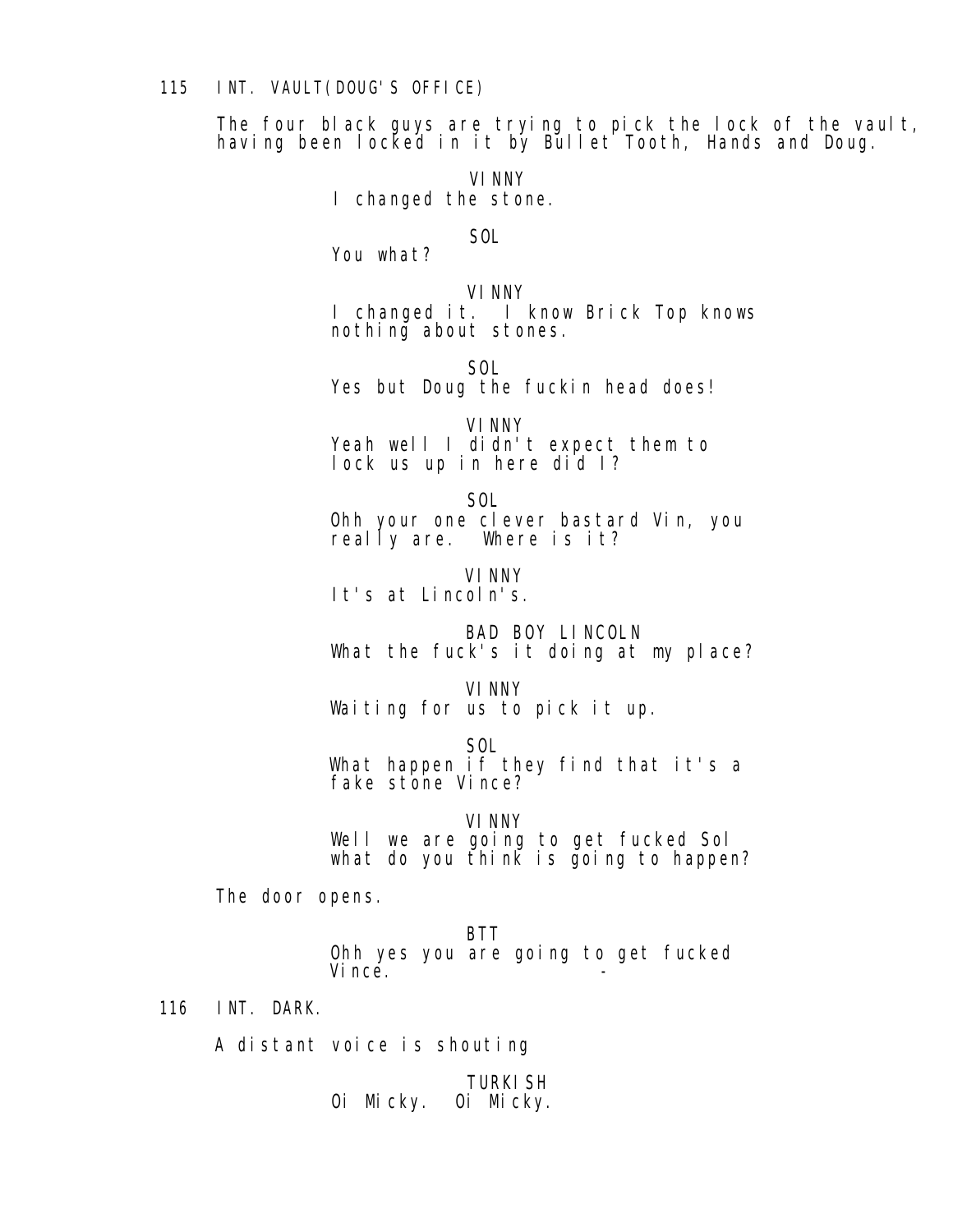115 INT. VAULT(DOUG'S OFFICE)

The four black guys are trying to pick the lock of the vault, having been locked in it by Bullet Tooth, Hands and Doug.

VINNY
I changed the stone.

SOL
You what?

VINNY
I changed it. I know Brick Top knows nothing about stones.

SOL
Yes but Doug the fuckin head does!

VINNY
Yeah well I didn't expect them to lock us up in here did I?

SOL
Ohh your one clever bastard Vin, you really are. Where is it?

VINNY
It's at Lincoln's.

BAD BOY LINCOLN
What the fuck's it doing at my place?

VINNY
Waiting for us to pick it up.

SOL
What happen if they find that it's a fake stone Vince?

VINNY
Well we are going to get fucked Sol what do you think is going to happen?

The door opens.

BTT
Ohh yes you are going to get fucked Vince.

116 INT. DARK.

A distant voice is shouting

TURKISH
Oi Micky. Oi Micky.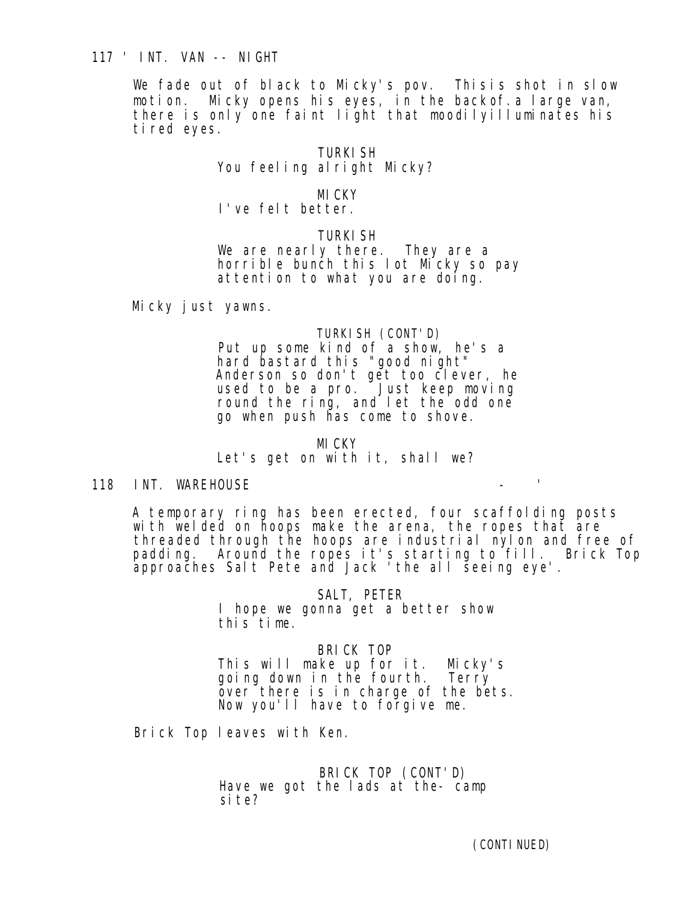117 ' INT. VAN -- NIGHT

We fade out of black to Micky's pov. Thisis shot in slow motion. Micky opens his eyes, in the backof.a large van, there is only one faint light that moodilyilluminates his tired eyes.

TURKISH
You feeling alright Micky?

MICKY
I've felt better.

TURKISH
We are nearly there. They are a horrible bunch this lot Micky so pay attention to what you are doing.

Micky just yawns.

TURKISH (CONT'D)
Put up some kind of a show, he's a hard bastard this "good night" Anderson so don't get too clever, he used to be a pro. Just keep moving round the ring, and let the odd one go when push has come to shove.

MICKY
Let's get on with it, shall we?

118 INT. WAREHOUSE - '

A temporary ring has been erected, four scaffolding posts with welded on hoops make the arena, the ropes that are threaded through the hoops are industrial nylon and free of padding. Around the ropes it's starting to fill. Brick Top approaches Salt Pete and Jack 'the all seeing eye'.

SALT, PETER
I hope we gonna get a better show this time.

BRICK TOP
This will make up for it. Micky's going down in the fourth. Terry over there is in charge of the bets. Now you'll have to forgive me.

Brick Top leaves with Ken.

BRICK TOP (CONT'D)
Have we got the lads at the- camp site?

(CONTINUED)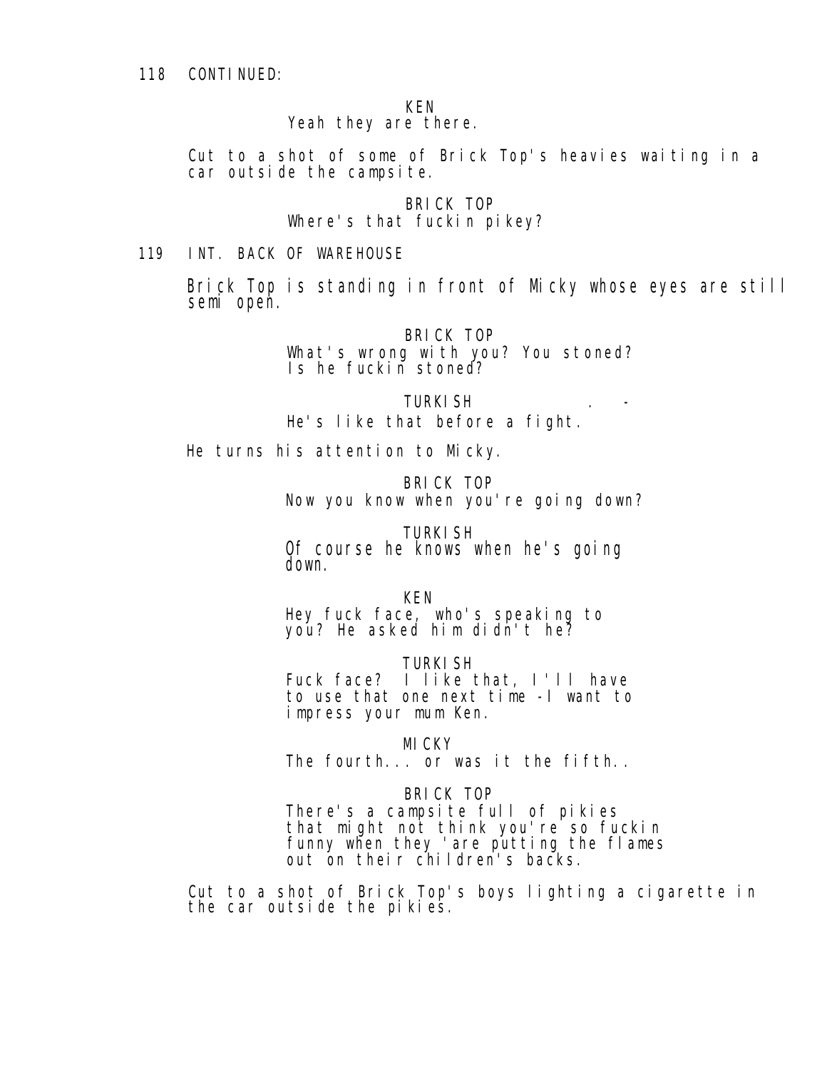118 CONTINUED:

KEN
Yeah they are there.

Cut to a shot of some of Brick Top's heavies waiting in a car outside the campsite.

BRICK TOP
Where's that fuckin pikey?

119 INT. BACK OF WAREHOUSE

Brick Top is standing in front of Micky whose eyes are still semi open.

BRICK TOP
What's wrong with you? You stoned? Is he fuckin stoned?

TURKISH
He's like that before a fight.

He turns his attention to Micky.

BRICK TOP
Now you know when you're going down?

TURKISH
Of course he knows when he's going down.

KEN
Hey fuck face, who's speaking to you? He asked him didn't he?

TURKISH
Fuck face? I like that, I'll have to use that one next time -I want to impress your mum Ken.

MICKY
The fourth... or was it the fifth..

BRICK TOP
There's a campsite full of pikies that might not think you're so fuckin funny when they 'are putting the flames out on their children's backs.

Cut to a shot of Brick Top's boys lighting a cigarette in the car outside the pikies.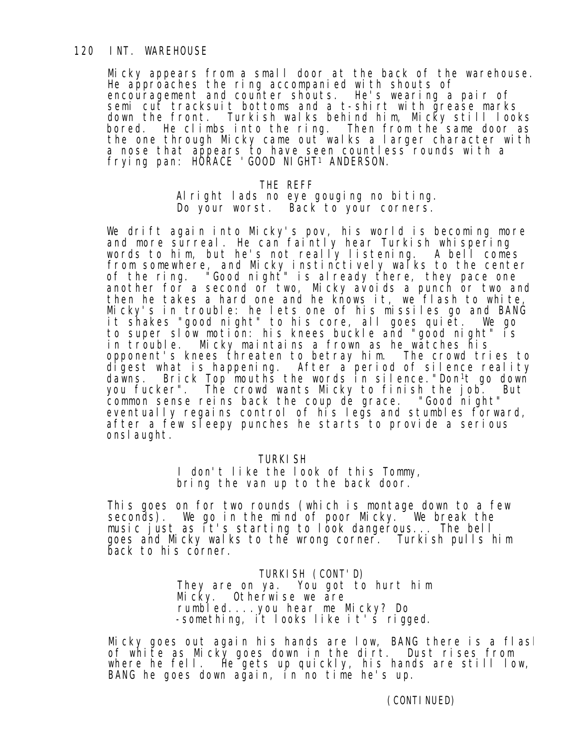120 INT. WAREHOUSE

Micky appears from a small door at the back of the warehouse. He approaches the ring accompanied with shouts of encouragement and counter shouts. He's wearing a pair of semi cut tracksuit bottoms and a t-shirt with grease marks down the front. Turkish walks behind him, Micky still looks bored. He climbs into the ring. Then from the same door as the one through Micky came out walks a larger character with a nose that appears to have seen countless rounds with a frying pan: HORACE 'GOOD NIGHT' ANDERSON.

THE REFF
Alright lads no eye gouging no biting. Do your worst. Back to your corners.

We drift again into Micky's pov, his world is becoming more and more surreal. He can faintly hear Turkish whispering words to him, but he's not really listening. A bell comes from somewhere, and Micky instinctively walks to the center of the ring. "Good night" is already there, they pace one another for a second or two, Micky avoids a punch or two and then he takes a hard one and he knows it, we flash to white, Micky's in trouble: he lets one of his missiles go and BANG it shakes "good night" to his core, all goes quiet. We go to super slow motion: his knees buckle and "good night" is in trouble. Micky maintains a frown as he watches his opponent's knees threaten to betray him. The crowd tries to digest what is happening. After a period of silence reality dawns. Brick Top mouths the words in silence."Don't go down you fucker". The crowd wants Micky to finish the job. But common sense reins back the coup de grace. "Good night" eventually regains control of his legs and stumbles forward, after a few sleepy punches he starts to provide a serious onslaught.

TURKISH
I don't like the look of this Tommy, bring the van up to the back door.

This goes on for two rounds (which is montage down to a few seconds). We go in the mind of poor Micky. We break the music just as it's starting to look dangerous... The bell goes and Micky walks to the wrong corner. Turkish pulls him back to his corner.

TURKISH (CONT'D)
They are on ya. You got to hurt him Micky. Otherwise we are rumbled....you hear me Micky? Do -something, it looks like it's rigged.

Micky goes out again his hands are low, BANG there is a flash of white as Micky goes down in the dirt. Dust rises from where he fell. He gets up quickly, his hands are still low, BANG he goes down again, in no time he's up.

(CONTINUED)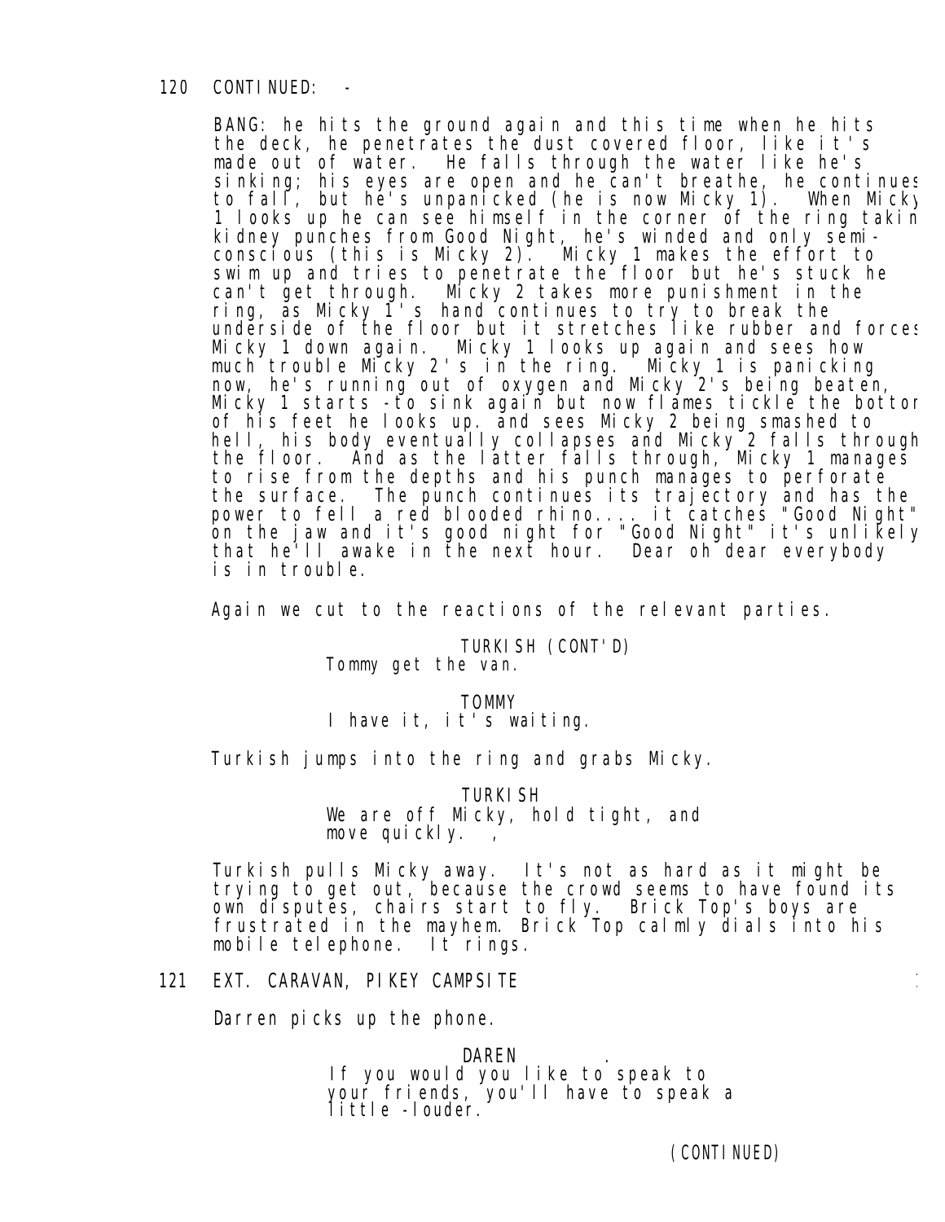120 CONTINUED: -

BANG: he hits the ground again and this time when he hits the deck, he penetrates the dust covered floor, like it's made out of water. He falls through the water like he's sinking; his eyes are open and he can't breathe, he continues to fall, but he's unpanicked (he is now Micky 1). When Micky 1 looks up he can see himself in the corner of the ring taking kidney punches from Good Night, he's winded and only semi-conscious (this is Micky 2). Micky 1 makes the effort to swim up and tries to penetrate the floor but he's stuck he can't get through. Micky 2 takes more punishment in the ring, as Micky 1's hand continues to try to break the underside of the floor but it stretches like rubber and forces Micky 1 down again. Micky 1 looks up again and sees how much trouble Micky 2's in the ring. Micky 1 is panicking now, he's running out of oxygen and Micky 2's being beaten, Micky 1 starts -to sink again but now flames tickle the bottom of his feet he looks up. and sees Micky 2 being smashed to hell, his body eventually collapses and Micky 2 falls through the floor. And as the latter falls through, Micky 1 manages to rise from the depths and his punch manages to perforate the surface. The punch continues its trajectory and has the power to fell a red blooded rhino.... it catches "Good Night" on the jaw and it's good night for "Good Night" it's unlikely that he'll awake in the next hour. Dear oh dear everybody is in trouble.

Again we cut to the reactions of the relevant parties.

TURKISH (CONT'D)
Tommy get the van.

TOMMY
I have it, it's waiting.

Turkish jumps into the ring and grabs Micky.

TURKISH
We are off Micky, hold tight, and move quickly. ,

Turkish pulls Micky away. It's not as hard as it might be trying to get out, because the crowd seems to have found its own disputes, chairs start to fly. Brick Top's boys are frustrated in the mayhem. Brick Top calmly dials into his mobile telephone. It rings.

121 EXT. CARAVAN, PIKEY CAMPSITE

Darren picks up the phone.

DAREN .
If you would you like to speak to your friends, you'll have to speak a little -louder.

(CONTINUED)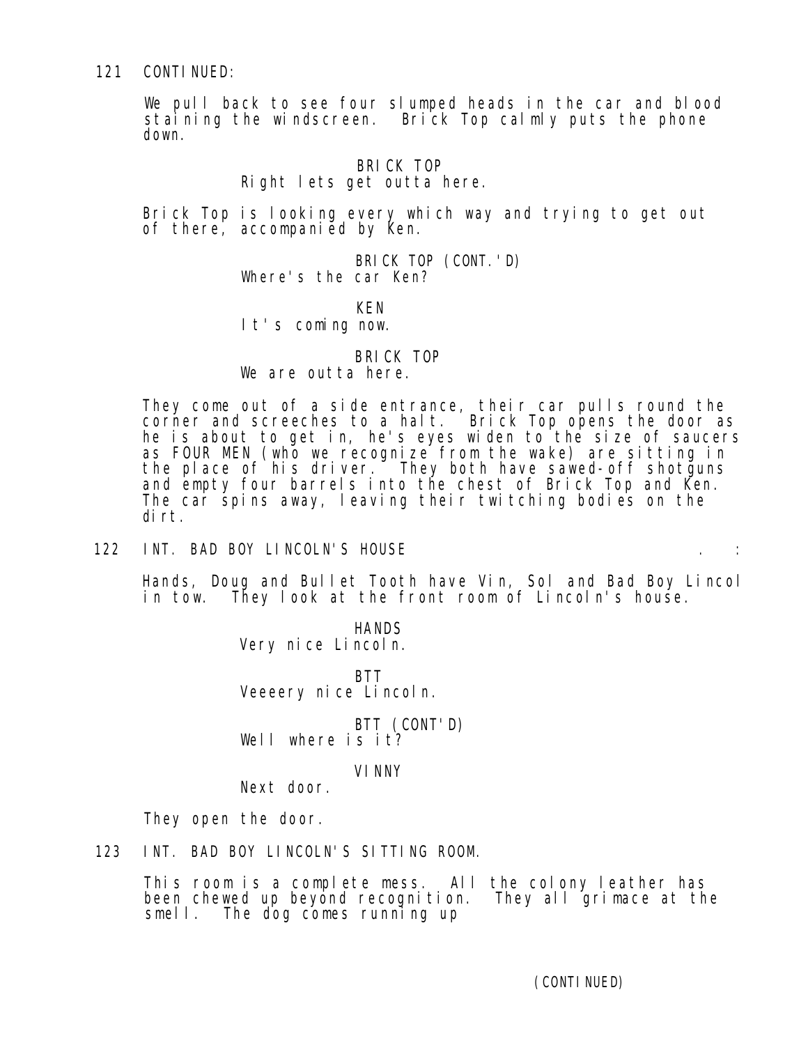121 CONTINUED:

We pull back to see four slumped heads in the car and blood staining the windscreen. Brick Top calmly puts the phone down.

BRICK TOP
Right lets get outta here.

Brick Top is looking every which way and trying to get out of there, accompanied by Ken.

BRICK TOP (CONT.'D)
Where's the car Ken?

KEN
It's coming now.

BRICK TOP
We are outta here.

They come out of a side entrance, their car pulls round the corner and screeches to a halt. Brick Top opens the door as he is about to get in, he's eyes widen to the size of saucers as FOUR MEN (who we recognize from the wake) are sitting in the place of his driver. They both have sawed-off shotguns and empty four barrels into the chest of Brick Top and Ken. The car spins away, leaving their twitching bodies on the dirt.

122 INT. BAD BOY LINCOLN'S HOUSE . :

Hands, Doug and Bullet Tooth have Vin, Sol and Bad Boy Lincol in tow. They look at the front room of Lincoln's house.

HANDS
Very nice Lincoln.

BTT
Veeeery nice Lincoln.

BTT (CONT'D)
Well where is it?

VINNY
Next door.

They open the door.

123 INT. BAD BOY LINCOLN'S SITTING ROOM.

This room is a complete mess. All the colony leather has been chewed up beyond recognition. They all grimace at the smell. The dog comes running up

(CONTINUED)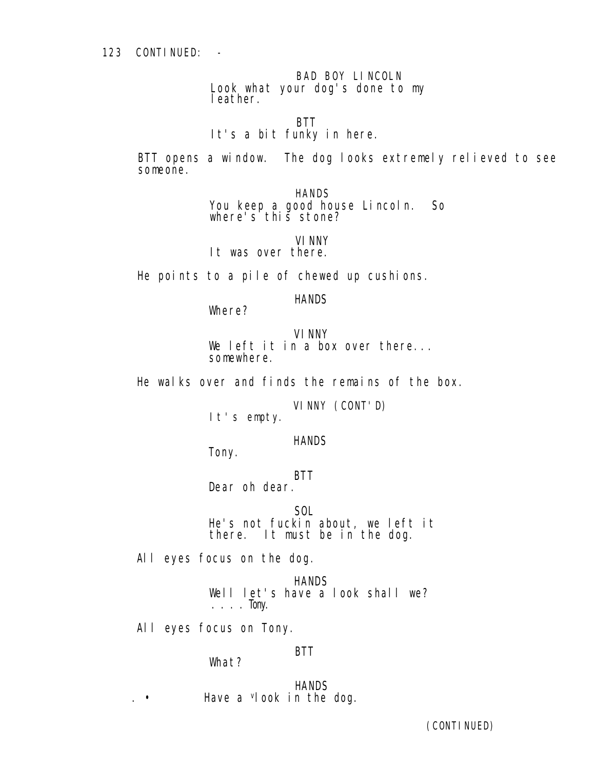123 CONTINUED: -

BAD BOY LINCOLN
Look what your dog's done to my leather.

BTT
It's a bit funky in here.

BTT opens a window. The dog looks extremely relieved to see someone.

HANDS
You keep a good house Lincoln. So where's this stone?

VINNY
It was over there.

He points to a pile of chewed up cushions.

HANDS
Where?

VINNY
We left it in a box over there... somewhere.

He walks over and finds the remains of the box.

VINNY (CONT'D)
It's empty.

HANDS
Tony.

BTT
Dear oh dear.

SOL
He's not fuckin about, we left it there. It must be in the dog.

All eyes focus on the dog.

HANDS
Well let's have a look shall we? .... Tony.

All eyes focus on Tony.

BTT
What?

HANDS
Have a look in the dog.

(CONTINUED)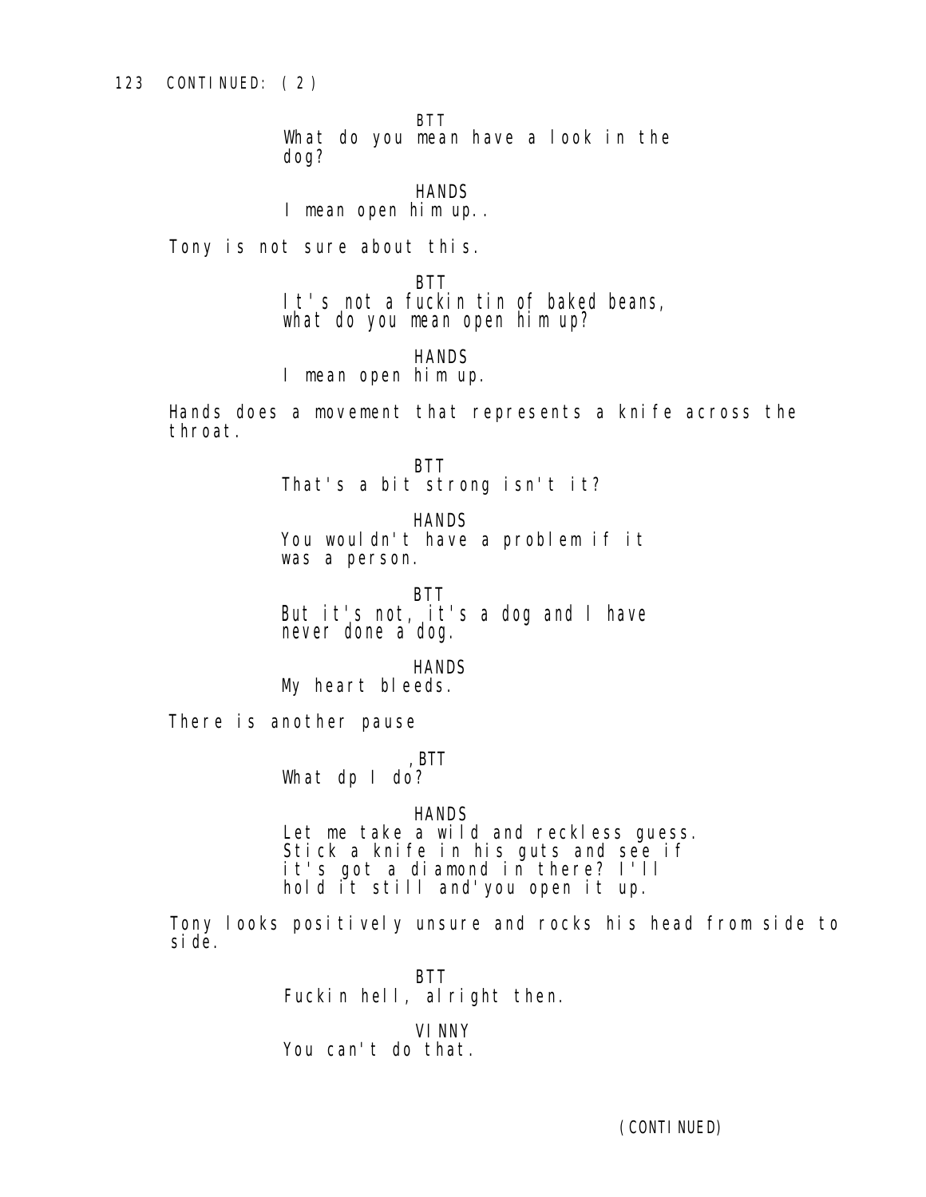123 CONTINUED: (2)

BTT
What do you mean have a look in the dog?

HANDS
I mean open him up..

Tony is not sure about this.

BTT
It's not a fuckin tin of baked beans, what do you mean open him up?

HANDS
I mean open him up.

Hands does a movement that represents a knife across the throat.

BTT
That's a bit strong isn't it?

HANDS
You wouldn't have a problem if it was a person.

BTT
But it's not, it's a dog and I have never done a dog.

HANDS
My heart bleeds.

There is another pause

,BTT
What dp I do?

HANDS
Let me take a wild and reckless guess. Stick a knife in his guts and see if it's got a diamond in there? I'll hold it still and'you open it up.

Tony looks positively unsure and rocks his head from side to side.

BTT
Fuckin hell, alright then.

VINNY
You can't do that.

(CONTINUED)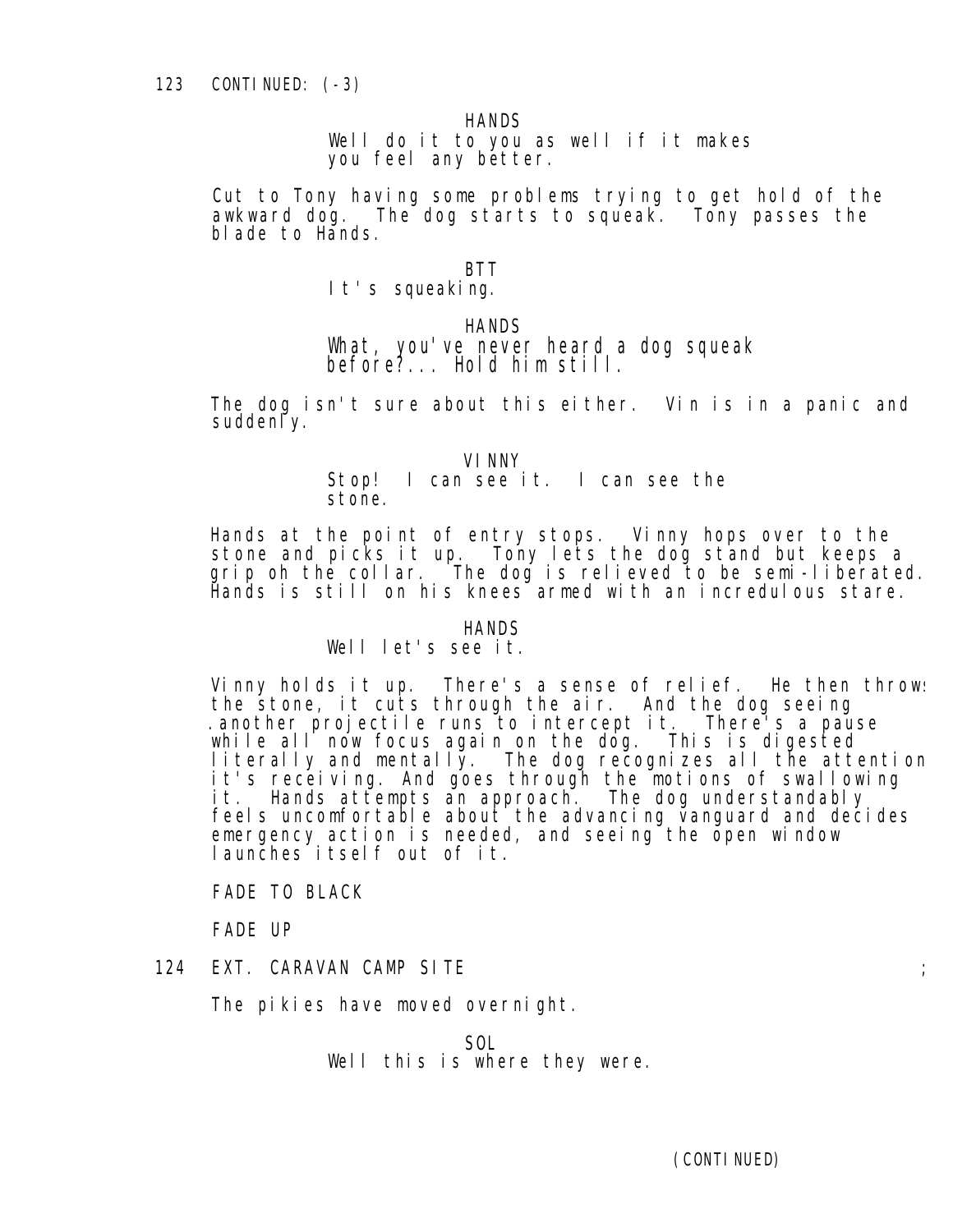123 CONTINUED: (-3)

HANDS

Well do it to you as well if it makes you feel any better.

Cut to Tony having some problems trying to get hold of the awkward dog. The dog starts to squeak. Tony passes the blade to Hands.

BTT

It's squeaking.

HANDS

What, you've never heard a dog squeak before?... Hold him still.

The dog isn't sure about this either. Vin is in a panic and suddenly.

VINNY

Stop! I can see it. I can see the stone.

Hands at the point of entry stops. Vinny hops over to the stone and picks it up. Tony lets the dog stand but keeps a grip oh the collar. The dog is relieved to be semi-liberated. Hands is still on his knees armed with an incredulous stare.

HANDS

Well let's see it.

Vinny holds it up. There's a sense of relief. He then throws the stone, it cuts through the air. And the dog seeing .another projectile runs to intercept it. There's a pause while all now focus again on the dog. This is digested literally and mentally. The dog recognizes all the attention it's receiving. And goes through the motions of swallowing it. Hands attempts an approach. The dog understandably feels uncomfortable about the advancing vanguard and decides emergency action is needed, and seeing the open window launches itself out of it.

FADE TO BLACK

FADE UP

124 EXT. CARAVAN CAMP SITE ;

The pikies have moved overnight.

SOL

Well this is where they were.

(CONTINUED)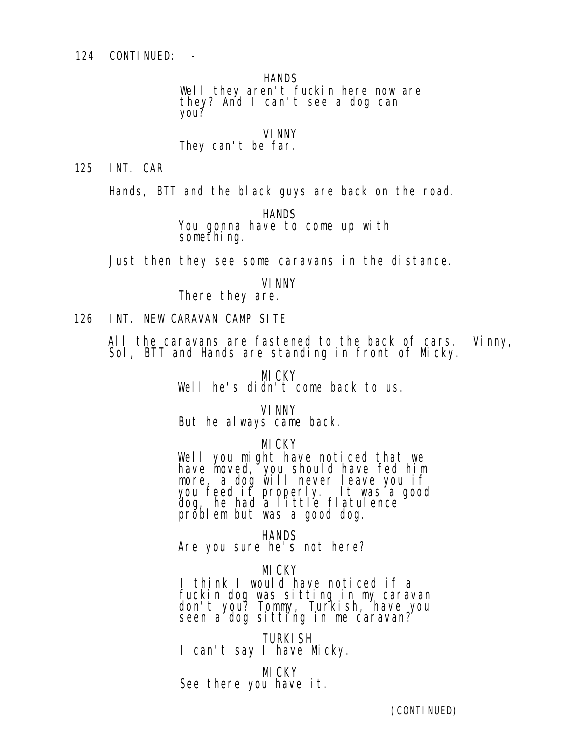124 CONTINUED: -

HANDS
Well they aren't fuckin here now are they? And I can't see a dog can you?

VINNY
They can't be far.

125 INT. CAR

Hands, BTT and the black guys are back on the road.

HANDS
You gonna have to come up with something.

Just then they see some caravans in the distance.

VINNY
There they are.

126 INT. NEW CARAVAN CAMP SITE

All the caravans are fastened to the back of cars. Vinny, Sol, BTT and Hands are standing in front of Micky.

MICKY
Well he's didn't come back to us.

VINNY
But he always came back.

MICKY
Well you might have noticed that we have moved, you should have fed him more, a dog will never leave you if you feed it properly. It was a good dog, he had a little flatulence problem but was a good dog.

HANDS
Are you sure he's not here?

MICKY
I think I would have noticed if a fuckin dog was sitting in my caravan don't you? Tommy, Turkish, have you seen a dog sitting in me caravan?

TURKISH
I can't say I have Micky.

MICKY
See there you have it.

(CONTINUED)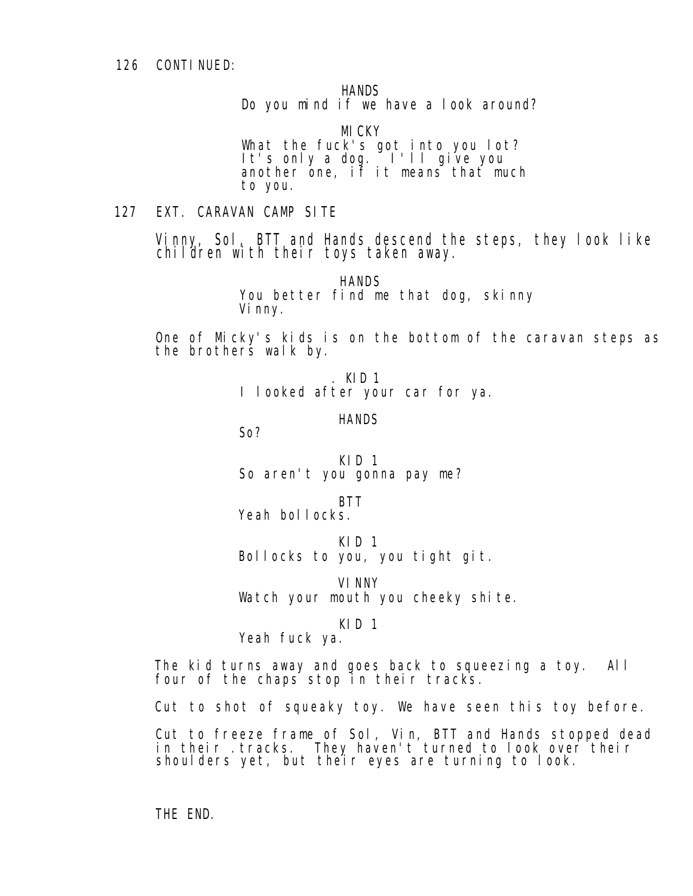126 CONTINUED:

HANDS
Do you mind if we have a look around?

MICKY
What the fuck's got into you lot? It's only a dog. I'll give you another one, if it means that much to you.

127 EXT. CARAVAN CAMP SITE

Vinny, Sol, BTT and Hands descend the steps, they look like children with their toys taken away.

HANDS
You better find me that dog, skinny Vinny.

One of Micky's kids is on the bottom of the caravan steps as the brothers walk by.

. KID 1
I looked after your car for ya.

HANDS
So?

KID 1
So aren't you gonna pay me?

BTT
Yeah bollocks.

KID 1
Bollocks to you, you tight git.

VINNY
Watch your mouth you cheeky shite.

KID 1
Yeah fuck ya.

The kid turns away and goes back to squeezing a toy. All four of the chaps stop in their tracks.

Cut to shot of squeaky toy. We have seen this toy before.

Cut to freeze frame of Sol, Vin, BTT and Hands stopped dead in their .tracks. They haven't turned to look over their shoulders yet, but their eyes are turning to look.

THE END.